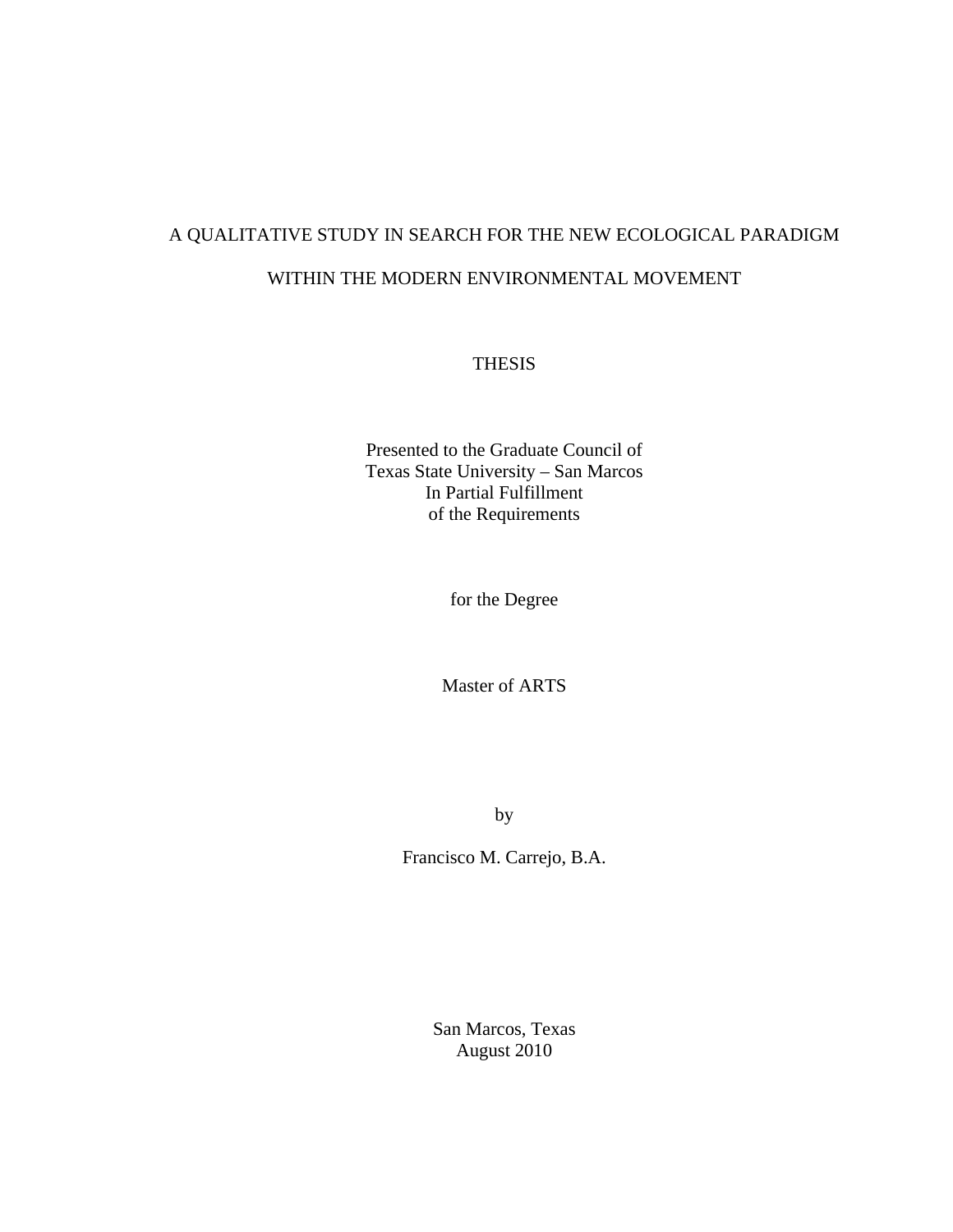# A QUALITATIVE STUDY IN SEARCH FOR THE NEW ECOLOGICAL PARADIGM WITHIN THE MODERN ENVIRONMENTAL MOVEMENT

THESIS

Presented to the Graduate Council of
Texas State University – San Marcos
In Partial Fulfillment
of the Requirements

for the Degree

Master of ARTS

by

Francisco M. Carrejo, B.A.

San Marcos, Texas
August 2010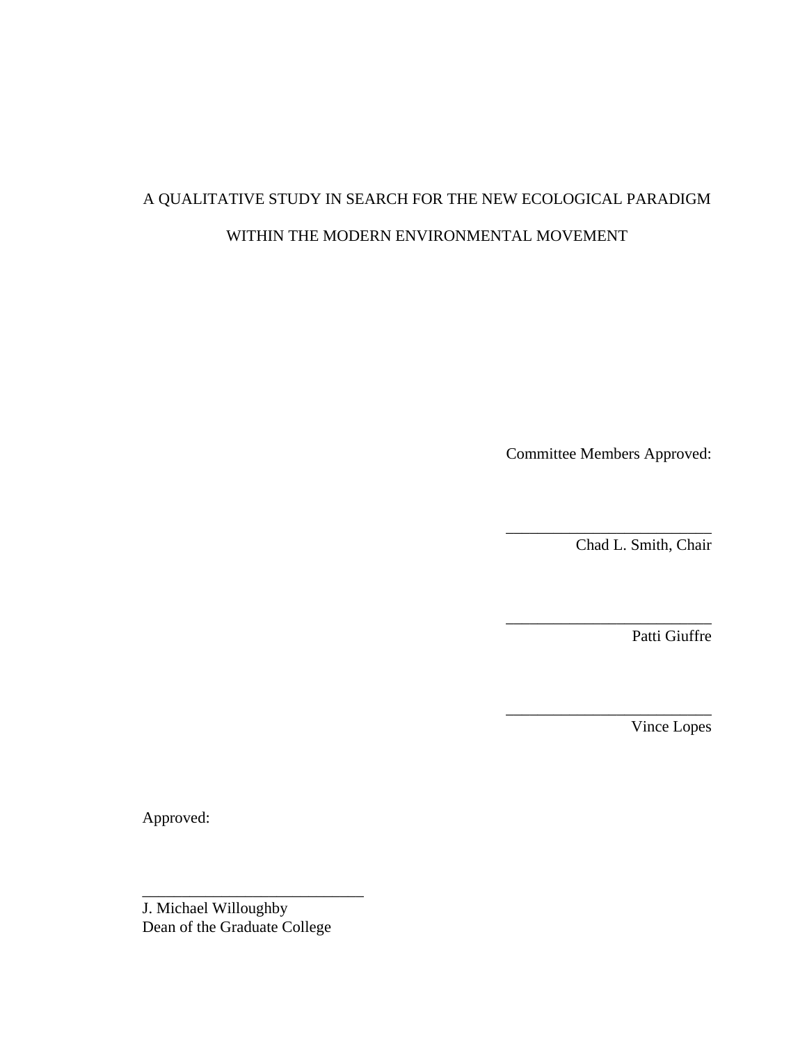A QUALITATIVE STUDY IN SEARCH FOR THE NEW ECOLOGICAL PARADIGM

WITHIN THE MODERN ENVIRONMENTAL MOVEMENT

Committee Members Approved:

\_\_\_\_\_\_\_\_\_\_\_\_\_\_\_\_\_\_\_\_\_\_\_\_\_\_
Chad L. Smith, Chair

\_\_\_\_\_\_\_\_\_\_\_\_\_\_\_\_\_\_\_\_\_\_\_\_\_\_
Patti Giuffre

\_\_\_\_\_\_\_\_\_\_\_\_\_\_\_\_\_\_\_\_\_\_\_\_\_\_
Vince Lopes

Approved:

\_\_\_\_\_\_\_\_\_\_\_\_\_\_\_\_\_\_\_\_\_\_\_\_\_\_\_\_
J. Michael Willoughby
Dean of the Graduate College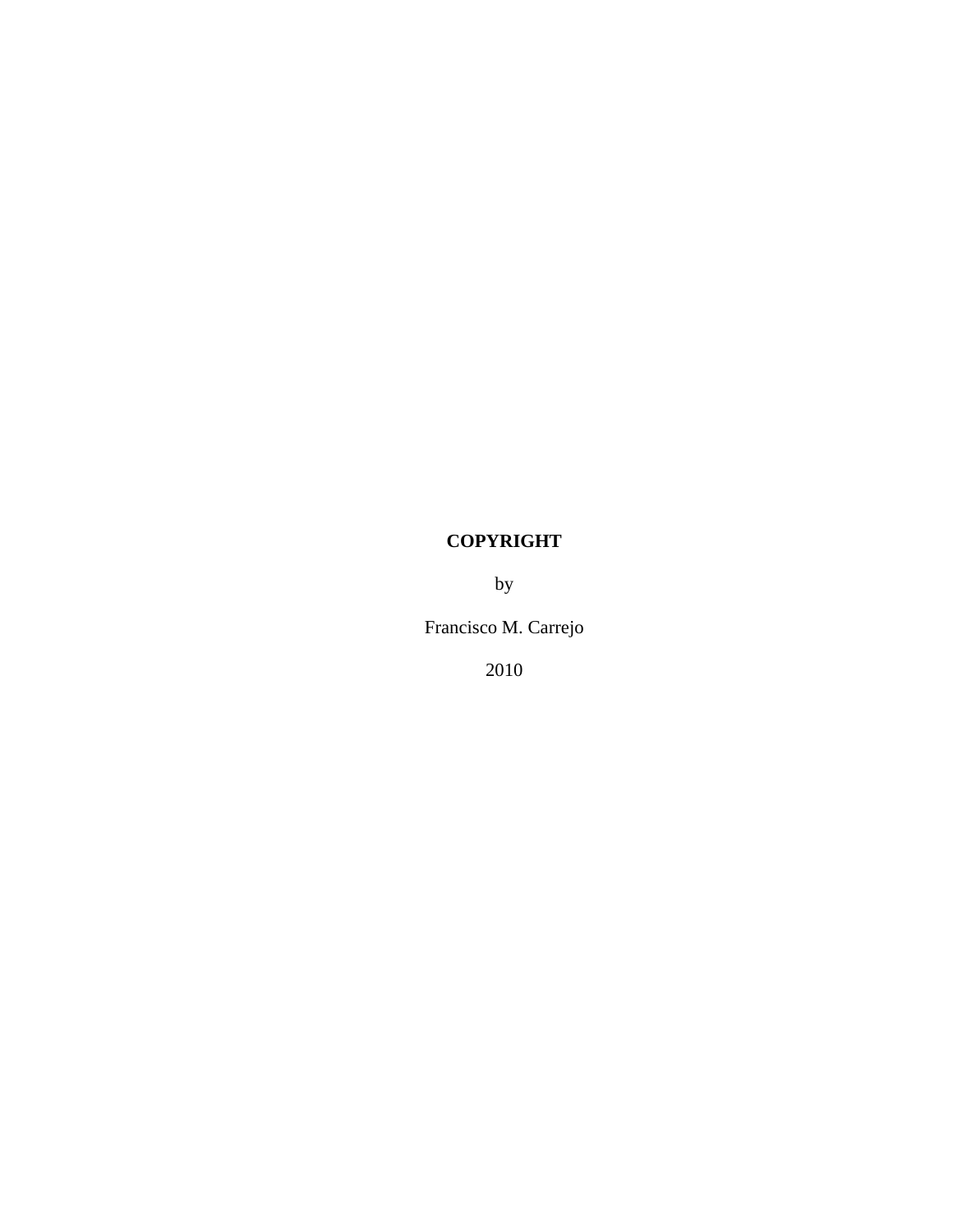**COPYRIGHT**

by

Francisco M. Carrejo

2010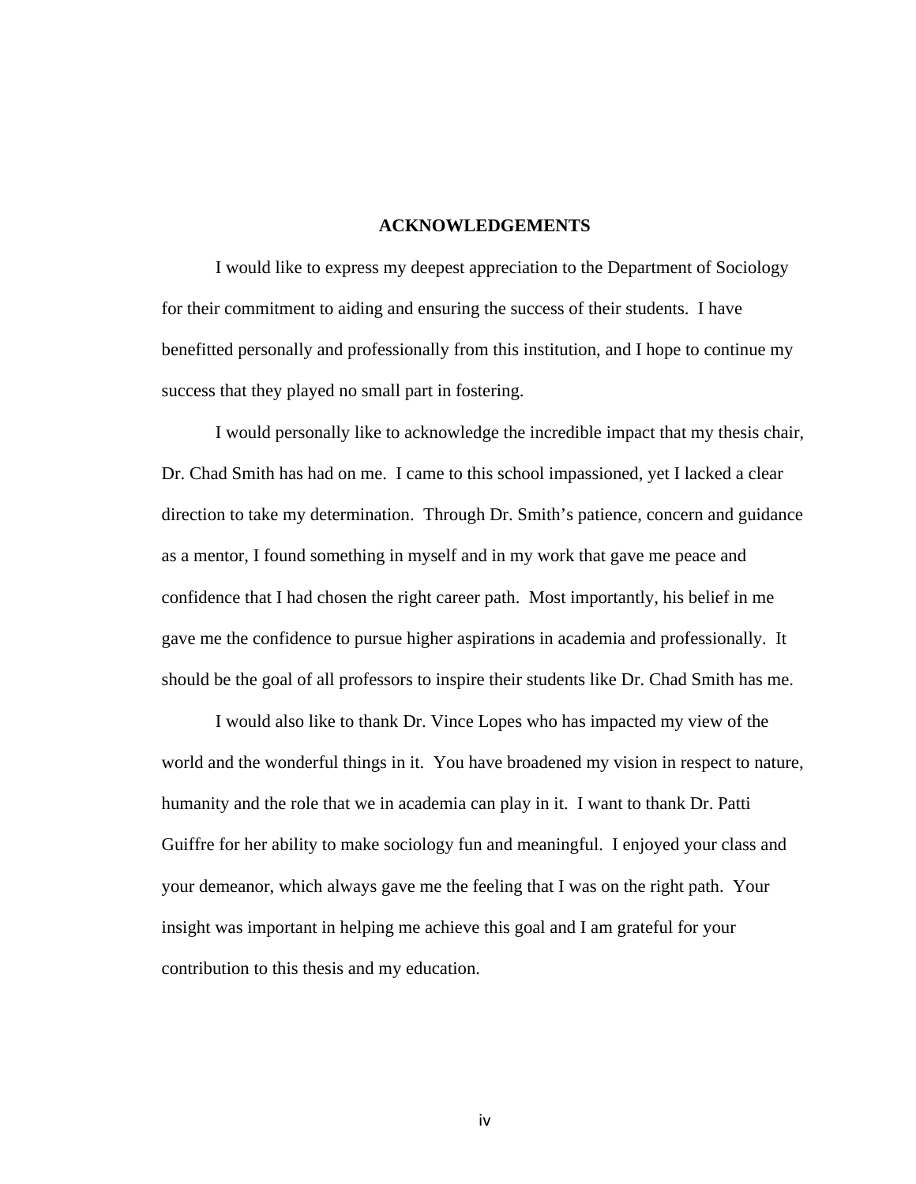# ACKNOWLEDGEMENTS

I would like to express my deepest appreciation to the Department of Sociology for their commitment to aiding and ensuring the success of their students. I have benefitted personally and professionally from this institution, and I hope to continue my success that they played no small part in fostering.

I would personally like to acknowledge the incredible impact that my thesis chair, Dr. Chad Smith has had on me. I came to this school impassioned, yet I lacked a clear direction to take my determination. Through Dr. Smith's patience, concern and guidance as a mentor, I found something in myself and in my work that gave me peace and confidence that I had chosen the right career path. Most importantly, his belief in me gave me the confidence to pursue higher aspirations in academia and professionally. It should be the goal of all professors to inspire their students like Dr. Chad Smith has me.

I would also like to thank Dr. Vince Lopes who has impacted my view of the world and the wonderful things in it. You have broadened my vision in respect to nature, humanity and the role that we in academia can play in it. I want to thank Dr. Patti Guiffre for her ability to make sociology fun and meaningful. I enjoyed your class and your demeanor, which always gave me the feeling that I was on the right path. Your insight was important in helping me achieve this goal and I am grateful for your contribution to this thesis and my education.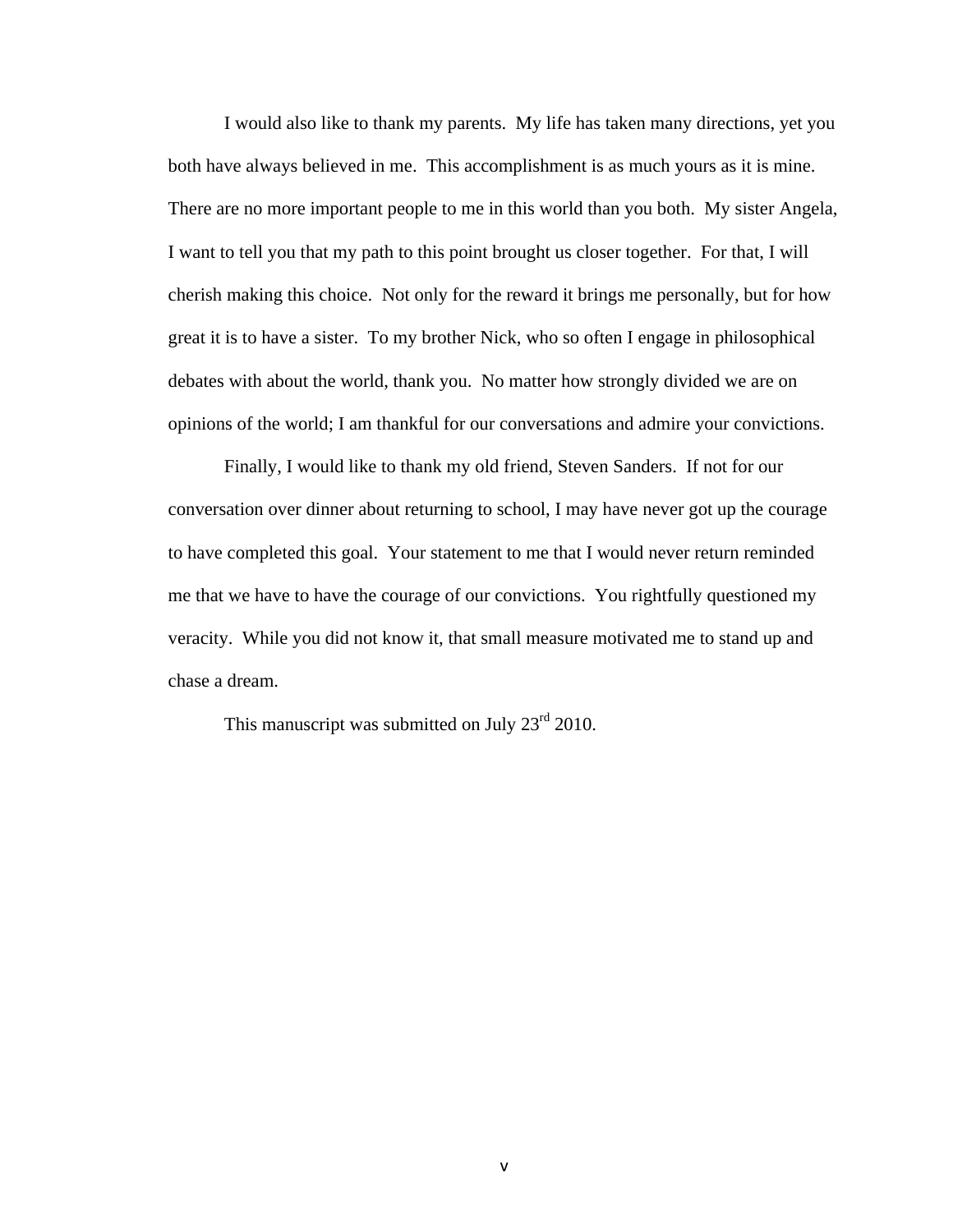I would also like to thank my parents. My life has taken many directions, yet you both have always believed in me. This accomplishment is as much yours as it is mine. There are no more important people to me in this world than you both. My sister Angela, I want to tell you that my path to this point brought us closer together. For that, I will cherish making this choice. Not only for the reward it brings me personally, but for how great it is to have a sister. To my brother Nick, who so often I engage in philosophical debates with about the world, thank you. No matter how strongly divided we are on opinions of the world; I am thankful for our conversations and admire your convictions.

Finally, I would like to thank my old friend, Steven Sanders. If not for our conversation over dinner about returning to school, I may have never got up the courage to have completed this goal. Your statement to me that I would never return reminded me that we have to have the courage of our convictions. You rightfully questioned my veracity. While you did not know it, that small measure motivated me to stand up and chase a dream.

This manuscript was submitted on July 23rd 2010.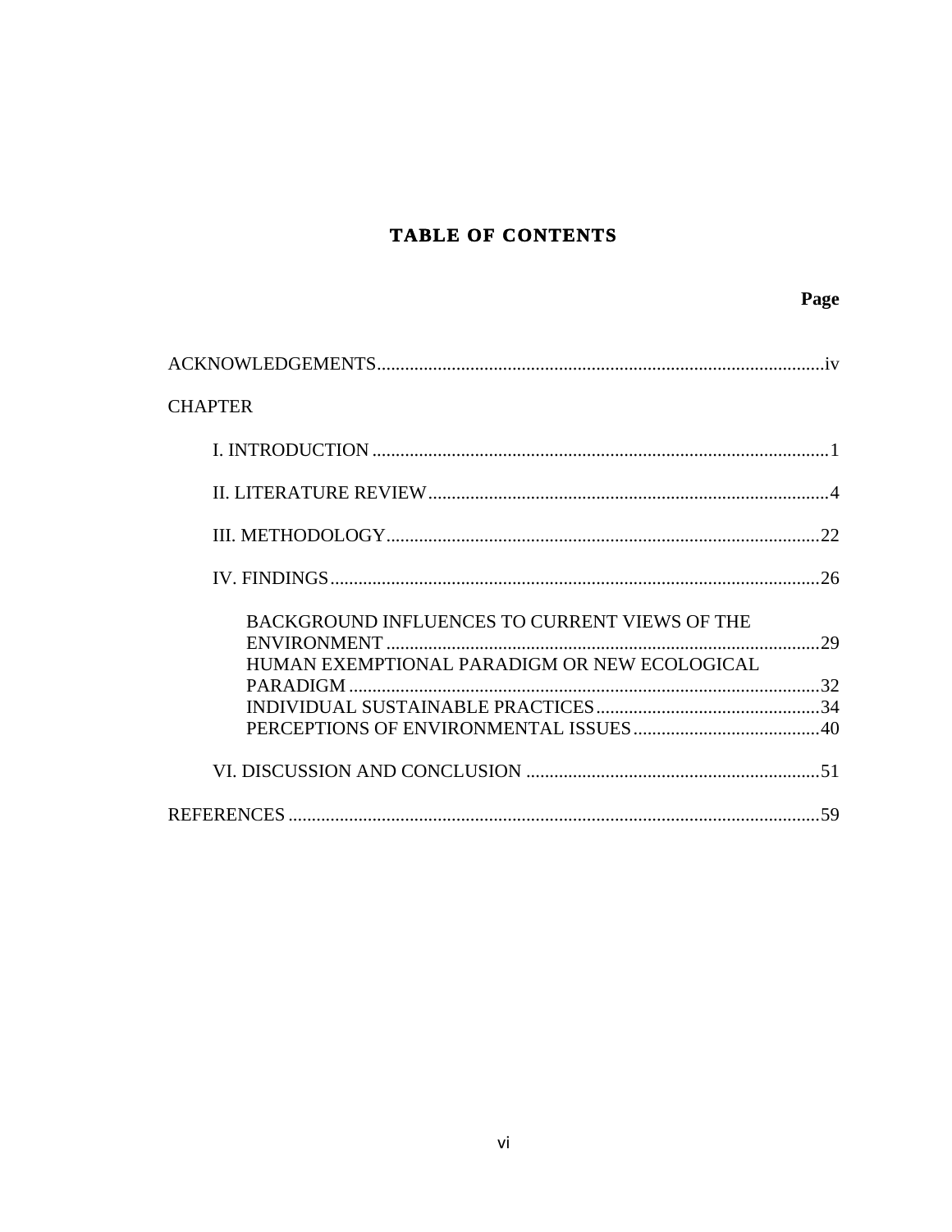# TABLE OF CONTENTS

**Page**

ACKNOWLEDGEMENTS................................................................................................iv

CHAPTER

I. INTRODUCTION ..................................................................................................1

II. LITERATURE REVIEW........................................................................................4

III. METHODOLOGY.................................................................................................22

IV. FINDINGS..............................................................................................................26

BACKGROUND INFLUENCES TO CURRENT VIEWS OF THE ENVIRONMENT ..............................................................................................29

HUMAN EXEMPTIONAL PARADIGM OR NEW ECOLOGICAL PARADIGM ......................................................................................................32

INDIVIDUAL SUSTAINABLE PRACTICES..................................................34

PERCEPTIONS OF ENVIRONMENTAL ISSUES.........................................40

VI. DISCUSSION AND CONCLUSION ...............................................................51

REFERENCES ..................................................................................................................59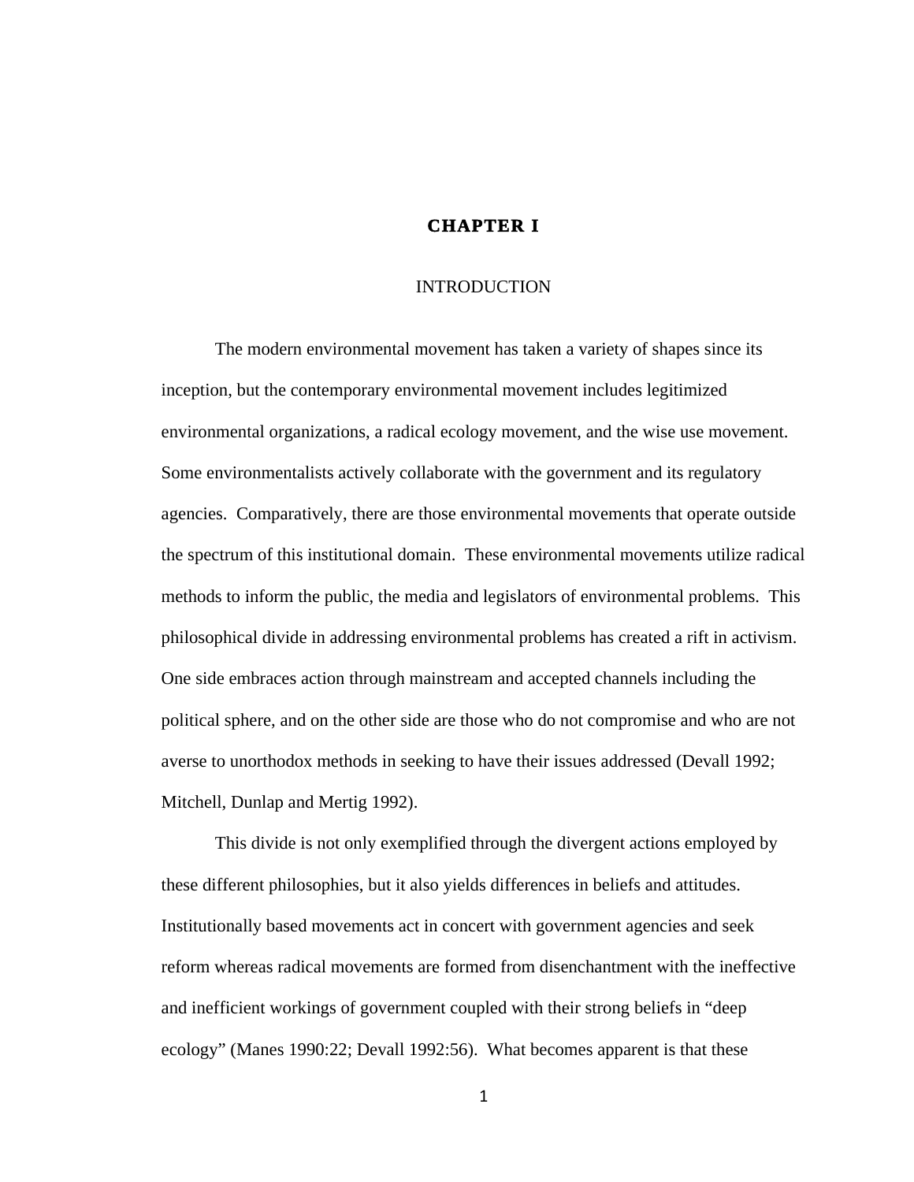# CHAPTER I

## INTRODUCTION

The modern environmental movement has taken a variety of shapes since its inception, but the contemporary environmental movement includes legitimized environmental organizations, a radical ecology movement, and the wise use movement. Some environmentalists actively collaborate with the government and its regulatory agencies. Comparatively, there are those environmental movements that operate outside the spectrum of this institutional domain. These environmental movements utilize radical methods to inform the public, the media and legislators of environmental problems. This philosophical divide in addressing environmental problems has created a rift in activism. One side embraces action through mainstream and accepted channels including the political sphere, and on the other side are those who do not compromise and who are not averse to unorthodox methods in seeking to have their issues addressed (Devall 1992; Mitchell, Dunlap and Mertig 1992).

This divide is not only exemplified through the divergent actions employed by these different philosophies, but it also yields differences in beliefs and attitudes. Institutionally based movements act in concert with government agencies and seek reform whereas radical movements are formed from disenchantment with the ineffective and inefficient workings of government coupled with their strong beliefs in "deep ecology" (Manes 1990:22; Devall 1992:56). What becomes apparent is that these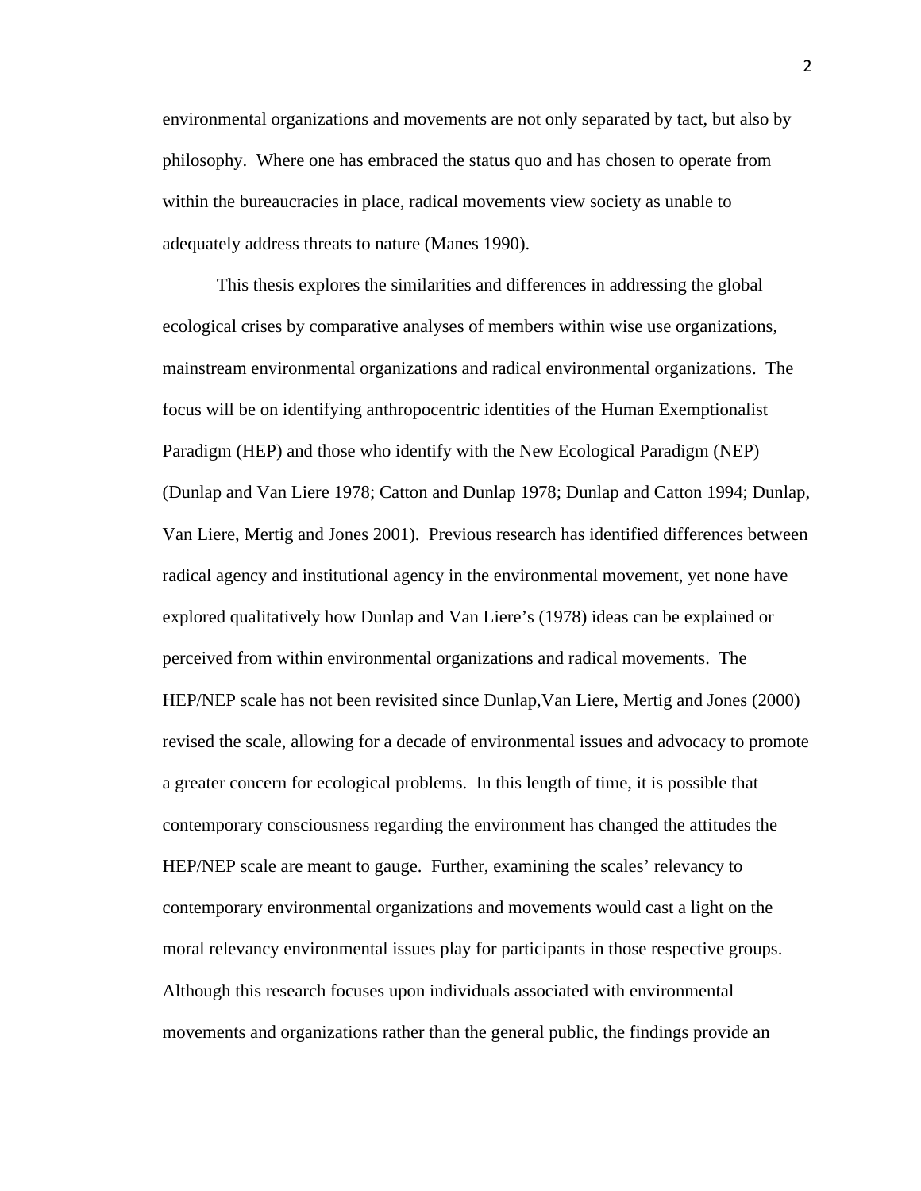environmental organizations and movements are not only separated by tact, but also by philosophy. Where one has embraced the status quo and has chosen to operate from within the bureaucracies in place, radical movements view society as unable to adequately address threats to nature (Manes 1990).

This thesis explores the similarities and differences in addressing the global ecological crises by comparative analyses of members within wise use organizations, mainstream environmental organizations and radical environmental organizations. The focus will be on identifying anthropocentric identities of the Human Exemptionalist Paradigm (HEP) and those who identify with the New Ecological Paradigm (NEP) (Dunlap and Van Liere 1978; Catton and Dunlap 1978; Dunlap and Catton 1994; Dunlap, Van Liere, Mertig and Jones 2001). Previous research has identified differences between radical agency and institutional agency in the environmental movement, yet none have explored qualitatively how Dunlap and Van Liere's (1978) ideas can be explained or perceived from within environmental organizations and radical movements. The HEP/NEP scale has not been revisited since Dunlap,Van Liere, Mertig and Jones (2000) revised the scale, allowing for a decade of environmental issues and advocacy to promote a greater concern for ecological problems. In this length of time, it is possible that contemporary consciousness regarding the environment has changed the attitudes the HEP/NEP scale are meant to gauge. Further, examining the scales' relevancy to contemporary environmental organizations and movements would cast a light on the moral relevancy environmental issues play for participants in those respective groups. Although this research focuses upon individuals associated with environmental movements and organizations rather than the general public, the findings provide an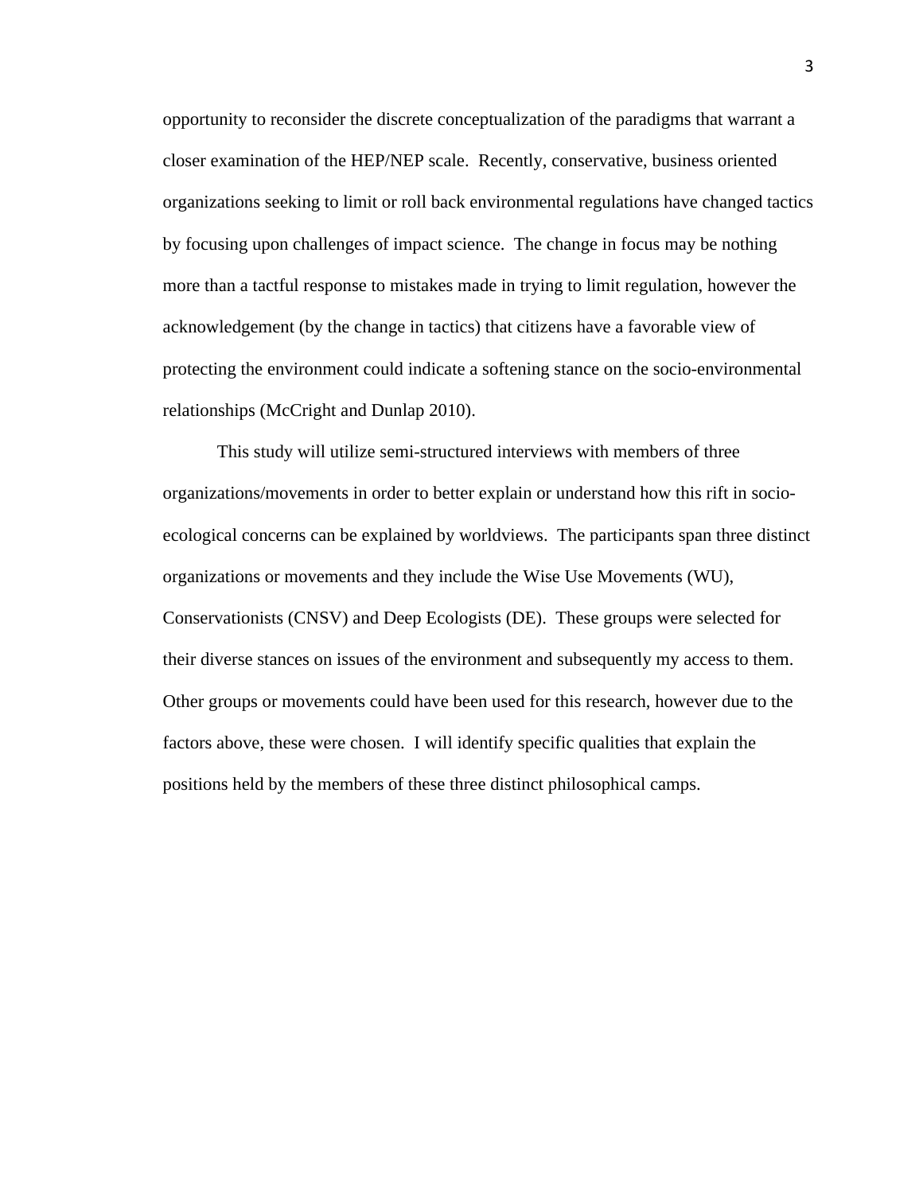opportunity to reconsider the discrete conceptualization of the paradigms that warrant a closer examination of the HEP/NEP scale. Recently, conservative, business oriented organizations seeking to limit or roll back environmental regulations have changed tactics by focusing upon challenges of impact science. The change in focus may be nothing more than a tactful response to mistakes made in trying to limit regulation, however the acknowledgement (by the change in tactics) that citizens have a favorable view of protecting the environment could indicate a softening stance on the socio-environmental relationships (McCright and Dunlap 2010).

This study will utilize semi-structured interviews with members of three organizations/movements in order to better explain or understand how this rift in socio-ecological concerns can be explained by worldviews. The participants span three distinct organizations or movements and they include the Wise Use Movements (WU), Conservationists (CNSV) and Deep Ecologists (DE). These groups were selected for their diverse stances on issues of the environment and subsequently my access to them. Other groups or movements could have been used for this research, however due to the factors above, these were chosen. I will identify specific qualities that explain the positions held by the members of these three distinct philosophical camps.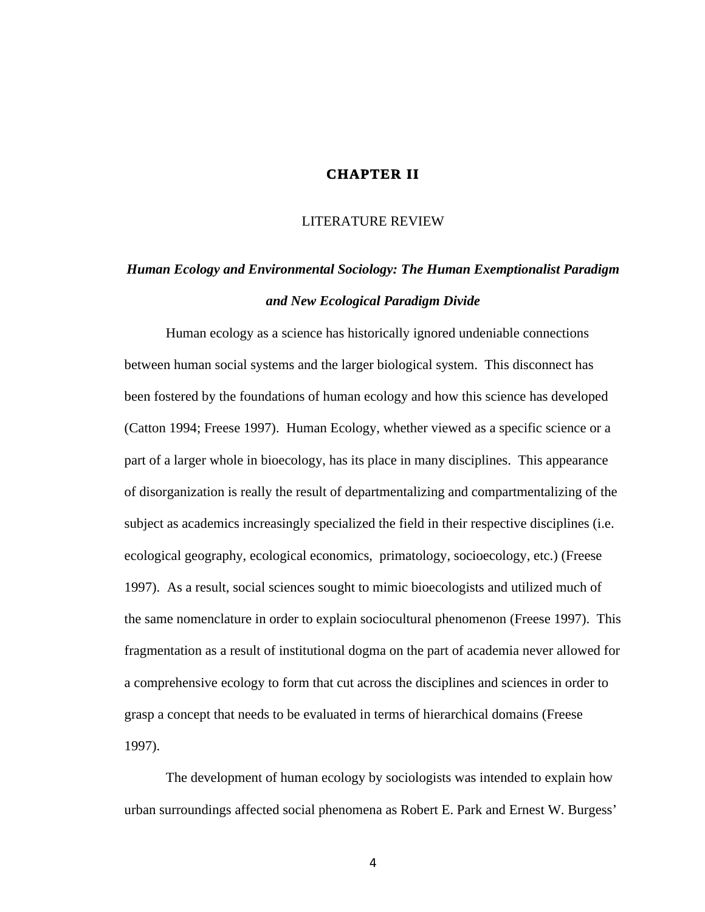# CHAPTER II

## LITERATURE REVIEW

### *Human Ecology and Environmental Sociology: The Human Exemptionalist Paradigm and New Ecological Paradigm Divide*

Human ecology as a science has historically ignored undeniable connections between human social systems and the larger biological system. This disconnect has been fostered by the foundations of human ecology and how this science has developed (Catton 1994; Freese 1997). Human Ecology, whether viewed as a specific science or a part of a larger whole in bioecology, has its place in many disciplines. This appearance of disorganization is really the result of departmentalizing and compartmentalizing of the subject as academics increasingly specialized the field in their respective disciplines (i.e. ecological geography, ecological economics, primatology, socioecology, etc.) (Freese 1997). As a result, social sciences sought to mimic bioecologists and utilized much of the same nomenclature in order to explain sociocultural phenomenon (Freese 1997). This fragmentation as a result of institutional dogma on the part of academia never allowed for a comprehensive ecology to form that cut across the disciplines and sciences in order to grasp a concept that needs to be evaluated in terms of hierarchical domains (Freese 1997).

The development of human ecology by sociologists was intended to explain how urban surroundings affected social phenomena as Robert E. Park and Ernest W. Burgess'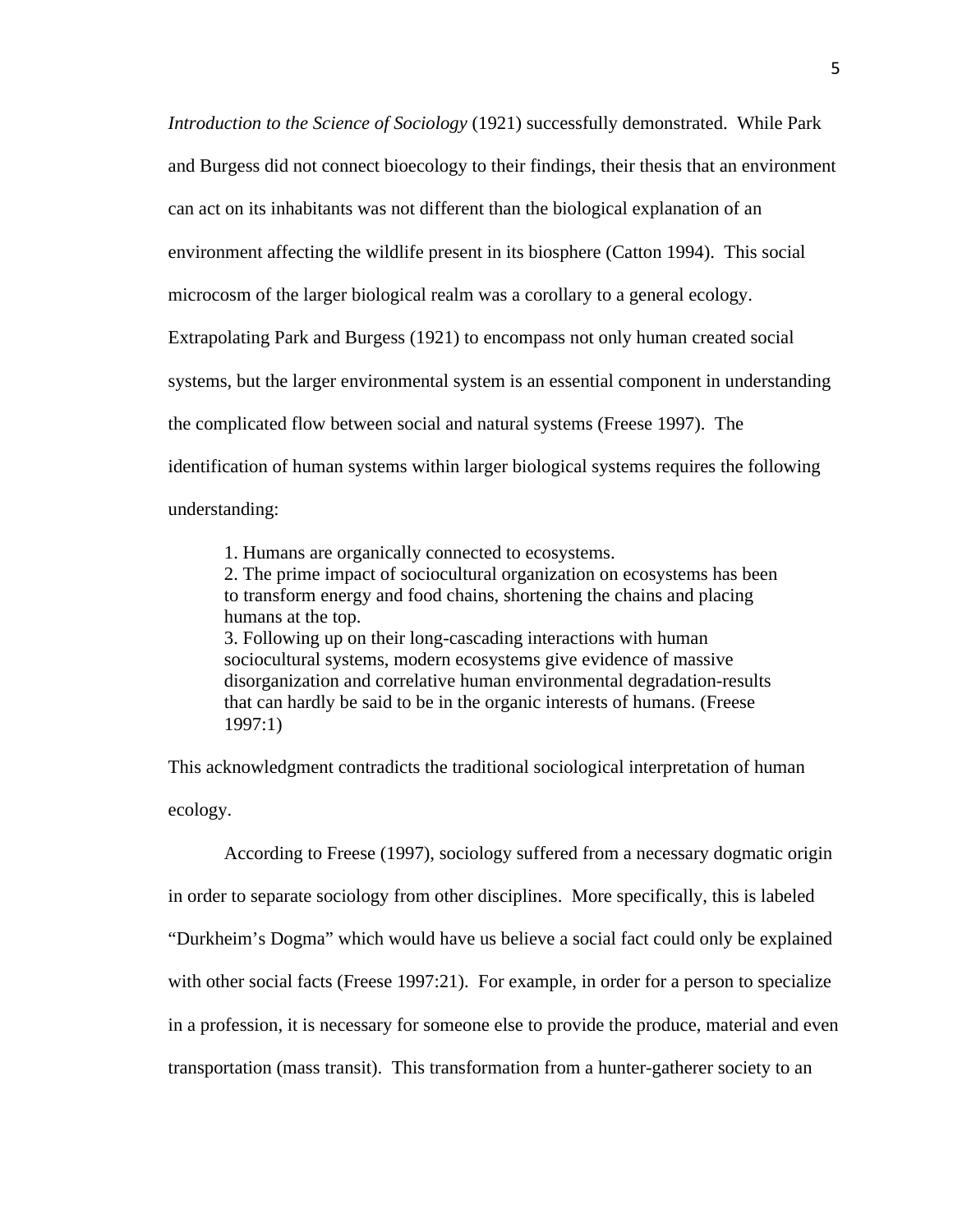*Introduction to the Science of Sociology* (1921) successfully demonstrated. While Park and Burgess did not connect bioecology to their findings, their thesis that an environment can act on its inhabitants was not different than the biological explanation of an environment affecting the wildlife present in its biosphere (Catton 1994). This social microcosm of the larger biological realm was a corollary to a general ecology. Extrapolating Park and Burgess (1921) to encompass not only human created social systems, but the larger environmental system is an essential component in understanding the complicated flow between social and natural systems (Freese 1997). The identification of human systems within larger biological systems requires the following understanding:

> 1. Humans are organically connected to ecosystems.
> 2. The prime impact of sociocultural organization on ecosystems has been to transform energy and food chains, shortening the chains and placing humans at the top.
> 3. Following up on their long-cascading interactions with human sociocultural systems, modern ecosystems give evidence of massive disorganization and correlative human environmental degradation-results that can hardly be said to be in the organic interests of humans. (Freese 1997:1)

This acknowledgment contradicts the traditional sociological interpretation of human ecology.

According to Freese (1997), sociology suffered from a necessary dogmatic origin in order to separate sociology from other disciplines. More specifically, this is labeled "Durkheim's Dogma" which would have us believe a social fact could only be explained with other social facts (Freese 1997:21). For example, in order for a person to specialize in a profession, it is necessary for someone else to provide the produce, material and even transportation (mass transit). This transformation from a hunter-gatherer society to an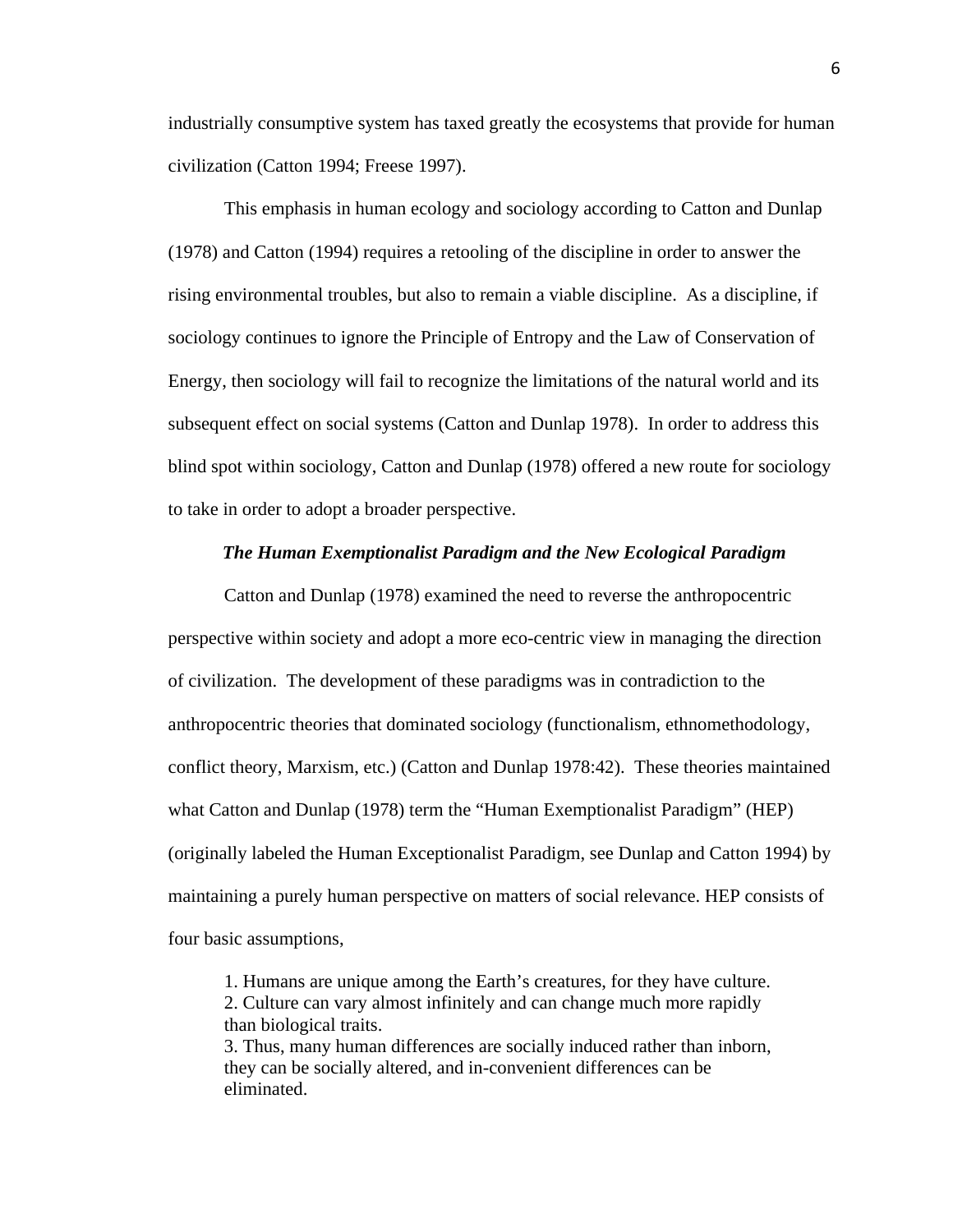industrially consumptive system has taxed greatly the ecosystems that provide for human civilization (Catton 1994; Freese 1997).

This emphasis in human ecology and sociology according to Catton and Dunlap (1978) and Catton (1994) requires a retooling of the discipline in order to answer the rising environmental troubles, but also to remain a viable discipline. As a discipline, if sociology continues to ignore the Principle of Entropy and the Law of Conservation of Energy, then sociology will fail to recognize the limitations of the natural world and its subsequent effect on social systems (Catton and Dunlap 1978). In order to address this blind spot within sociology, Catton and Dunlap (1978) offered a new route for sociology to take in order to adopt a broader perspective.

### *The Human Exemptionalist Paradigm and the New Ecological Paradigm*

Catton and Dunlap (1978) examined the need to reverse the anthropocentric perspective within society and adopt a more eco-centric view in managing the direction of civilization. The development of these paradigms was in contradiction to the anthropocentric theories that dominated sociology (functionalism, ethnomethodology, conflict theory, Marxism, etc.) (Catton and Dunlap 1978:42). These theories maintained what Catton and Dunlap (1978) term the "Human Exemptionalist Paradigm" (HEP) (originally labeled the Human Exceptionalist Paradigm, see Dunlap and Catton 1994) by maintaining a purely human perspective on matters of social relevance. HEP consists of four basic assumptions,

> 1. Humans are unique among the Earth's creatures, for they have culture.
> 2. Culture can vary almost infinitely and can change much more rapidly than biological traits.
> 3. Thus, many human differences are socially induced rather than inborn, they can be socially altered, and in-convenient differences can be eliminated.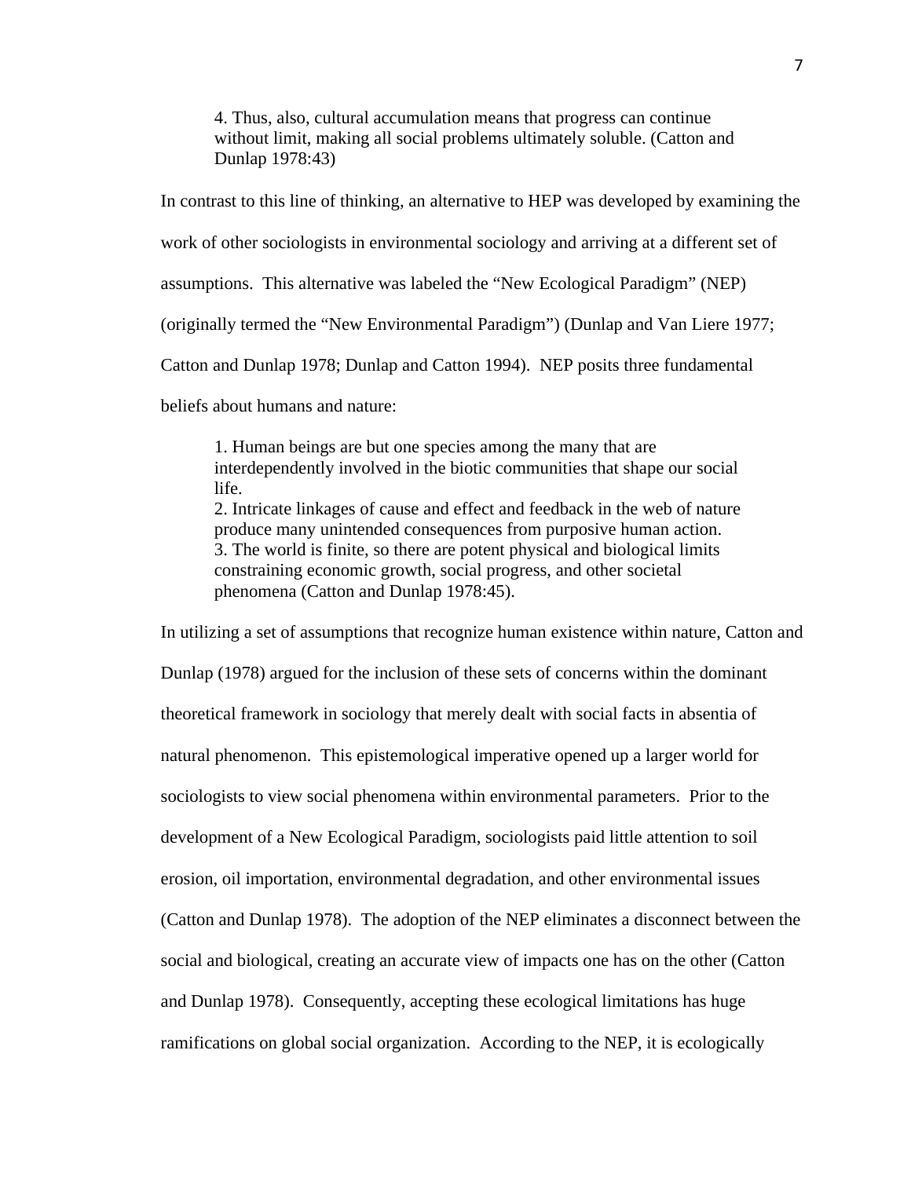> 4. Thus, also, cultural accumulation means that progress can continue without limit, making all social problems ultimately soluble. (Catton and Dunlap 1978:43)

In contrast to this line of thinking, an alternative to HEP was developed by examining the work of other sociologists in environmental sociology and arriving at a different set of assumptions. This alternative was labeled the "New Ecological Paradigm" (NEP) (originally termed the "New Environmental Paradigm") (Dunlap and Van Liere 1977; Catton and Dunlap 1978; Dunlap and Catton 1994). NEP posits three fundamental beliefs about humans and nature:

> 1. Human beings are but one species among the many that are interdependently involved in the biotic communities that shape our social life.
> 2. Intricate linkages of cause and effect and feedback in the web of nature produce many unintended consequences from purposive human action.
> 3. The world is finite, so there are potent physical and biological limits constraining economic growth, social progress, and other societal phenomena (Catton and Dunlap 1978:45).

In utilizing a set of assumptions that recognize human existence within nature, Catton and Dunlap (1978) argued for the inclusion of these sets of concerns within the dominant theoretical framework in sociology that merely dealt with social facts in absentia of natural phenomenon. This epistemological imperative opened up a larger world for sociologists to view social phenomena within environmental parameters. Prior to the development of a New Ecological Paradigm, sociologists paid little attention to soil erosion, oil importation, environmental degradation, and other environmental issues (Catton and Dunlap 1978). The adoption of the NEP eliminates a disconnect between the social and biological, creating an accurate view of impacts one has on the other (Catton and Dunlap 1978). Consequently, accepting these ecological limitations has huge ramifications on global social organization. According to the NEP, it is ecologically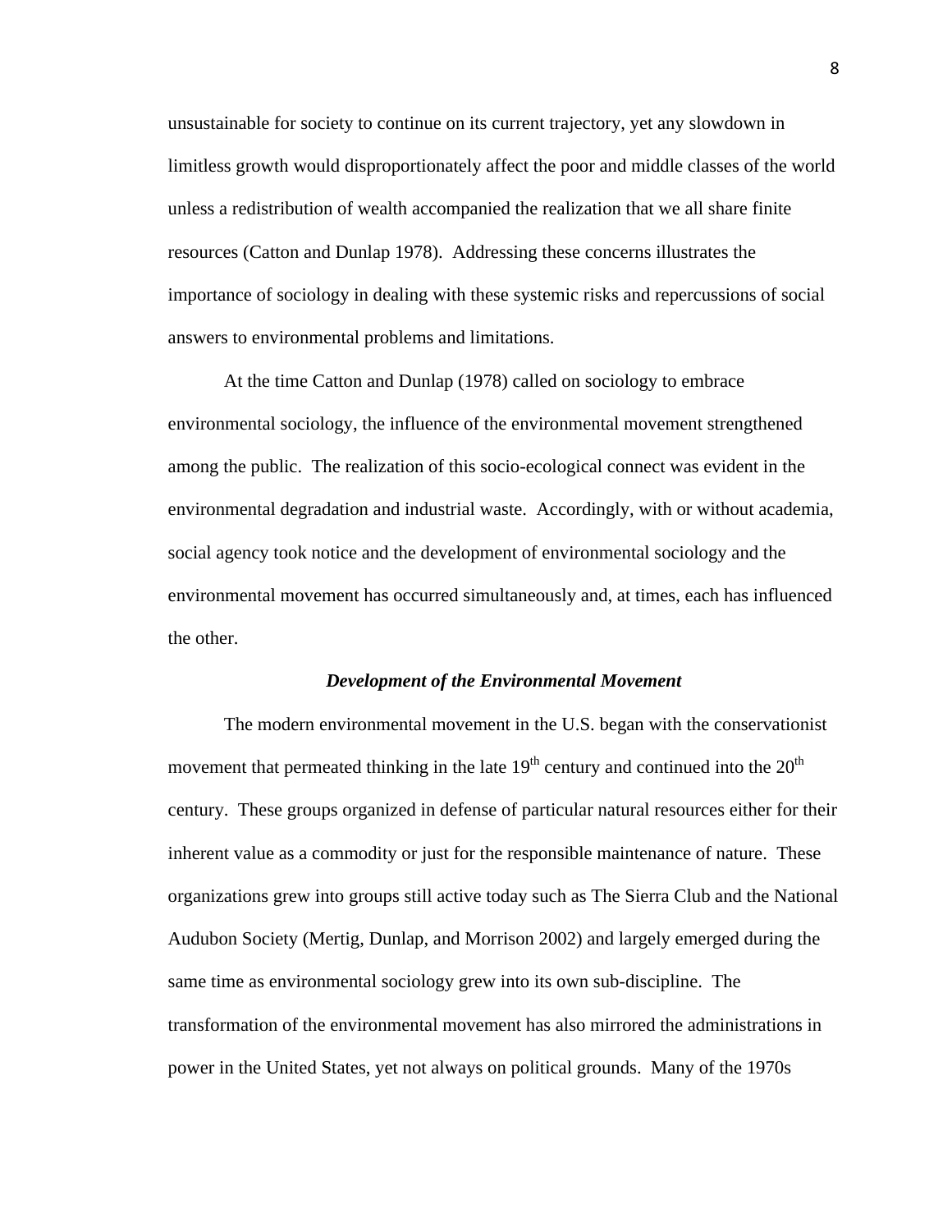unsustainable for society to continue on its current trajectory, yet any slowdown in limitless growth would disproportionately affect the poor and middle classes of the world unless a redistribution of wealth accompanied the realization that we all share finite resources (Catton and Dunlap 1978). Addressing these concerns illustrates the importance of sociology in dealing with these systemic risks and repercussions of social answers to environmental problems and limitations.

At the time Catton and Dunlap (1978) called on sociology to embrace environmental sociology, the influence of the environmental movement strengthened among the public. The realization of this socio-ecological connect was evident in the environmental degradation and industrial waste. Accordingly, with or without academia, social agency took notice and the development of environmental sociology and the environmental movement has occurred simultaneously and, at times, each has influenced the other.

### *Development of the Environmental Movement*

The modern environmental movement in the U.S. began with the conservationist movement that permeated thinking in the late 19th century and continued into the 20th century. These groups organized in defense of particular natural resources either for their inherent value as a commodity or just for the responsible maintenance of nature. These organizations grew into groups still active today such as The Sierra Club and the National Audubon Society (Mertig, Dunlap, and Morrison 2002) and largely emerged during the same time as environmental sociology grew into its own sub-discipline. The transformation of the environmental movement has also mirrored the administrations in power in the United States, yet not always on political grounds. Many of the 1970s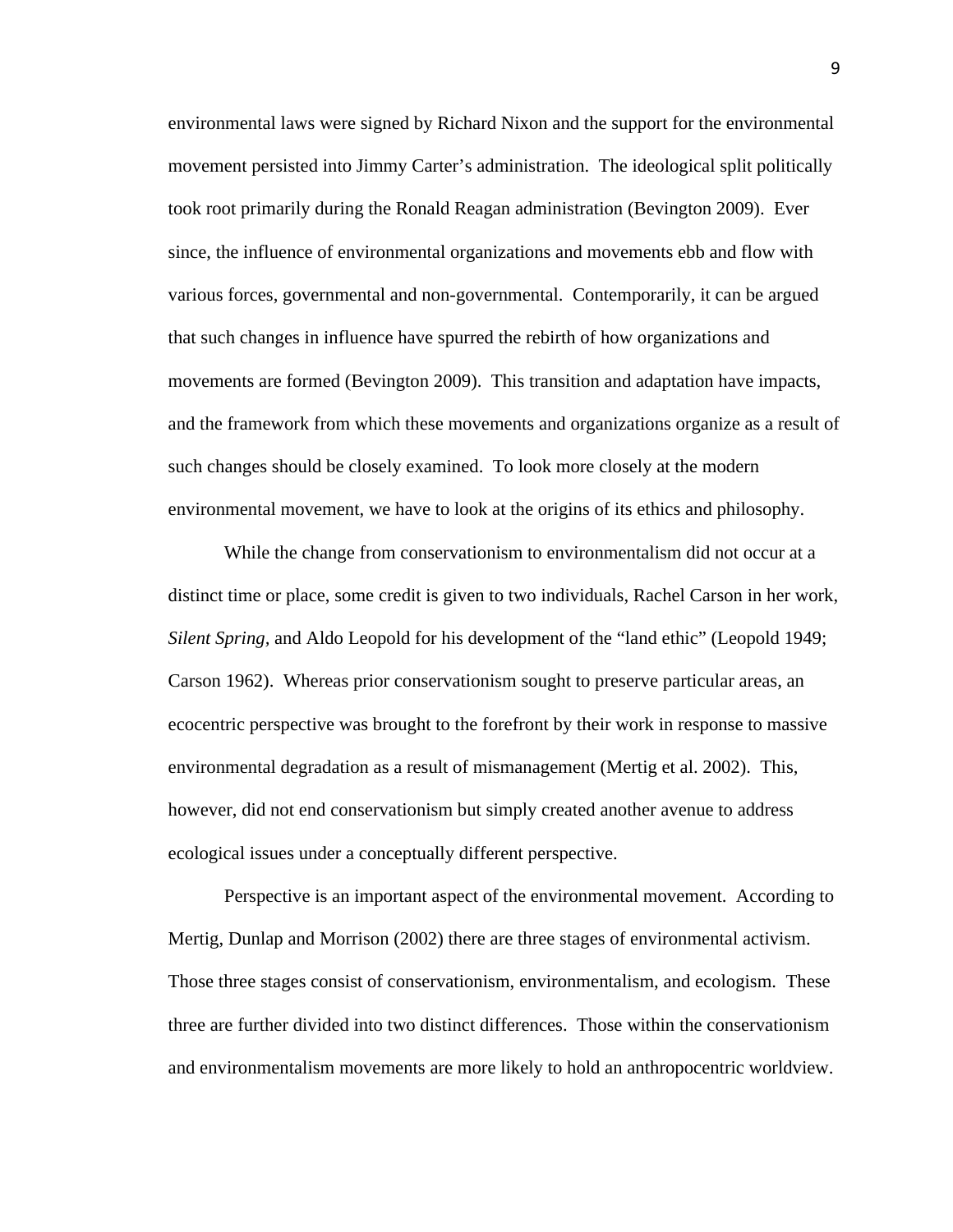environmental laws were signed by Richard Nixon and the support for the environmental movement persisted into Jimmy Carter's administration. The ideological split politically took root primarily during the Ronald Reagan administration (Bevington 2009). Ever since, the influence of environmental organizations and movements ebb and flow with various forces, governmental and non-governmental. Contemporarily, it can be argued that such changes in influence have spurred the rebirth of how organizations and movements are formed (Bevington 2009). This transition and adaptation have impacts, and the framework from which these movements and organizations organize as a result of such changes should be closely examined. To look more closely at the modern environmental movement, we have to look at the origins of its ethics and philosophy.

While the change from conservationism to environmentalism did not occur at a distinct time or place, some credit is given to two individuals, Rachel Carson in her work, *Silent Spring,* and Aldo Leopold for his development of the "land ethic" (Leopold 1949; Carson 1962). Whereas prior conservationism sought to preserve particular areas, an ecocentric perspective was brought to the forefront by their work in response to massive environmental degradation as a result of mismanagement (Mertig et al. 2002). This, however, did not end conservationism but simply created another avenue to address ecological issues under a conceptually different perspective.

Perspective is an important aspect of the environmental movement. According to Mertig, Dunlap and Morrison (2002) there are three stages of environmental activism. Those three stages consist of conservationism, environmentalism, and ecologism. These three are further divided into two distinct differences. Those within the conservationism and environmentalism movements are more likely to hold an anthropocentric worldview.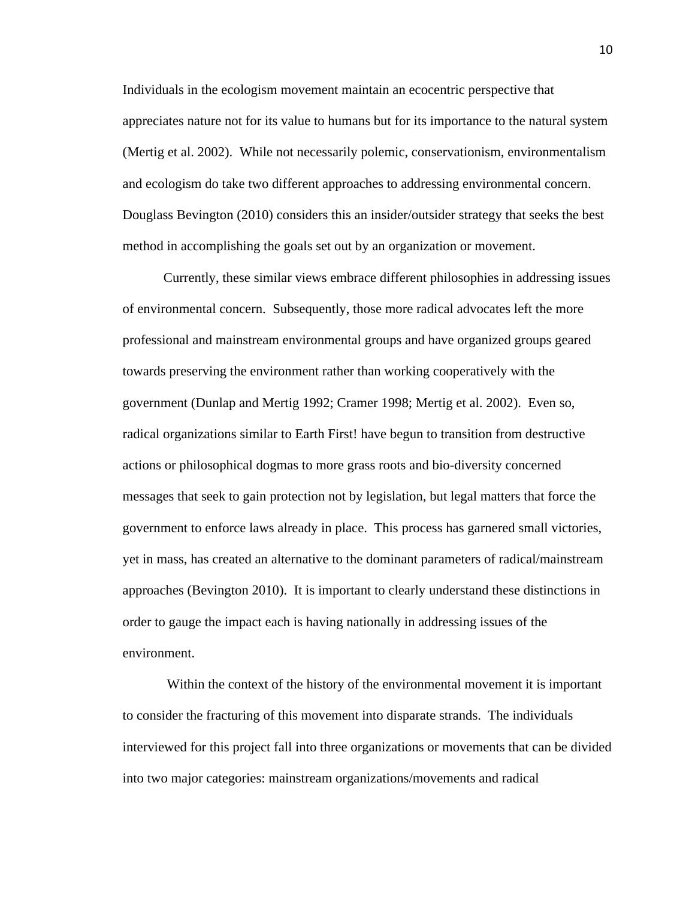Individuals in the ecologism movement maintain an ecocentric perspective that appreciates nature not for its value to humans but for its importance to the natural system (Mertig et al. 2002). While not necessarily polemic, conservationism, environmentalism and ecologism do take two different approaches to addressing environmental concern. Douglass Bevington (2010) considers this an insider/outsider strategy that seeks the best method in accomplishing the goals set out by an organization or movement.

Currently, these similar views embrace different philosophies in addressing issues of environmental concern. Subsequently, those more radical advocates left the more professional and mainstream environmental groups and have organized groups geared towards preserving the environment rather than working cooperatively with the government (Dunlap and Mertig 1992; Cramer 1998; Mertig et al. 2002). Even so, radical organizations similar to Earth First! have begun to transition from destructive actions or philosophical dogmas to more grass roots and bio-diversity concerned messages that seek to gain protection not by legislation, but legal matters that force the government to enforce laws already in place. This process has garnered small victories, yet in mass, has created an alternative to the dominant parameters of radical/mainstream approaches (Bevington 2010). It is important to clearly understand these distinctions in order to gauge the impact each is having nationally in addressing issues of the environment.

Within the context of the history of the environmental movement it is important to consider the fracturing of this movement into disparate strands. The individuals interviewed for this project fall into three organizations or movements that can be divided into two major categories: mainstream organizations/movements and radical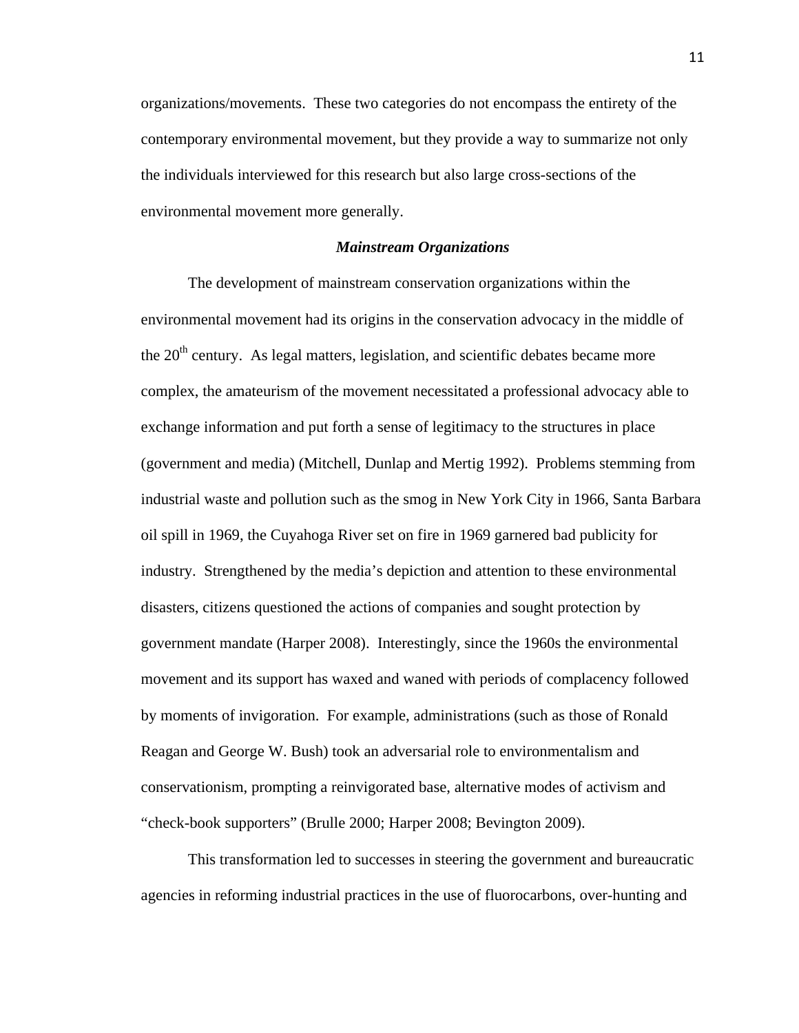organizations/movements. These two categories do not encompass the entirety of the contemporary environmental movement, but they provide a way to summarize not only the individuals interviewed for this research but also large cross-sections of the environmental movement more generally.

### *Mainstream Organizations*

The development of mainstream conservation organizations within the environmental movement had its origins in the conservation advocacy in the middle of the 20th century. As legal matters, legislation, and scientific debates became more complex, the amateurism of the movement necessitated a professional advocacy able to exchange information and put forth a sense of legitimacy to the structures in place (government and media) (Mitchell, Dunlap and Mertig 1992). Problems stemming from industrial waste and pollution such as the smog in New York City in 1966, Santa Barbara oil spill in 1969, the Cuyahoga River set on fire in 1969 garnered bad publicity for industry. Strengthened by the media's depiction and attention to these environmental disasters, citizens questioned the actions of companies and sought protection by government mandate (Harper 2008). Interestingly, since the 1960s the environmental movement and its support has waxed and waned with periods of complacency followed by moments of invigoration. For example, administrations (such as those of Ronald Reagan and George W. Bush) took an adversarial role to environmentalism and conservationism, prompting a reinvigorated base, alternative modes of activism and "check-book supporters" (Brulle 2000; Harper 2008; Bevington 2009).

This transformation led to successes in steering the government and bureaucratic agencies in reforming industrial practices in the use of fluorocarbons, over-hunting and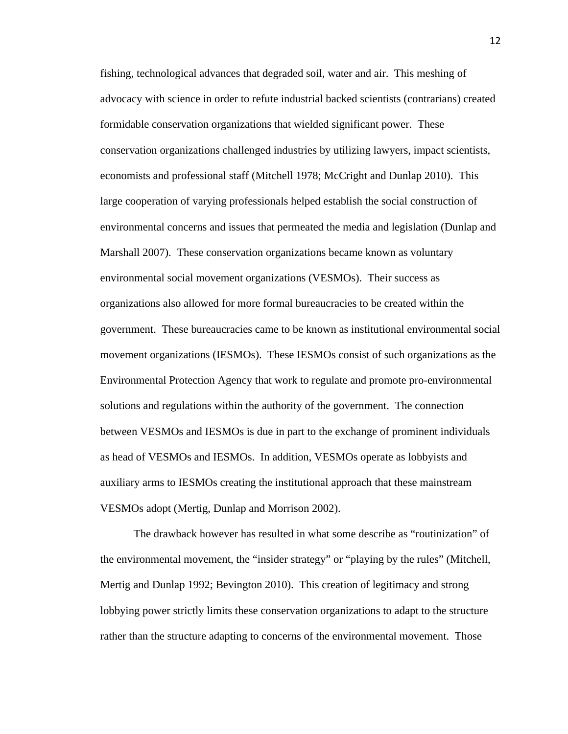fishing, technological advances that degraded soil, water and air. This meshing of advocacy with science in order to refute industrial backed scientists (contrarians) created formidable conservation organizations that wielded significant power. These conservation organizations challenged industries by utilizing lawyers, impact scientists, economists and professional staff (Mitchell 1978; McCright and Dunlap 2010). This large cooperation of varying professionals helped establish the social construction of environmental concerns and issues that permeated the media and legislation (Dunlap and Marshall 2007). These conservation organizations became known as voluntary environmental social movement organizations (VESMOs). Their success as organizations also allowed for more formal bureaucracies to be created within the government. These bureaucracies came to be known as institutional environmental social movement organizations (IESMOs). These IESMOs consist of such organizations as the Environmental Protection Agency that work to regulate and promote pro-environmental solutions and regulations within the authority of the government. The connection between VESMOs and IESMOs is due in part to the exchange of prominent individuals as head of VESMOs and IESMOs. In addition, VESMOs operate as lobbyists and auxiliary arms to IESMOs creating the institutional approach that these mainstream VESMOs adopt (Mertig, Dunlap and Morrison 2002).

The drawback however has resulted in what some describe as "routinization" of the environmental movement, the "insider strategy" or "playing by the rules" (Mitchell, Mertig and Dunlap 1992; Bevington 2010). This creation of legitimacy and strong lobbying power strictly limits these conservation organizations to adapt to the structure rather than the structure adapting to concerns of the environmental movement. Those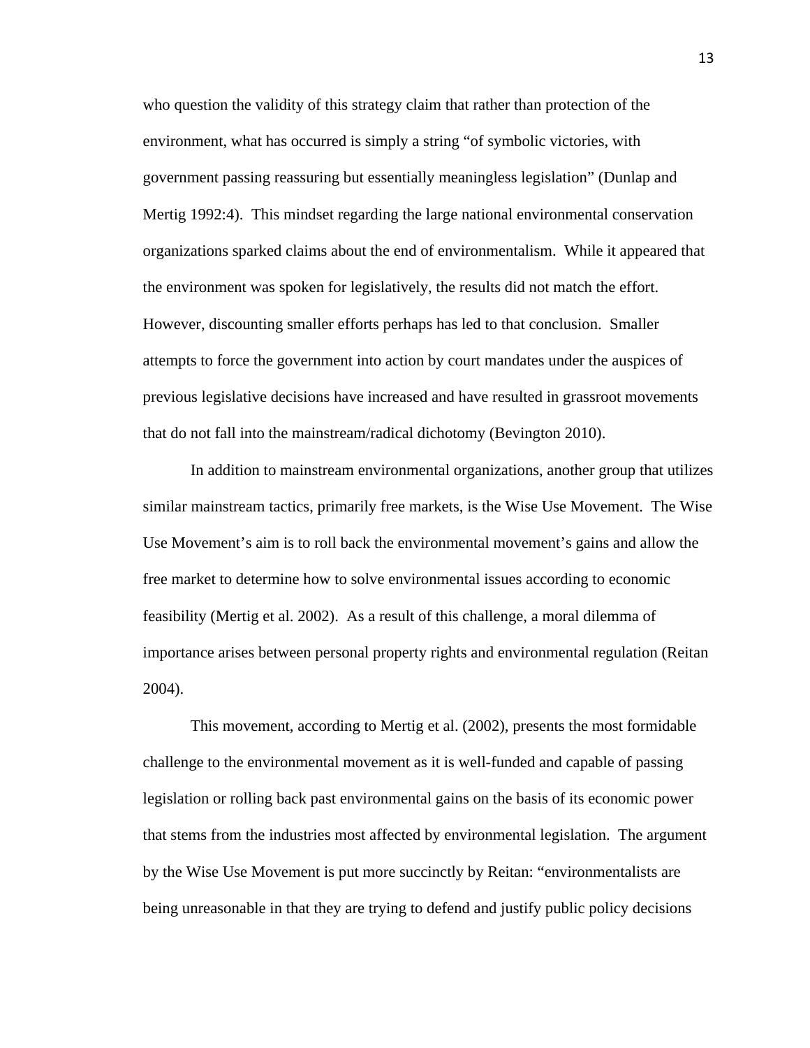who question the validity of this strategy claim that rather than protection of the environment, what has occurred is simply a string "of symbolic victories, with government passing reassuring but essentially meaningless legislation" (Dunlap and Mertig 1992:4). This mindset regarding the large national environmental conservation organizations sparked claims about the end of environmentalism. While it appeared that the environment was spoken for legislatively, the results did not match the effort. However, discounting smaller efforts perhaps has led to that conclusion. Smaller attempts to force the government into action by court mandates under the auspices of previous legislative decisions have increased and have resulted in grassroot movements that do not fall into the mainstream/radical dichotomy (Bevington 2010).

In addition to mainstream environmental organizations, another group that utilizes similar mainstream tactics, primarily free markets, is the Wise Use Movement. The Wise Use Movement's aim is to roll back the environmental movement's gains and allow the free market to determine how to solve environmental issues according to economic feasibility (Mertig et al. 2002). As a result of this challenge, a moral dilemma of importance arises between personal property rights and environmental regulation (Reitan 2004).

This movement, according to Mertig et al. (2002), presents the most formidable challenge to the environmental movement as it is well-funded and capable of passing legislation or rolling back past environmental gains on the basis of its economic power that stems from the industries most affected by environmental legislation. The argument by the Wise Use Movement is put more succinctly by Reitan: "environmentalists are being unreasonable in that they are trying to defend and justify public policy decisions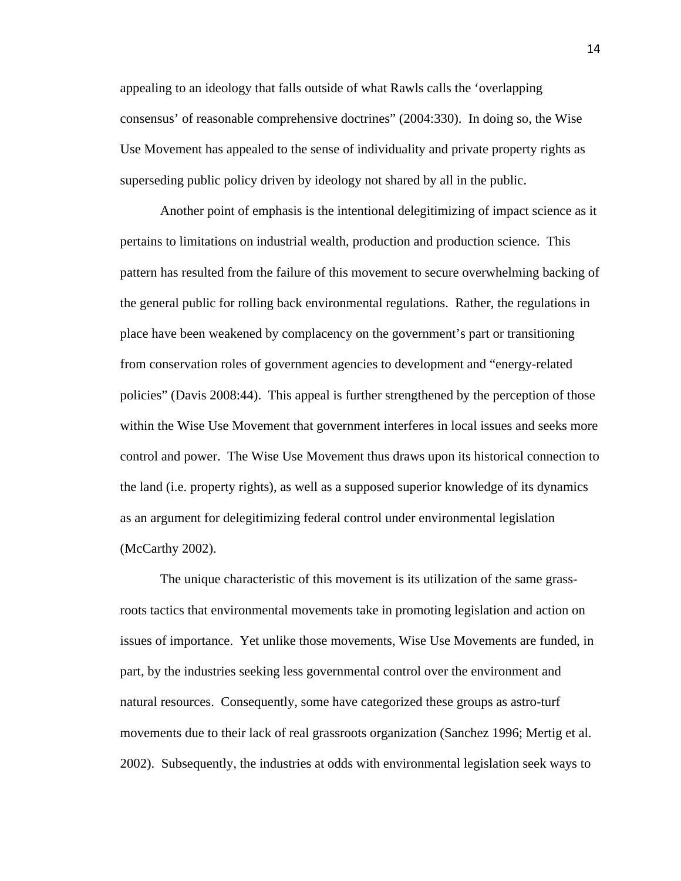appealing to an ideology that falls outside of what Rawls calls the 'overlapping consensus' of reasonable comprehensive doctrines" (2004:330). In doing so, the Wise Use Movement has appealed to the sense of individuality and private property rights as superseding public policy driven by ideology not shared by all in the public.

Another point of emphasis is the intentional delegitimizing of impact science as it pertains to limitations on industrial wealth, production and production science. This pattern has resulted from the failure of this movement to secure overwhelming backing of the general public for rolling back environmental regulations. Rather, the regulations in place have been weakened by complacency on the government's part or transitioning from conservation roles of government agencies to development and "energy-related policies" (Davis 2008:44). This appeal is further strengthened by the perception of those within the Wise Use Movement that government interferes in local issues and seeks more control and power. The Wise Use Movement thus draws upon its historical connection to the land (i.e. property rights), as well as a supposed superior knowledge of its dynamics as an argument for delegitimizing federal control under environmental legislation (McCarthy 2002).

The unique characteristic of this movement is its utilization of the same grass-roots tactics that environmental movements take in promoting legislation and action on issues of importance. Yet unlike those movements, Wise Use Movements are funded, in part, by the industries seeking less governmental control over the environment and natural resources. Consequently, some have categorized these groups as astro-turf movements due to their lack of real grassroots organization (Sanchez 1996; Mertig et al. 2002). Subsequently, the industries at odds with environmental legislation seek ways to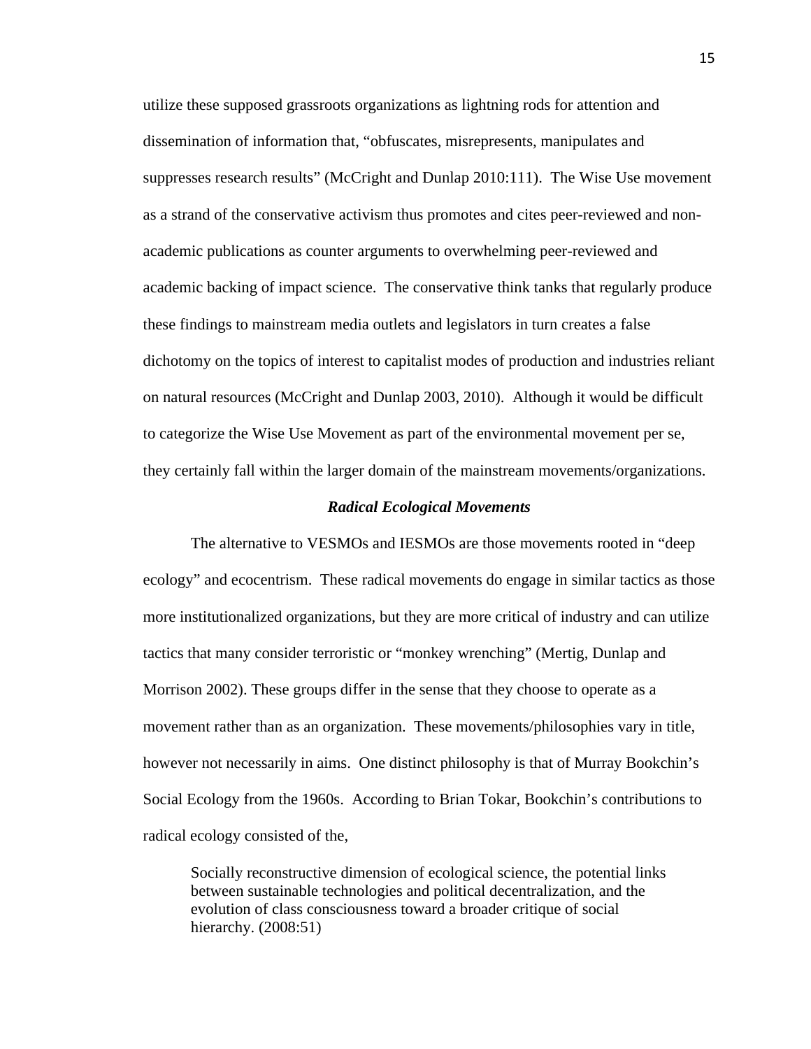utilize these supposed grassroots organizations as lightning rods for attention and dissemination of information that, “obfuscates, misrepresents, manipulates and suppresses research results” (McCright and Dunlap 2010:111). The Wise Use movement as a strand of the conservative activism thus promotes and cites peer-reviewed and non-academic publications as counter arguments to overwhelming peer-reviewed and academic backing of impact science. The conservative think tanks that regularly produce these findings to mainstream media outlets and legislators in turn creates a false dichotomy on the topics of interest to capitalist modes of production and industries reliant on natural resources (McCright and Dunlap 2003, 2010). Although it would be difficult to categorize the Wise Use Movement as part of the environmental movement per se, they certainly fall within the larger domain of the mainstream movements/organizations.

### *Radical Ecological Movements*

The alternative to VESMOs and IESMOs are those movements rooted in “deep ecology” and ecocentrism. These radical movements do engage in similar tactics as those more institutionalized organizations, but they are more critical of industry and can utilize tactics that many consider terroristic or “monkey wrenching” (Mertig, Dunlap and Morrison 2002). These groups differ in the sense that they choose to operate as a movement rather than as an organization. These movements/philosophies vary in title, however not necessarily in aims. One distinct philosophy is that of Murray Bookchin’s Social Ecology from the 1960s. According to Brian Tokar, Bookchin’s contributions to radical ecology consisted of the,

> Socially reconstructive dimension of ecological science, the potential links between sustainable technologies and political decentralization, and the evolution of class consciousness toward a broader critique of social hierarchy. (2008:51)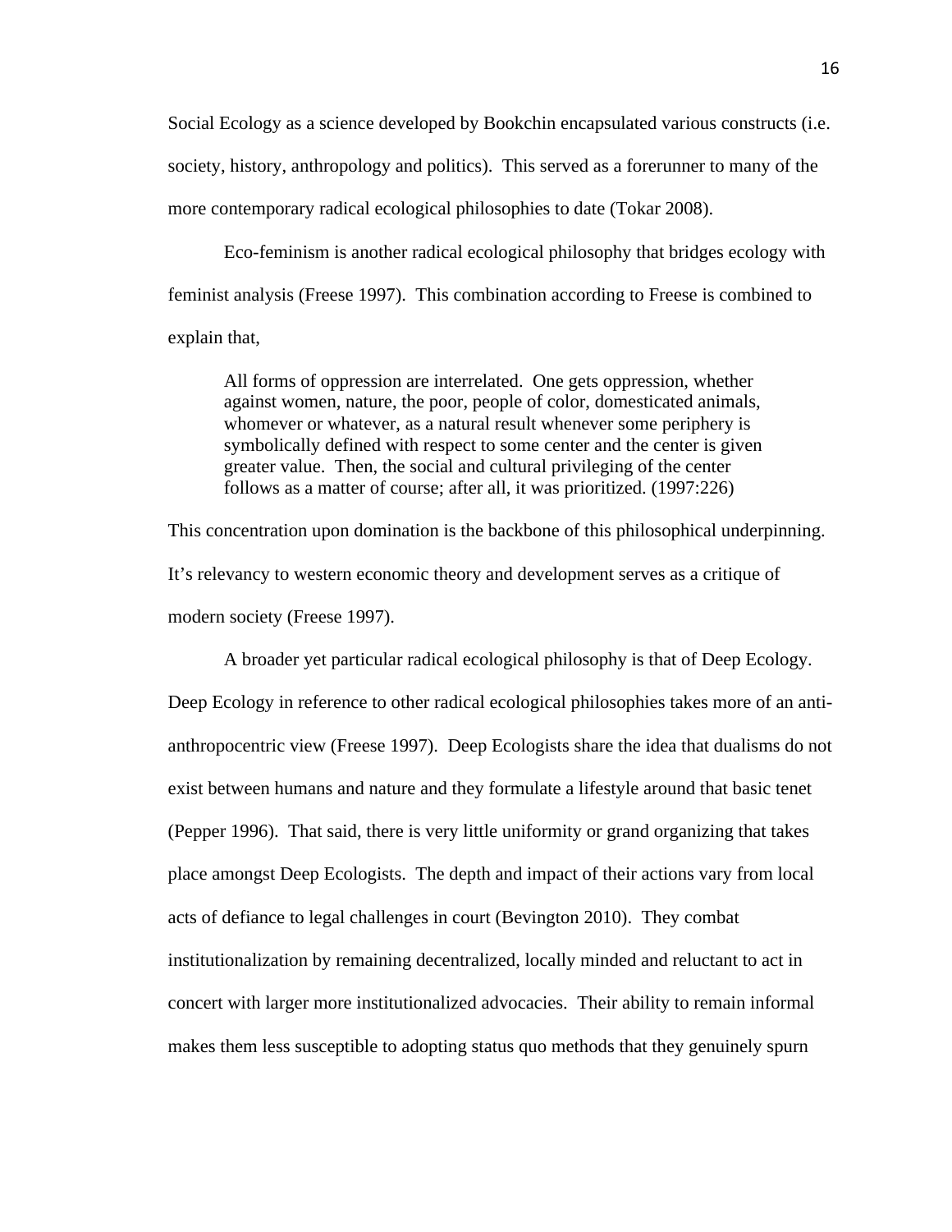Social Ecology as a science developed by Bookchin encapsulated various constructs (i.e. society, history, anthropology and politics). This served as a forerunner to many of the more contemporary radical ecological philosophies to date (Tokar 2008).

Eco-feminism is another radical ecological philosophy that bridges ecology with feminist analysis (Freese 1997). This combination according to Freese is combined to explain that,

> All forms of oppression are interrelated. One gets oppression, whether against women, nature, the poor, people of color, domesticated animals, whomever or whatever, as a natural result whenever some periphery is symbolically defined with respect to some center and the center is given greater value. Then, the social and cultural privileging of the center follows as a matter of course; after all, it was prioritized. (1997:226)

This concentration upon domination is the backbone of this philosophical underpinning. It's relevancy to western economic theory and development serves as a critique of modern society (Freese 1997).

A broader yet particular radical ecological philosophy is that of Deep Ecology. Deep Ecology in reference to other radical ecological philosophies takes more of an anti-anthropocentric view (Freese 1997). Deep Ecologists share the idea that dualisms do not exist between humans and nature and they formulate a lifestyle around that basic tenet (Pepper 1996). That said, there is very little uniformity or grand organizing that takes place amongst Deep Ecologists. The depth and impact of their actions vary from local acts of defiance to legal challenges in court (Bevington 2010). They combat institutionalization by remaining decentralized, locally minded and reluctant to act in concert with larger more institutionalized advocacies. Their ability to remain informal makes them less susceptible to adopting status quo methods that they genuinely spurn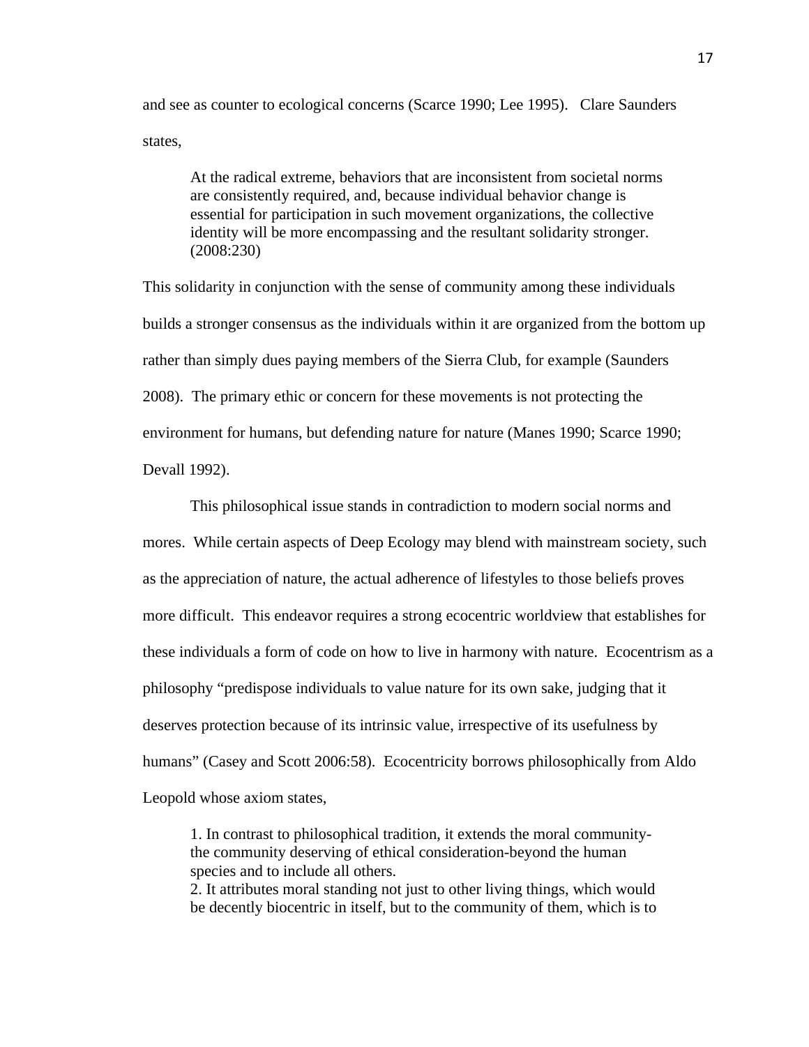and see as counter to ecological concerns (Scarce 1990; Lee 1995). Clare Saunders states,

> At the radical extreme, behaviors that are inconsistent from societal norms are consistently required, and, because individual behavior change is essential for participation in such movement organizations, the collective identity will be more encompassing and the resultant solidarity stronger. (2008:230)

This solidarity in conjunction with the sense of community among these individuals builds a stronger consensus as the individuals within it are organized from the bottom up rather than simply dues paying members of the Sierra Club, for example (Saunders 2008). The primary ethic or concern for these movements is not protecting the environment for humans, but defending nature for nature (Manes 1990; Scarce 1990; Devall 1992).

This philosophical issue stands in contradiction to modern social norms and mores. While certain aspects of Deep Ecology may blend with mainstream society, such as the appreciation of nature, the actual adherence of lifestyles to those beliefs proves more difficult. This endeavor requires a strong ecocentric worldview that establishes for these individuals a form of code on how to live in harmony with nature. Ecocentrism as a philosophy "predispose individuals to value nature for its own sake, judging that it deserves protection because of its intrinsic value, irrespective of its usefulness by humans" (Casey and Scott 2006:58). Ecocentricity borrows philosophically from Aldo Leopold whose axiom states,

> 1. In contrast to philosophical tradition, it extends the moral community-the community deserving of ethical consideration-beyond the human species and to include all others.
> 2. It attributes moral standing not just to other living things, which would be decently biocentric in itself, but to the community of them, which is to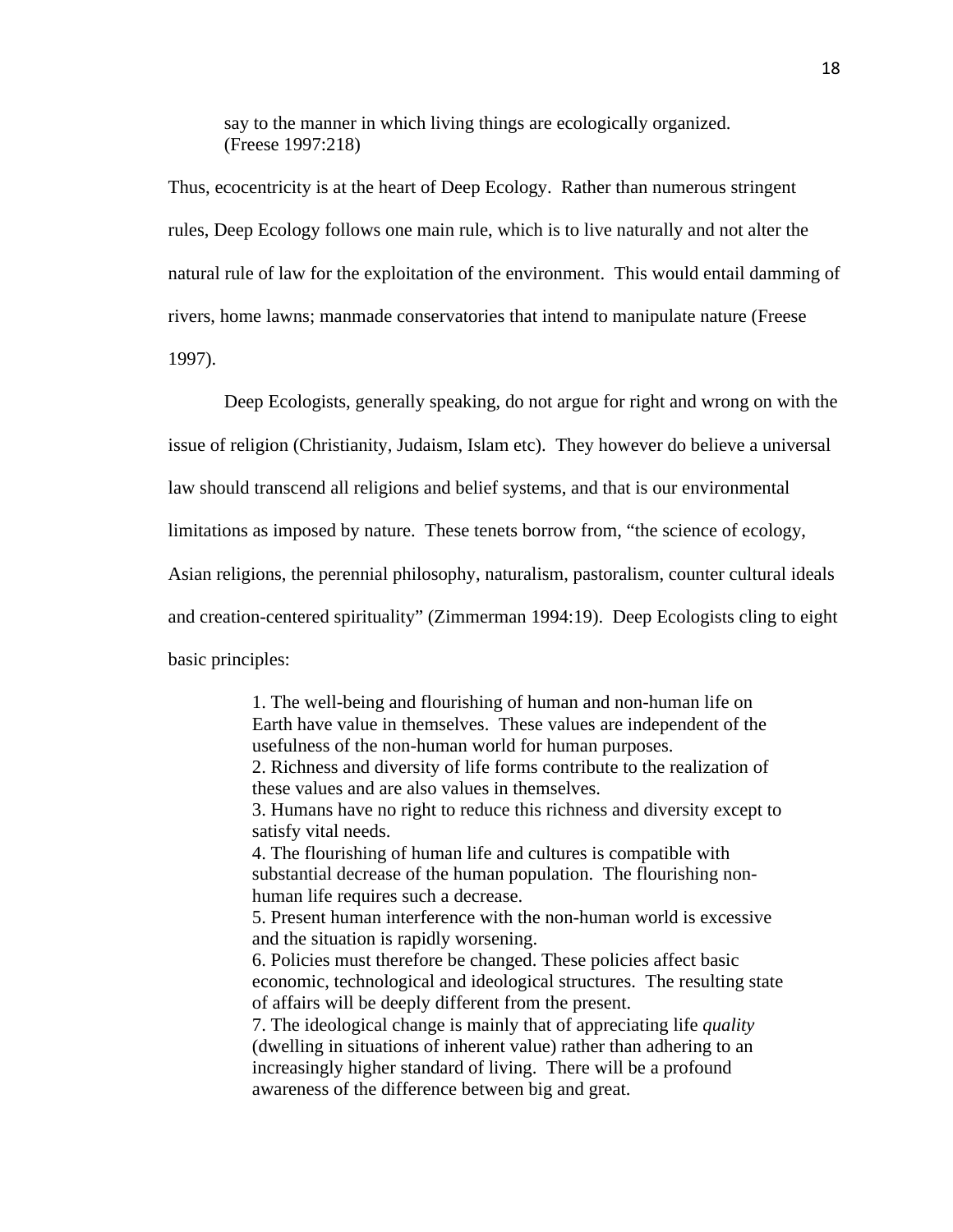> say to the manner in which living things are ecologically organized. (Freese 1997:218)

Thus, ecocentricity is at the heart of Deep Ecology. Rather than numerous stringent rules, Deep Ecology follows one main rule, which is to live naturally and not alter the natural rule of law for the exploitation of the environment. This would entail damming of rivers, home lawns; manmade conservatories that intend to manipulate nature (Freese 1997).

Deep Ecologists, generally speaking, do not argue for right and wrong on with the issue of religion (Christianity, Judaism, Islam etc). They however do believe a universal law should transcend all religions and belief systems, and that is our environmental limitations as imposed by nature. These tenets borrow from, "the science of ecology, Asian religions, the perennial philosophy, naturalism, pastoralism, counter cultural ideals and creation-centered spirituality" (Zimmerman 1994:19). Deep Ecologists cling to eight basic principles:

> 1. The well-being and flourishing of human and non-human life on Earth have value in themselves. These values are independent of the usefulness of the non-human world for human purposes.
> 2. Richness and diversity of life forms contribute to the realization of these values and are also values in themselves.
> 3. Humans have no right to reduce this richness and diversity except to satisfy vital needs.
> 4. The flourishing of human life and cultures is compatible with substantial decrease of the human population. The flourishing non-human life requires such a decrease.
> 5. Present human interference with the non-human world is excessive and the situation is rapidly worsening.
> 6. Policies must therefore be changed. These policies affect basic economic, technological and ideological structures. The resulting state of affairs will be deeply different from the present.
> 7. The ideological change is mainly that of appreciating life *quality* (dwelling in situations of inherent value) rather than adhering to an increasingly higher standard of living. There will be a profound awareness of the difference between big and great.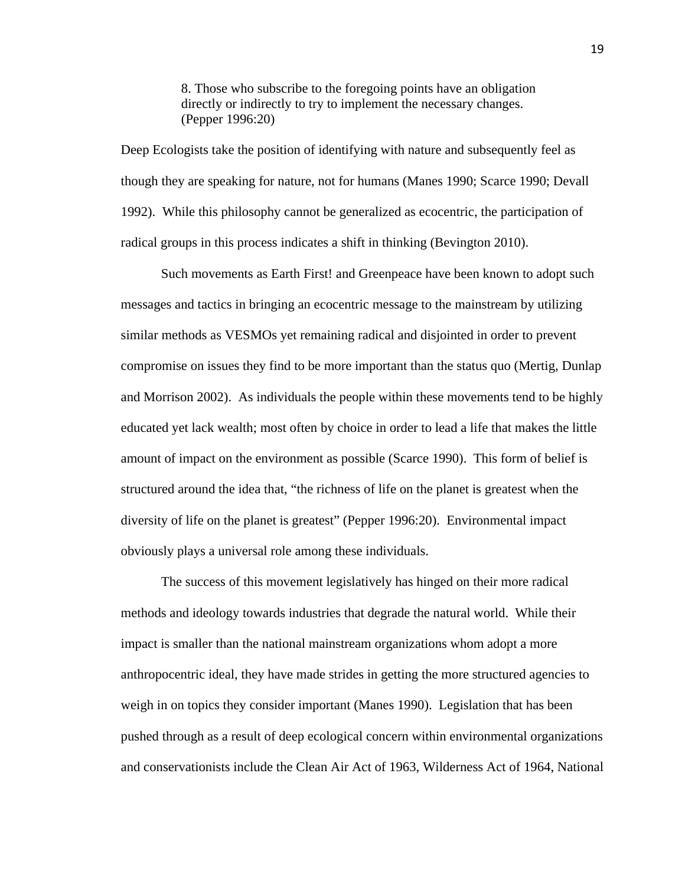> 8. Those who subscribe to the foregoing points have an obligation directly or indirectly to try to implement the necessary changes. (Pepper 1996:20)

Deep Ecologists take the position of identifying with nature and subsequently feel as though they are speaking for nature, not for humans (Manes 1990; Scarce 1990; Devall 1992). While this philosophy cannot be generalized as ecocentric, the participation of radical groups in this process indicates a shift in thinking (Bevington 2010).

Such movements as Earth First! and Greenpeace have been known to adopt such messages and tactics in bringing an ecocentric message to the mainstream by utilizing similar methods as VESMOs yet remaining radical and disjointed in order to prevent compromise on issues they find to be more important than the status quo (Mertig, Dunlap and Morrison 2002). As individuals the people within these movements tend to be highly educated yet lack wealth; most often by choice in order to lead a life that makes the little amount of impact on the environment as possible (Scarce 1990). This form of belief is structured around the idea that, "the richness of life on the planet is greatest when the diversity of life on the planet is greatest" (Pepper 1996:20). Environmental impact obviously plays a universal role among these individuals.

The success of this movement legislatively has hinged on their more radical methods and ideology towards industries that degrade the natural world. While their impact is smaller than the national mainstream organizations whom adopt a more anthropocentric ideal, they have made strides in getting the more structured agencies to weigh in on topics they consider important (Manes 1990). Legislation that has been pushed through as a result of deep ecological concern within environmental organizations and conservationists include the Clean Air Act of 1963, Wilderness Act of 1964, National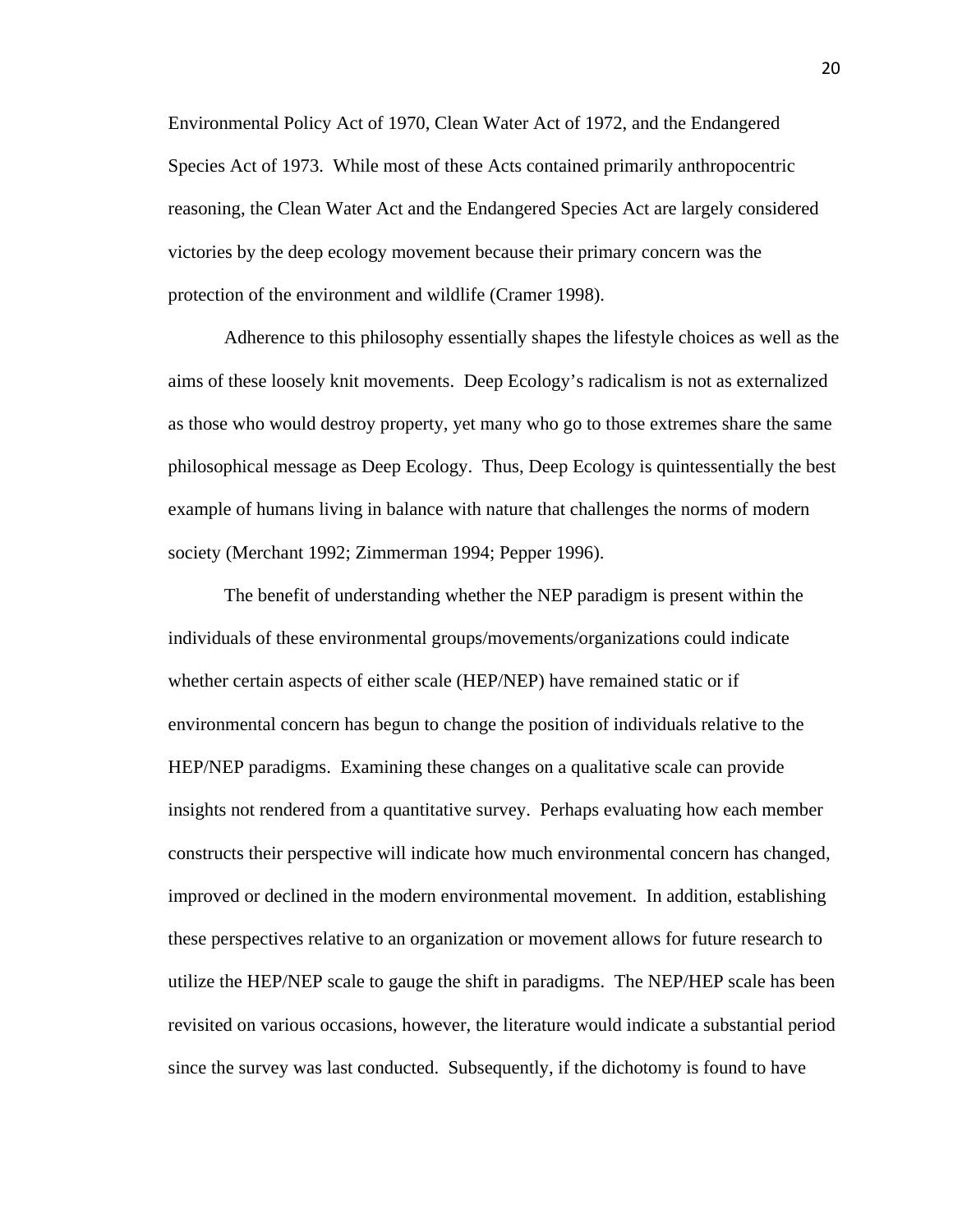Environmental Policy Act of 1970, Clean Water Act of 1972, and the Endangered Species Act of 1973.  While most of these Acts contained primarily anthropocentric reasoning, the Clean Water Act and the Endangered Species Act are largely considered victories by the deep ecology movement because their primary concern was the protection of the environment and wildlife (Cramer 1998).

Adherence to this philosophy essentially shapes the lifestyle choices as well as the aims of these loosely knit movements.  Deep Ecology's radicalism is not as externalized as those who would destroy property, yet many who go to those extremes share the same philosophical message as Deep Ecology.  Thus, Deep Ecology is quintessentially the best example of humans living in balance with nature that challenges the norms of modern society (Merchant 1992; Zimmerman 1994; Pepper 1996).

The benefit of understanding whether the NEP paradigm is present within the individuals of these environmental groups/movements/organizations could indicate whether certain aspects of either scale (HEP/NEP) have remained static or if environmental concern has begun to change the position of individuals relative to the HEP/NEP paradigms.  Examining these changes on a qualitative scale can provide insights not rendered from a quantitative survey.  Perhaps evaluating how each member constructs their perspective will indicate how much environmental concern has changed, improved or declined in the modern environmental movement.  In addition, establishing these perspectives relative to an organization or movement allows for future research to utilize the HEP/NEP scale to gauge the shift in paradigms.  The NEP/HEP scale has been revisited on various occasions, however, the literature would indicate a substantial period since the survey was last conducted.  Subsequently, if the dichotomy is found to have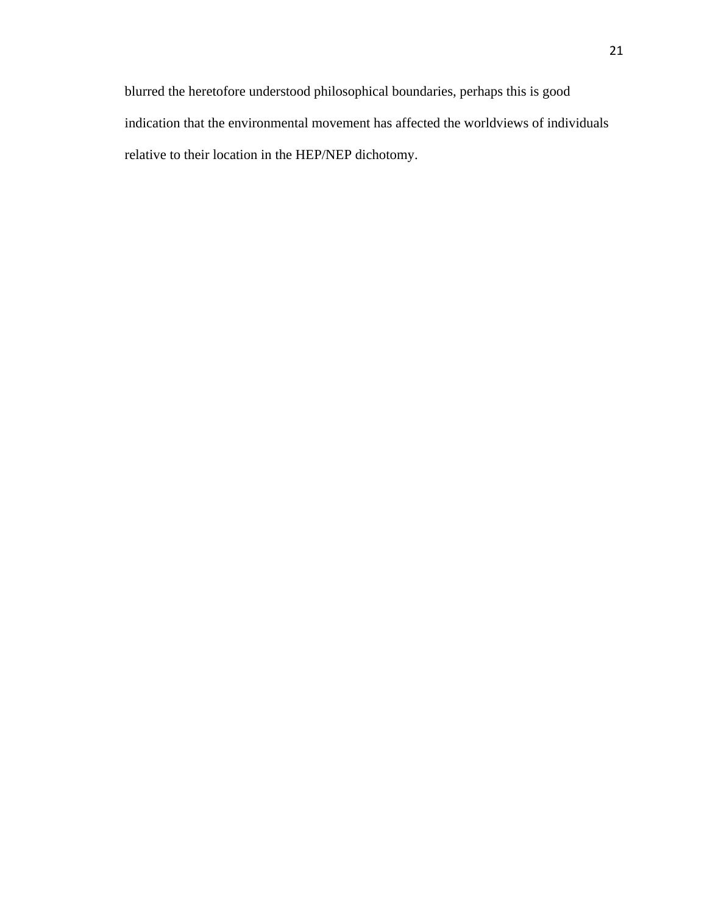blurred the heretofore understood philosophical boundaries, perhaps this is good indication that the environmental movement has affected the worldviews of individuals relative to their location in the HEP/NEP dichotomy.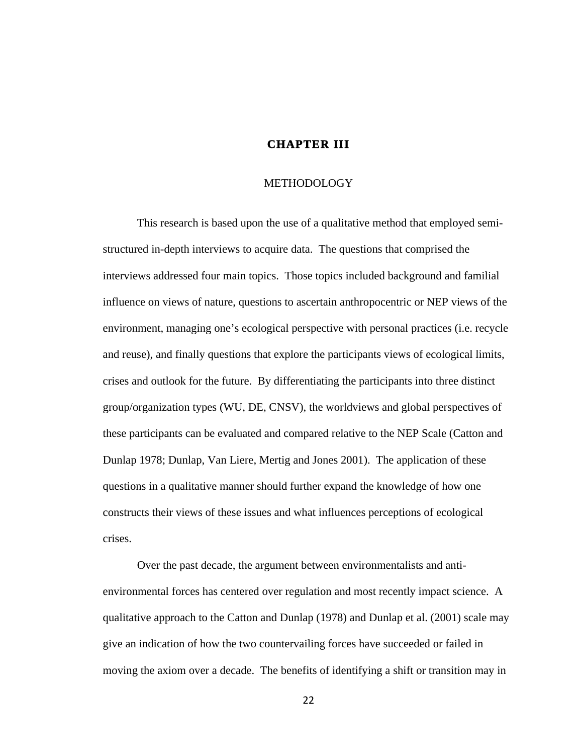# CHAPTER III

## METHODOLOGY

This research is based upon the use of a qualitative method that employed semi-structured in-depth interviews to acquire data. The questions that comprised the interviews addressed four main topics. Those topics included background and familial influence on views of nature, questions to ascertain anthropocentric or NEP views of the environment, managing one's ecological perspective with personal practices (i.e. recycle and reuse), and finally questions that explore the participants views of ecological limits, crises and outlook for the future. By differentiating the participants into three distinct group/organization types (WU, DE, CNSV), the worldviews and global perspectives of these participants can be evaluated and compared relative to the NEP Scale (Catton and Dunlap 1978; Dunlap, Van Liere, Mertig and Jones 2001). The application of these questions in a qualitative manner should further expand the knowledge of how one constructs their views of these issues and what influences perceptions of ecological crises.

Over the past decade, the argument between environmentalists and anti-environmental forces has centered over regulation and most recently impact science. A qualitative approach to the Catton and Dunlap (1978) and Dunlap et al. (2001) scale may give an indication of how the two countervailing forces have succeeded or failed in moving the axiom over a decade. The benefits of identifying a shift or transition may in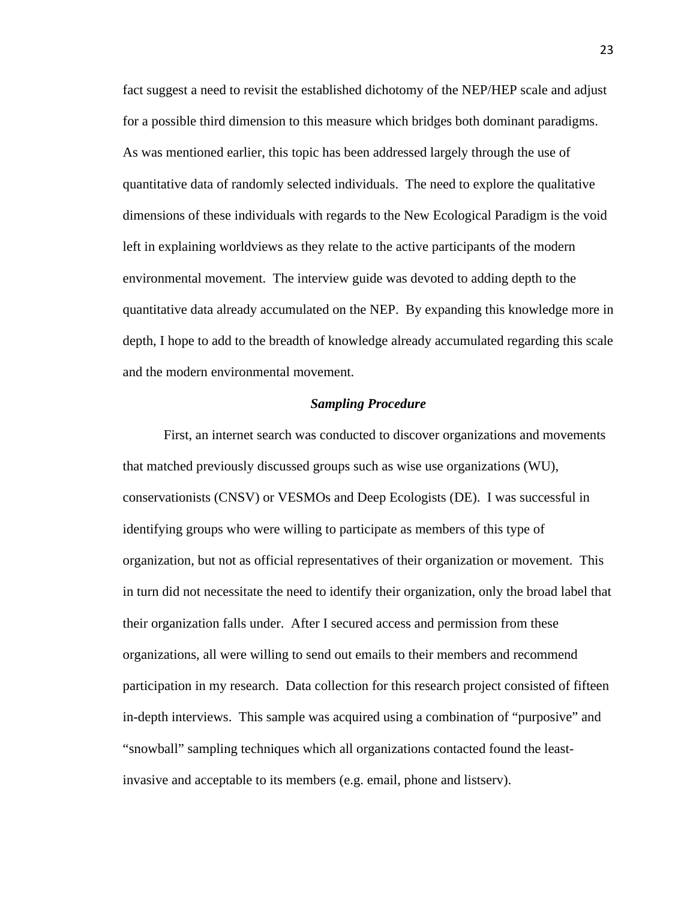fact suggest a need to revisit the established dichotomy of the NEP/HEP scale and adjust for a possible third dimension to this measure which bridges both dominant paradigms. As was mentioned earlier, this topic has been addressed largely through the use of quantitative data of randomly selected individuals. The need to explore the qualitative dimensions of these individuals with regards to the New Ecological Paradigm is the void left in explaining worldviews as they relate to the active participants of the modern environmental movement. The interview guide was devoted to adding depth to the quantitative data already accumulated on the NEP. By expanding this knowledge more in depth, I hope to add to the breadth of knowledge already accumulated regarding this scale and the modern environmental movement.

### *Sampling Procedure*

First, an internet search was conducted to discover organizations and movements that matched previously discussed groups such as wise use organizations (WU), conservationists (CNSV) or VESMOs and Deep Ecologists (DE). I was successful in identifying groups who were willing to participate as members of this type of organization, but not as official representatives of their organization or movement. This in turn did not necessitate the need to identify their organization, only the broad label that their organization falls under. After I secured access and permission from these organizations, all were willing to send out emails to their members and recommend participation in my research. Data collection for this research project consisted of fifteen in-depth interviews. This sample was acquired using a combination of "purposive" and "snowball" sampling techniques which all organizations contacted found the least-invasive and acceptable to its members (e.g. email, phone and listserv).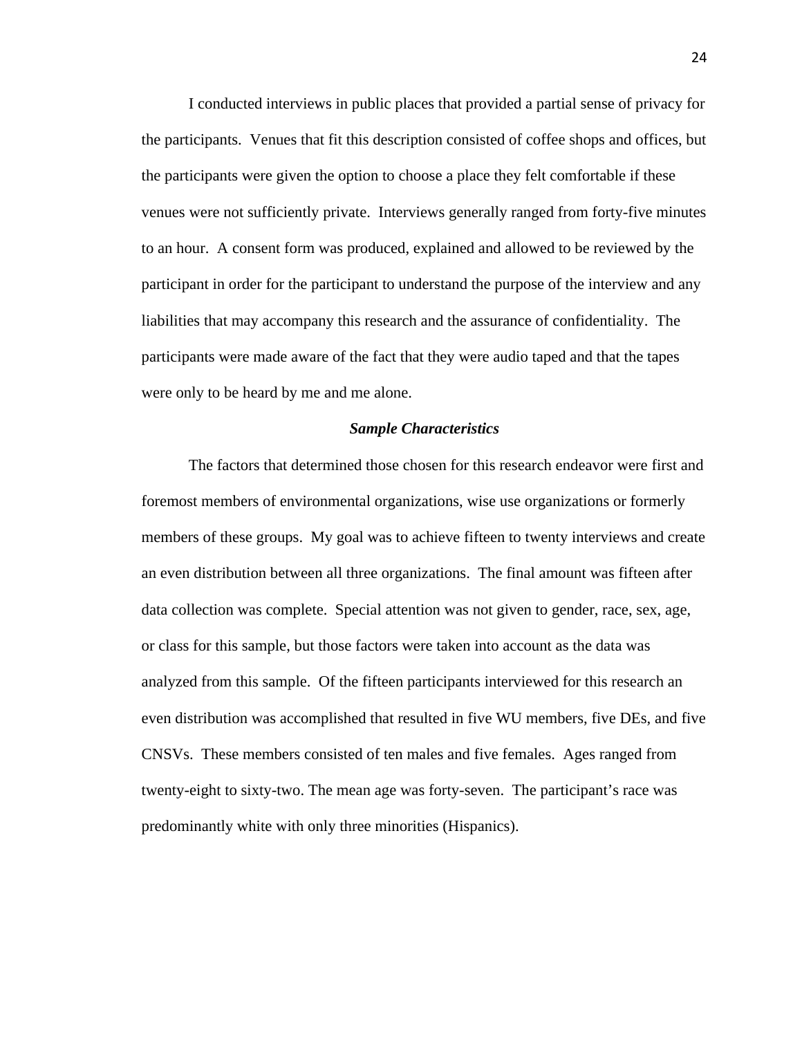I conducted interviews in public places that provided a partial sense of privacy for the participants. Venues that fit this description consisted of coffee shops and offices, but the participants were given the option to choose a place they felt comfortable if these venues were not sufficiently private. Interviews generally ranged from forty-five minutes to an hour. A consent form was produced, explained and allowed to be reviewed by the participant in order for the participant to understand the purpose of the interview and any liabilities that may accompany this research and the assurance of confidentiality. The participants were made aware of the fact that they were audio taped and that the tapes were only to be heard by me and me alone.

### ***Sample Characteristics***

The factors that determined those chosen for this research endeavor were first and foremost members of environmental organizations, wise use organizations or formerly members of these groups. My goal was to achieve fifteen to twenty interviews and create an even distribution between all three organizations. The final amount was fifteen after data collection was complete. Special attention was not given to gender, race, sex, age, or class for this sample, but those factors were taken into account as the data was analyzed from this sample. Of the fifteen participants interviewed for this research an even distribution was accomplished that resulted in five WU members, five DEs, and five CNSVs. These members consisted of ten males and five females. Ages ranged from twenty-eight to sixty-two. The mean age was forty-seven. The participant's race was predominantly white with only three minorities (Hispanics).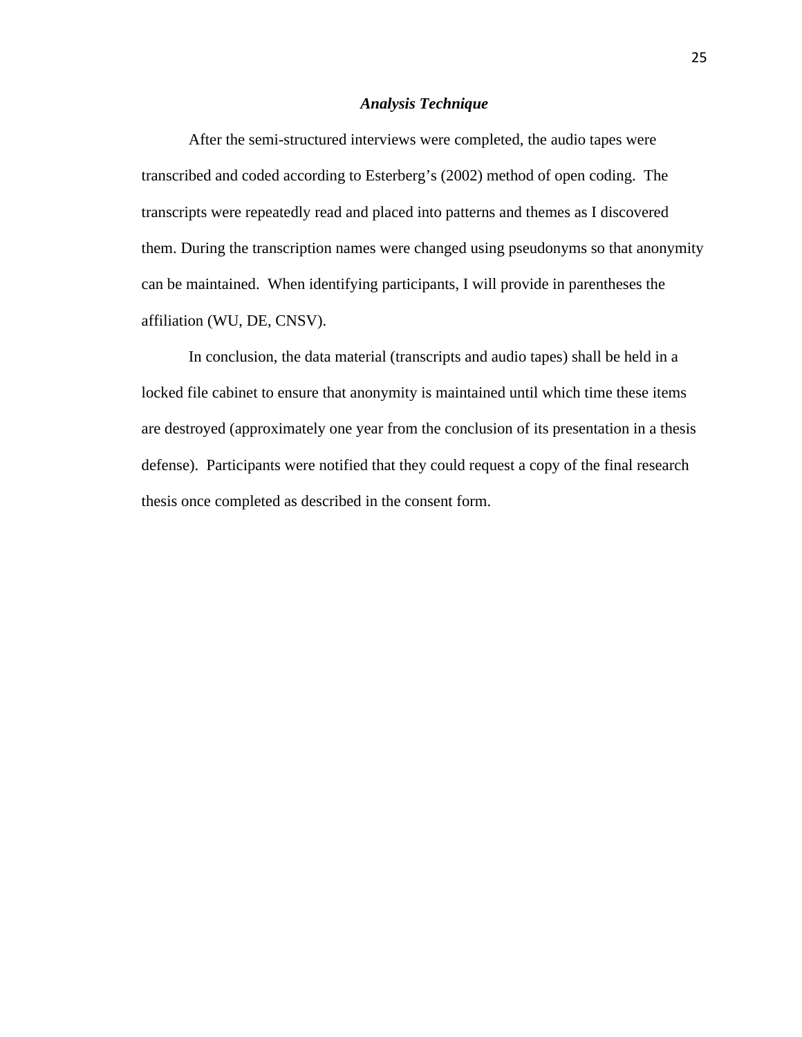### ***Analysis Technique***

After the semi-structured interviews were completed, the audio tapes were transcribed and coded according to Esterberg's (2002) method of open coding. The transcripts were repeatedly read and placed into patterns and themes as I discovered them. During the transcription names were changed using pseudonyms so that anonymity can be maintained. When identifying participants, I will provide in parentheses the affiliation (WU, DE, CNSV).

In conclusion, the data material (transcripts and audio tapes) shall be held in a locked file cabinet to ensure that anonymity is maintained until which time these items are destroyed (approximately one year from the conclusion of its presentation in a thesis defense). Participants were notified that they could request a copy of the final research thesis once completed as described in the consent form.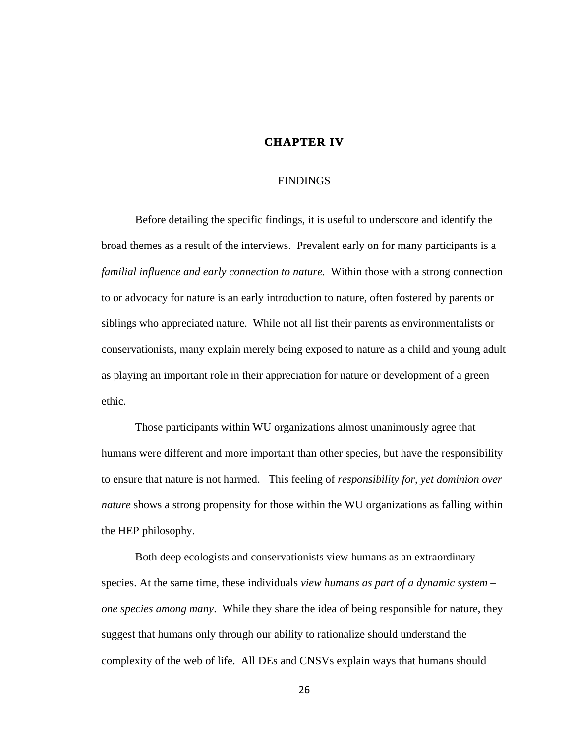# CHAPTER IV

## FINDINGS

Before detailing the specific findings, it is useful to underscore and identify the broad themes as a result of the interviews. Prevalent early on for many participants is a *familial influence and early connection to nature.* Within those with a strong connection to or advocacy for nature is an early introduction to nature, often fostered by parents or siblings who appreciated nature. While not all list their parents as environmentalists or conservationists, many explain merely being exposed to nature as a child and young adult as playing an important role in their appreciation for nature or development of a green ethic.

Those participants within WU organizations almost unanimously agree that humans were different and more important than other species, but have the responsibility to ensure that nature is not harmed. This feeling of *responsibility for, yet dominion over nature* shows a strong propensity for those within the WU organizations as falling within the HEP philosophy.

Both deep ecologists and conservationists view humans as an extraordinary species. At the same time, these individuals *view humans as part of a dynamic system – one species among many*. While they share the idea of being responsible for nature, they suggest that humans only through our ability to rationalize should understand the complexity of the web of life. All DEs and CNSVs explain ways that humans should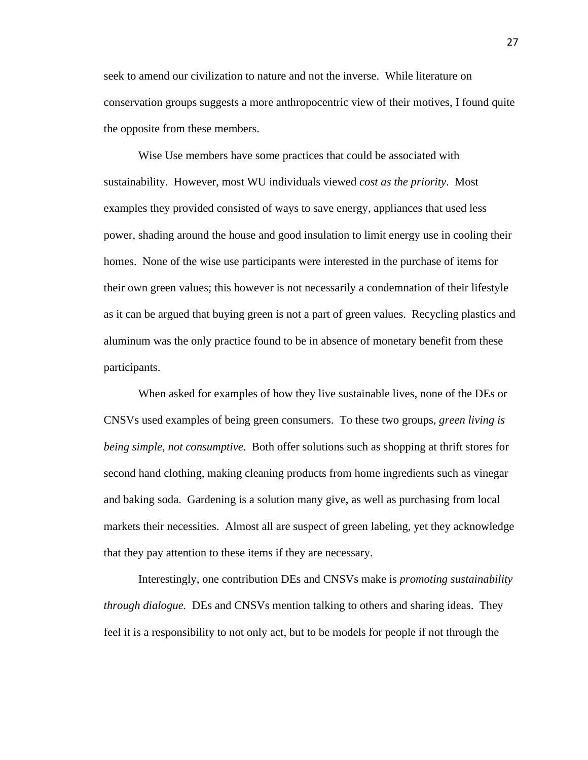seek to amend our civilization to nature and not the inverse. While literature on conservation groups suggests a more anthropocentric view of their motives, I found quite the opposite from these members.

Wise Use members have some practices that could be associated with sustainability. However, most WU individuals viewed *cost as the priority*. Most examples they provided consisted of ways to save energy, appliances that used less power, shading around the house and good insulation to limit energy use in cooling their homes. None of the wise use participants were interested in the purchase of items for their own green values; this however is not necessarily a condemnation of their lifestyle as it can be argued that buying green is not a part of green values. Recycling plastics and aluminum was the only practice found to be in absence of monetary benefit from these participants.

When asked for examples of how they live sustainable lives, none of the DEs or CNSVs used examples of being green consumers. To these two groups, *green living is being simple, not consumptive*. Both offer solutions such as shopping at thrift stores for second hand clothing, making cleaning products from home ingredients such as vinegar and baking soda. Gardening is a solution many give, as well as purchasing from local markets their necessities. Almost all are suspect of green labeling, yet they acknowledge that they pay attention to these items if they are necessary.

Interestingly, one contribution DEs and CNSVs make is *promoting sustainability through dialogue.* DEs and CNSVs mention talking to others and sharing ideas. They feel it is a responsibility to not only act, but to be models for people if not through the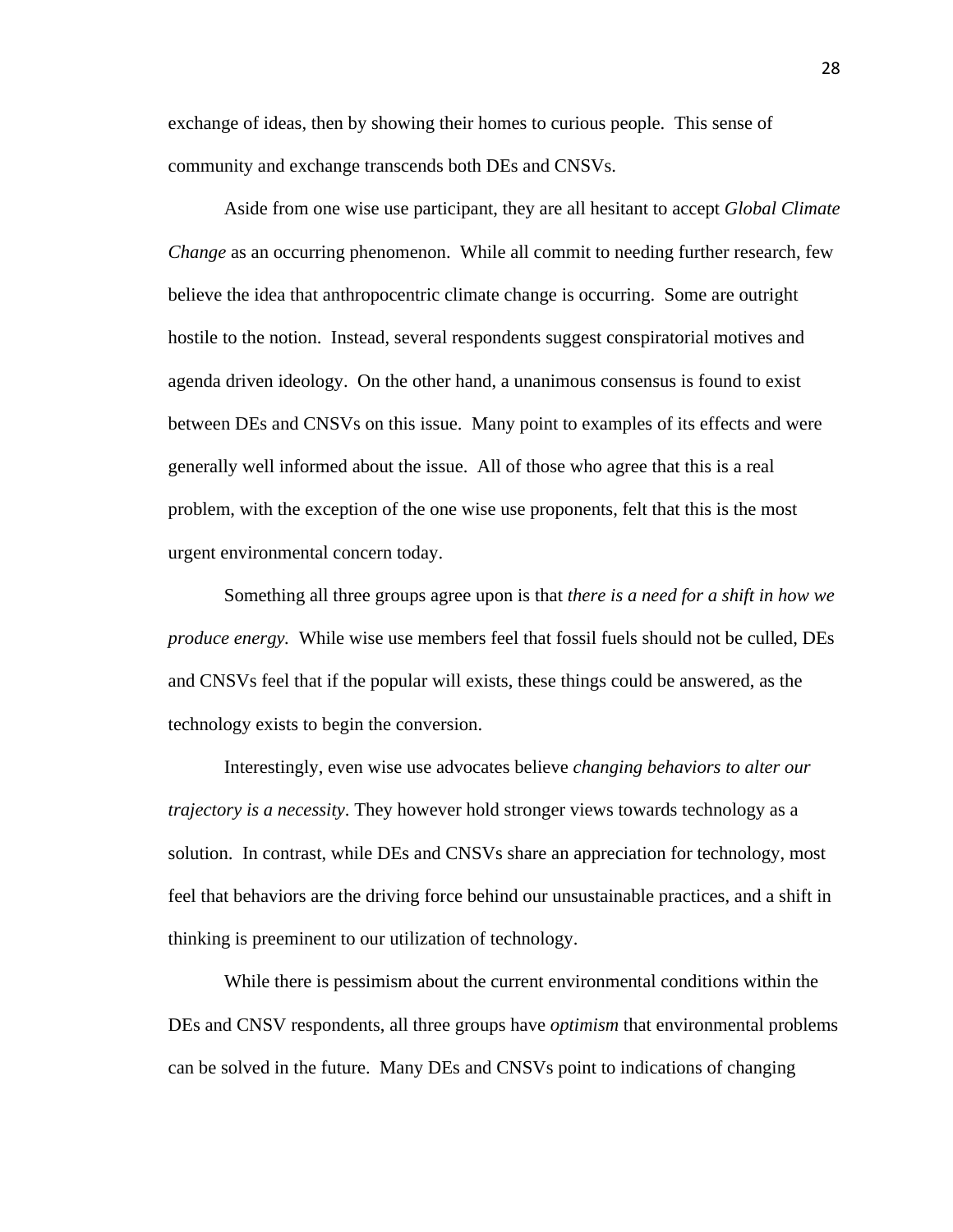exchange of ideas, then by showing their homes to curious people. This sense of community and exchange transcends both DEs and CNSVs.

Aside from one wise use participant, they are all hesitant to accept *Global Climate Change* as an occurring phenomenon. While all commit to needing further research, few believe the idea that anthropocentric climate change is occurring. Some are outright hostile to the notion. Instead, several respondents suggest conspiratorial motives and agenda driven ideology. On the other hand, a unanimous consensus is found to exist between DEs and CNSVs on this issue. Many point to examples of its effects and were generally well informed about the issue. All of those who agree that this is a real problem, with the exception of the one wise use proponents, felt that this is the most urgent environmental concern today.

Something all three groups agree upon is that *there is a need for a shift in how we produce energy.* While wise use members feel that fossil fuels should not be culled, DEs and CNSVs feel that if the popular will exists, these things could be answered, as the technology exists to begin the conversion.

Interestingly, even wise use advocates believe *changing behaviors to alter our trajectory is a necessity*. They however hold stronger views towards technology as a solution. In contrast, while DEs and CNSVs share an appreciation for technology, most feel that behaviors are the driving force behind our unsustainable practices, and a shift in thinking is preeminent to our utilization of technology.

While there is pessimism about the current environmental conditions within the DEs and CNSV respondents, all three groups have *optimism* that environmental problems can be solved in the future. Many DEs and CNSVs point to indications of changing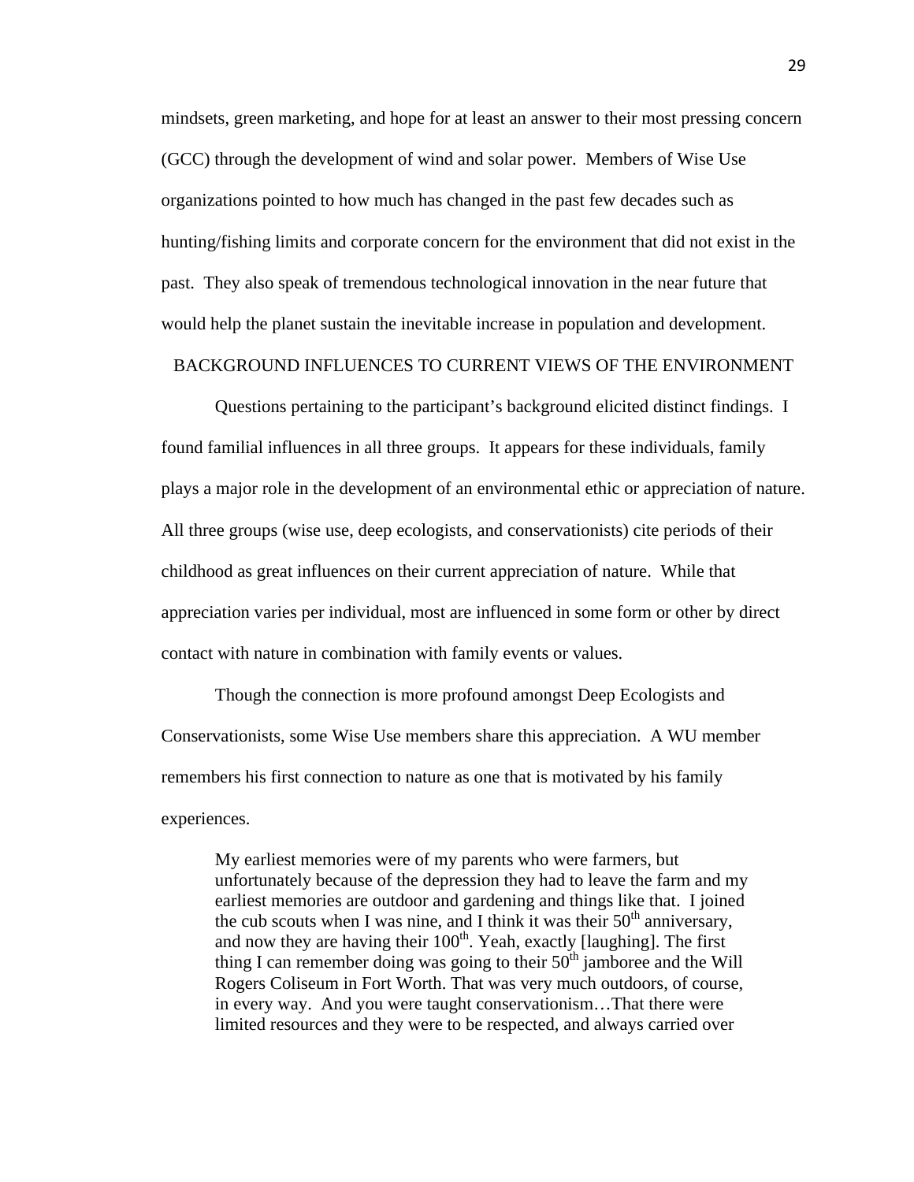mindsets, green marketing, and hope for at least an answer to their most pressing concern (GCC) through the development of wind and solar power. Members of Wise Use organizations pointed to how much has changed in the past few decades such as hunting/fishing limits and corporate concern for the environment that did not exist in the past. They also speak of tremendous technological innovation in the near future that would help the planet sustain the inevitable increase in population and development.

## BACKGROUND INFLUENCES TO CURRENT VIEWS OF THE ENVIRONMENT

Questions pertaining to the participant's background elicited distinct findings. I found familial influences in all three groups. It appears for these individuals, family plays a major role in the development of an environmental ethic or appreciation of nature. All three groups (wise use, deep ecologists, and conservationists) cite periods of their childhood as great influences on their current appreciation of nature. While that appreciation varies per individual, most are influenced in some form or other by direct contact with nature in combination with family events or values.

Though the connection is more profound amongst Deep Ecologists and Conservationists, some Wise Use members share this appreciation. A WU member remembers his first connection to nature as one that is motivated by his family experiences.

> My earliest memories were of my parents who were farmers, but unfortunately because of the depression they had to leave the farm and my earliest memories are outdoor and gardening and things like that. I joined the cub scouts when I was nine, and I think it was their 50th anniversary, and now they are having their 100th. Yeah, exactly [laughing]. The first thing I can remember doing was going to their 50th jamboree and the Will Rogers Coliseum in Fort Worth. That was very much outdoors, of course, in every way. And you were taught conservationism…That there were limited resources and they were to be respected, and always carried over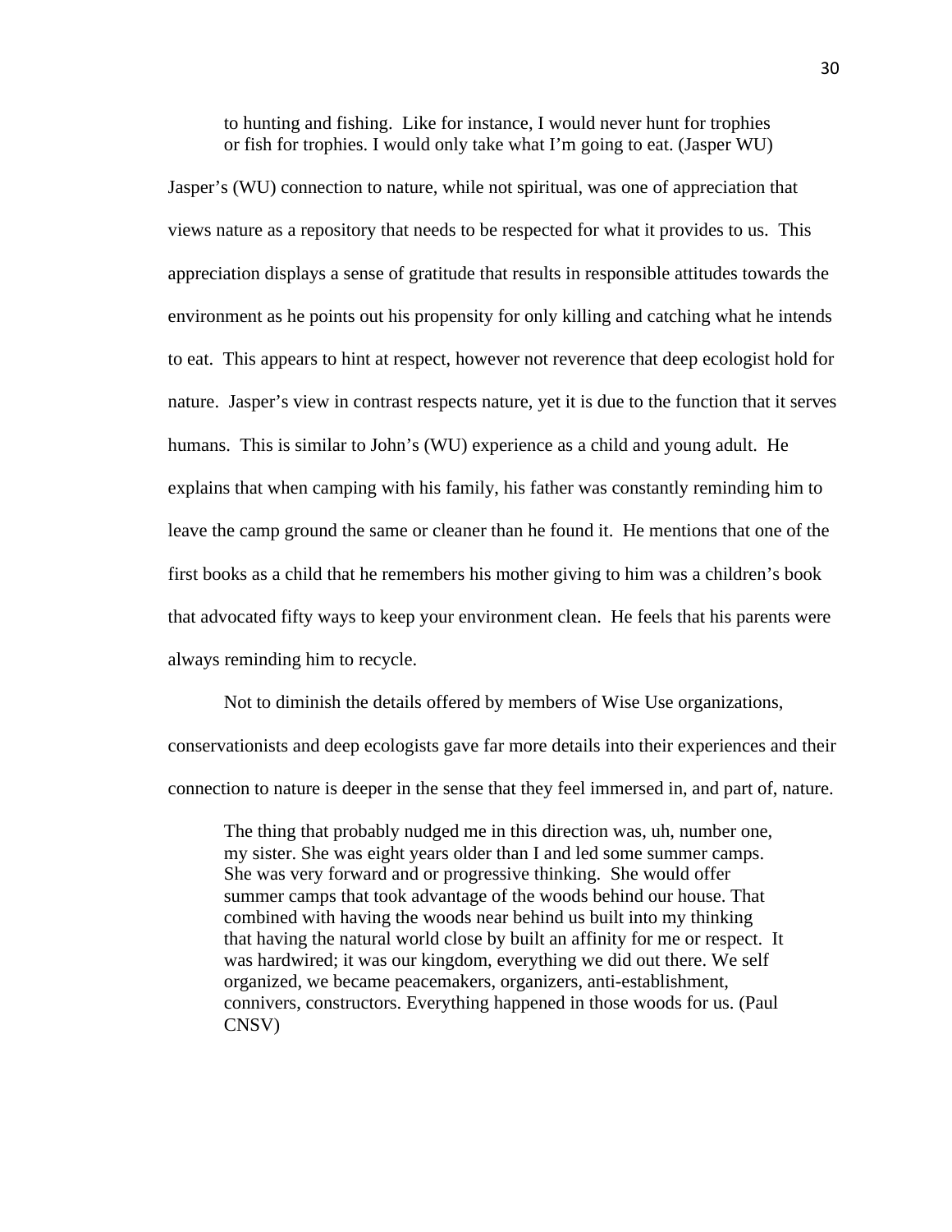> to hunting and fishing. Like for instance, I would never hunt for trophies or fish for trophies. I would only take what I'm going to eat. (Jasper WU)

Jasper's (WU) connection to nature, while not spiritual, was one of appreciation that views nature as a repository that needs to be respected for what it provides to us. This appreciation displays a sense of gratitude that results in responsible attitudes towards the environment as he points out his propensity for only killing and catching what he intends to eat. This appears to hint at respect, however not reverence that deep ecologist hold for nature. Jasper's view in contrast respects nature, yet it is due to the function that it serves humans. This is similar to John's (WU) experience as a child and young adult. He explains that when camping with his family, his father was constantly reminding him to leave the camp ground the same or cleaner than he found it. He mentions that one of the first books as a child that he remembers his mother giving to him was a children's book that advocated fifty ways to keep your environment clean. He feels that his parents were always reminding him to recycle.

Not to diminish the details offered by members of Wise Use organizations, conservationists and deep ecologists gave far more details into their experiences and their connection to nature is deeper in the sense that they feel immersed in, and part of, nature.

> The thing that probably nudged me in this direction was, uh, number one, my sister. She was eight years older than I and led some summer camps. She was very forward and or progressive thinking. She would offer summer camps that took advantage of the woods behind our house. That combined with having the woods near behind us built into my thinking that having the natural world close by built an affinity for me or respect. It was hardwired; it was our kingdom, everything we did out there. We self organized, we became peacemakers, organizers, anti-establishment, connivers, constructors. Everything happened in those woods for us. (Paul CNSV)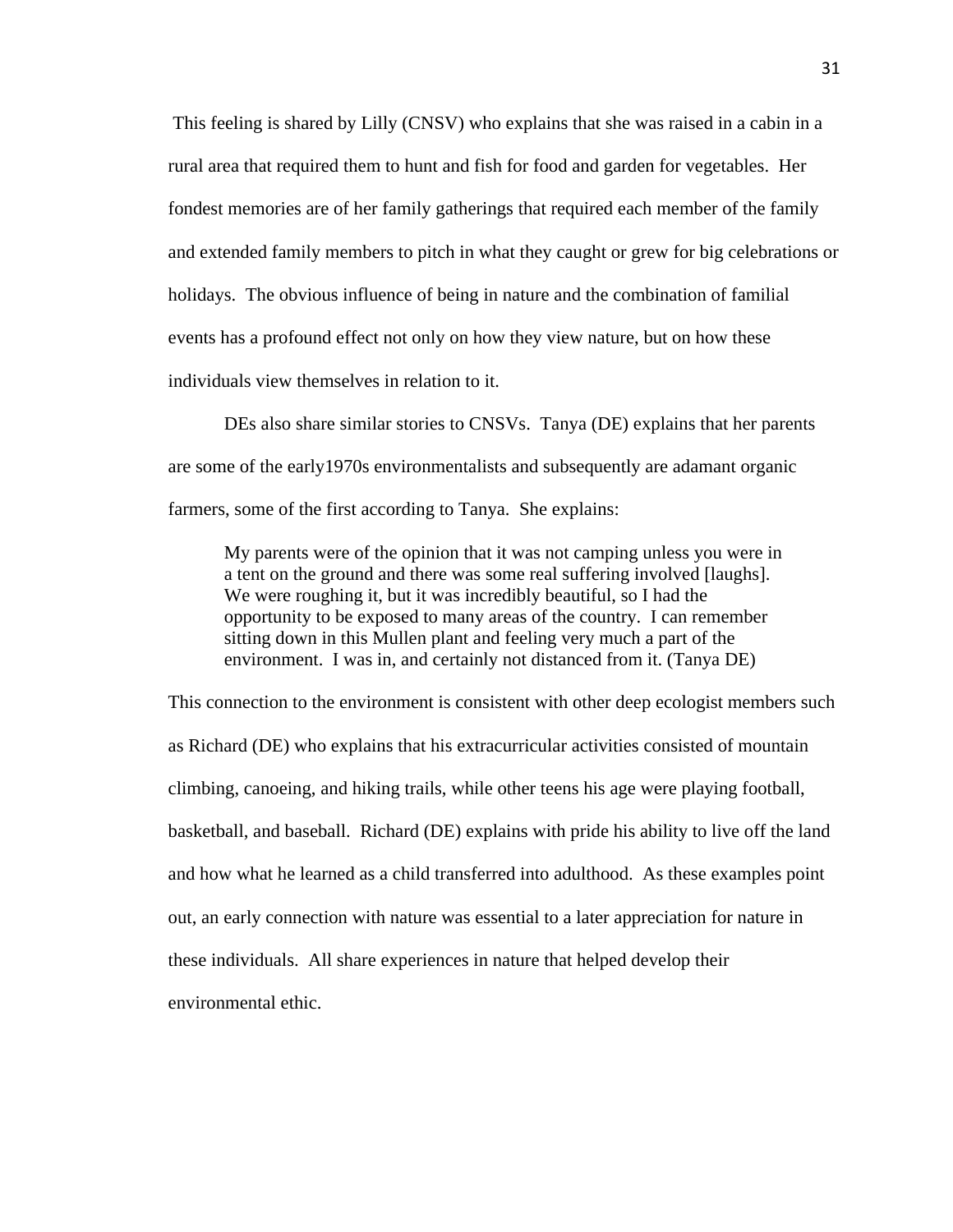This feeling is shared by Lilly (CNSV) who explains that she was raised in a cabin in a rural area that required them to hunt and fish for food and garden for vegetables. Her fondest memories are of her family gatherings that required each member of the family and extended family members to pitch in what they caught or grew for big celebrations or holidays. The obvious influence of being in nature and the combination of familial events has a profound effect not only on how they view nature, but on how these individuals view themselves in relation to it.

DEs also share similar stories to CNSVs. Tanya (DE) explains that her parents are some of the early1970s environmentalists and subsequently are adamant organic farmers, some of the first according to Tanya. She explains:

> My parents were of the opinion that it was not camping unless you were in a tent on the ground and there was some real suffering involved [laughs]. We were roughing it, but it was incredibly beautiful, so I had the opportunity to be exposed to many areas of the country. I can remember sitting down in this Mullen plant and feeling very much a part of the environment. I was in, and certainly not distanced from it. (Tanya DE)

This connection to the environment is consistent with other deep ecologist members such as Richard (DE) who explains that his extracurricular activities consisted of mountain climbing, canoeing, and hiking trails, while other teens his age were playing football, basketball, and baseball. Richard (DE) explains with pride his ability to live off the land and how what he learned as a child transferred into adulthood. As these examples point out, an early connection with nature was essential to a later appreciation for nature in these individuals. All share experiences in nature that helped develop their environmental ethic.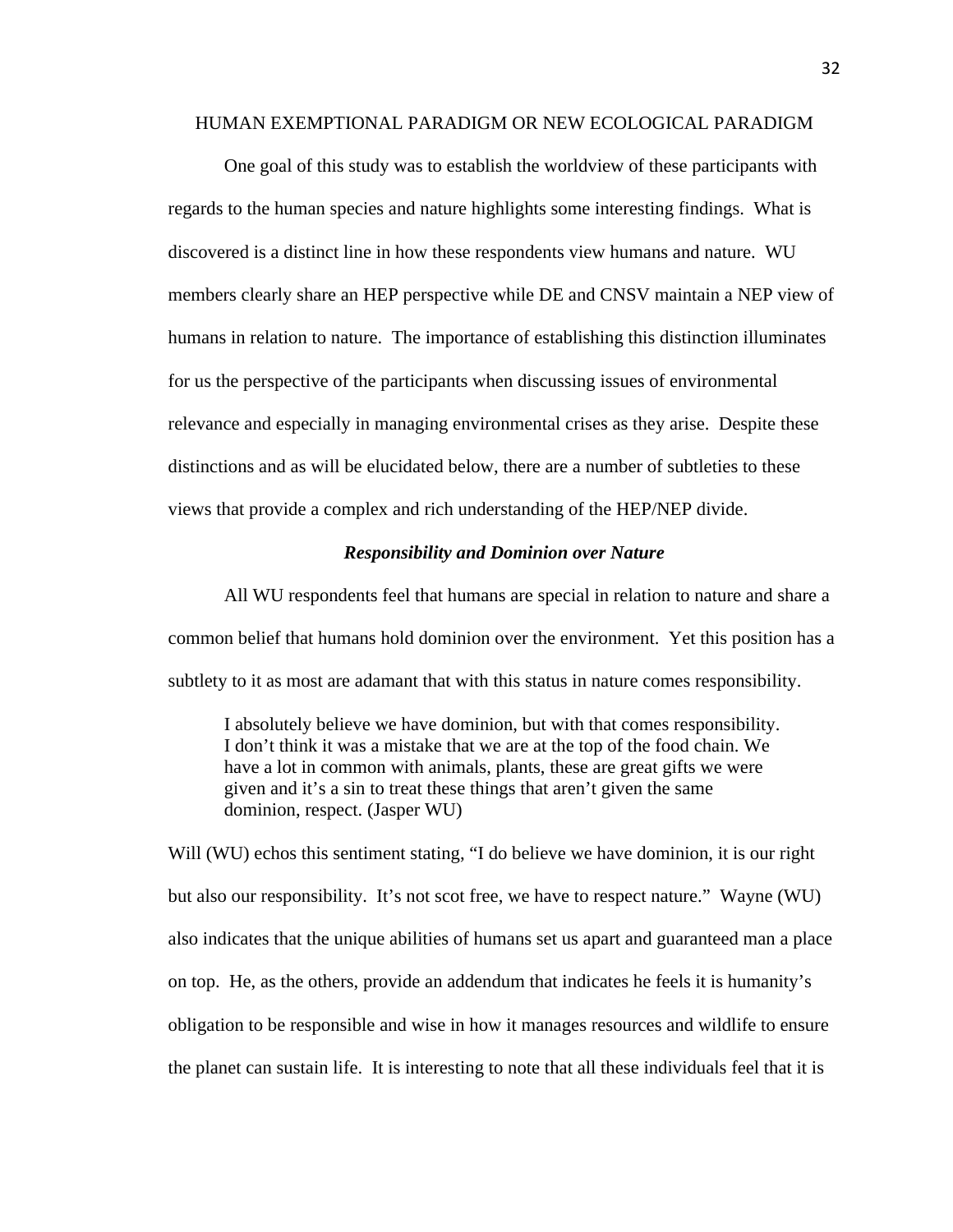## HUMAN EXEMPTIONAL PARADIGM OR NEW ECOLOGICAL PARADIGM

One goal of this study was to establish the worldview of these participants with regards to the human species and nature highlights some interesting findings. What is discovered is a distinct line in how these respondents view humans and nature. WU members clearly share an HEP perspective while DE and CNSV maintain a NEP view of humans in relation to nature. The importance of establishing this distinction illuminates for us the perspective of the participants when discussing issues of environmental relevance and especially in managing environmental crises as they arise. Despite these distinctions and as will be elucidated below, there are a number of subtleties to these views that provide a complex and rich understanding of the HEP/NEP divide.

### *Responsibility and Dominion over Nature*

All WU respondents feel that humans are special in relation to nature and share a common belief that humans hold dominion over the environment. Yet this position has a subtlety to it as most are adamant that with this status in nature comes responsibility.

> I absolutely believe we have dominion, but with that comes responsibility. I don't think it was a mistake that we are at the top of the food chain. We have a lot in common with animals, plants, these are great gifts we were given and it's a sin to treat these things that aren't given the same dominion, respect. (Jasper WU)

Will (WU) echos this sentiment stating, "I do believe we have dominion, it is our right but also our responsibility. It's not scot free, we have to respect nature." Wayne (WU) also indicates that the unique abilities of humans set us apart and guaranteed man a place on top. He, as the others, provide an addendum that indicates he feels it is humanity's obligation to be responsible and wise in how it manages resources and wildlife to ensure the planet can sustain life. It is interesting to note that all these individuals feel that it is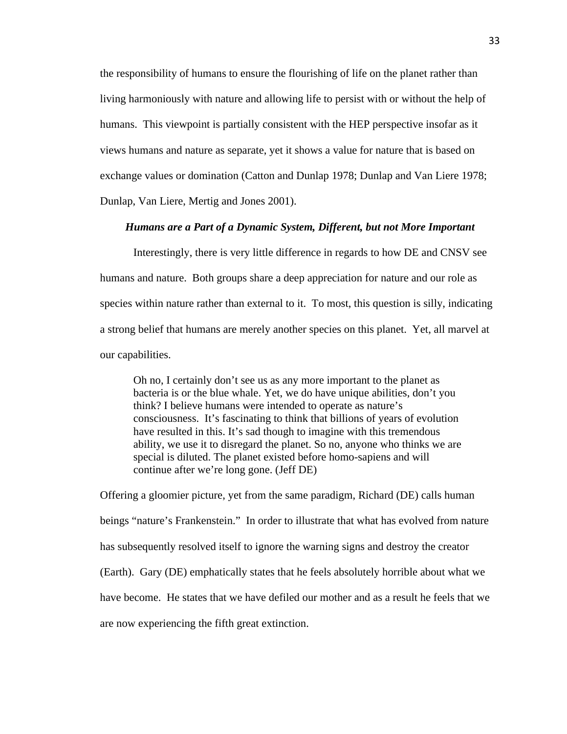the responsibility of humans to ensure the flourishing of life on the planet rather than living harmoniously with nature and allowing life to persist with or without the help of humans. This viewpoint is partially consistent with the HEP perspective insofar as it views humans and nature as separate, yet it shows a value for nature that is based on exchange values or domination (Catton and Dunlap 1978; Dunlap and Van Liere 1978; Dunlap, Van Liere, Mertig and Jones 2001).

### *Humans are a Part of a Dynamic System, Different, but not More Important*

Interestingly, there is very little difference in regards to how DE and CNSV see humans and nature. Both groups share a deep appreciation for nature and our role as species within nature rather than external to it. To most, this question is silly, indicating a strong belief that humans are merely another species on this planet. Yet, all marvel at our capabilities.

> Oh no, I certainly don't see us as any more important to the planet as bacteria is or the blue whale. Yet, we do have unique abilities, don't you think? I believe humans were intended to operate as nature's consciousness. It's fascinating to think that billions of years of evolution have resulted in this. It's sad though to imagine with this tremendous ability, we use it to disregard the planet. So no, anyone who thinks we are special is diluted. The planet existed before homo-sapiens and will continue after we're long gone. (Jeff DE)

Offering a gloomier picture, yet from the same paradigm, Richard (DE) calls human beings "nature's Frankenstein." In order to illustrate that what has evolved from nature has subsequently resolved itself to ignore the warning signs and destroy the creator (Earth). Gary (DE) emphatically states that he feels absolutely horrible about what we have become. He states that we have defiled our mother and as a result he feels that we are now experiencing the fifth great extinction.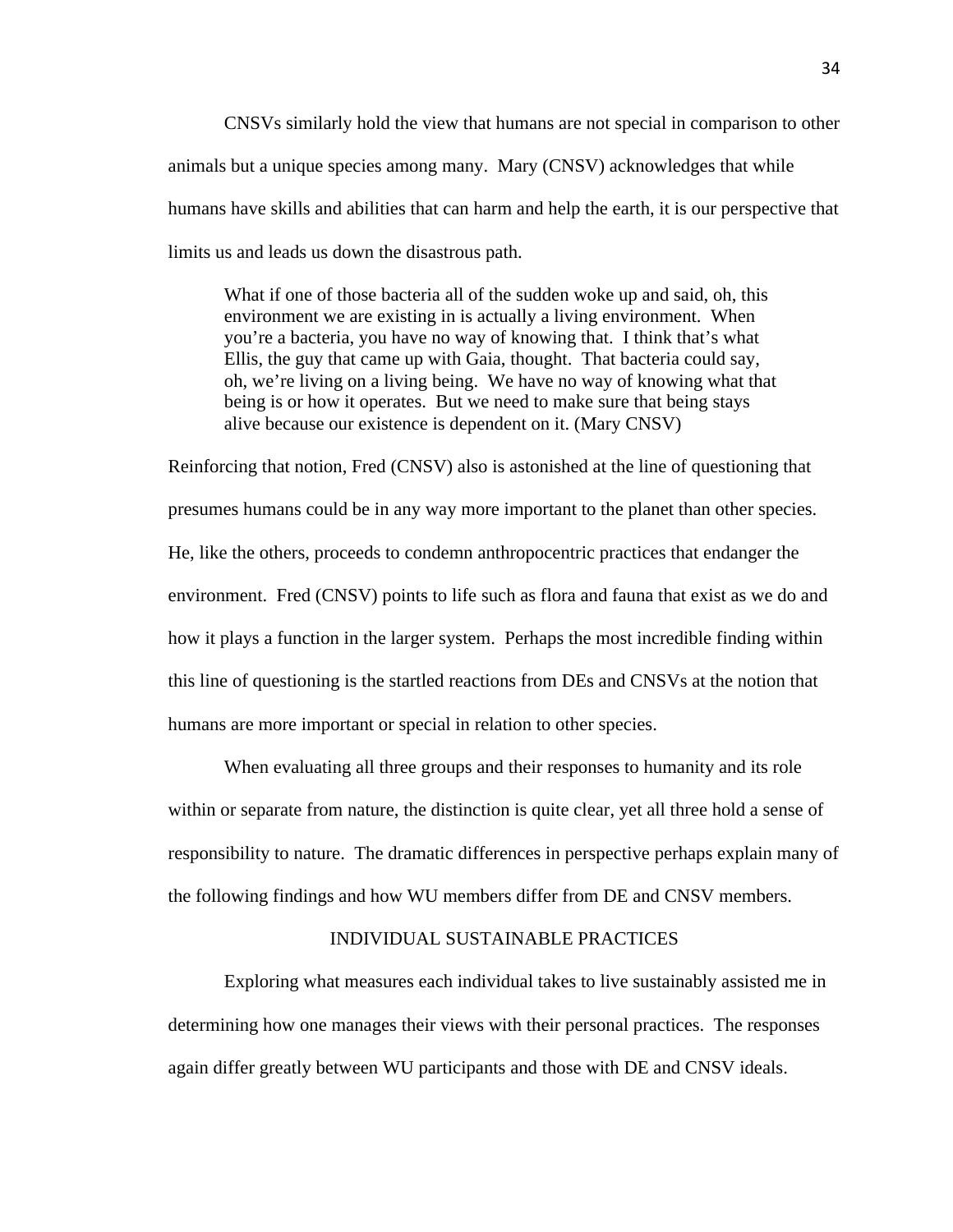CNSVs similarly hold the view that humans are not special in comparison to other animals but a unique species among many. Mary (CNSV) acknowledges that while humans have skills and abilities that can harm and help the earth, it is our perspective that limits us and leads us down the disastrous path.

> What if one of those bacteria all of the sudden woke up and said, oh, this environment we are existing in is actually a living environment. When you're a bacteria, you have no way of knowing that. I think that's what Ellis, the guy that came up with Gaia, thought. That bacteria could say, oh, we're living on a living being. We have no way of knowing what that being is or how it operates. But we need to make sure that being stays alive because our existence is dependent on it. (Mary CNSV)

Reinforcing that notion, Fred (CNSV) also is astonished at the line of questioning that presumes humans could be in any way more important to the planet than other species. He, like the others, proceeds to condemn anthropocentric practices that endanger the environment. Fred (CNSV) points to life such as flora and fauna that exist as we do and how it plays a function in the larger system. Perhaps the most incredible finding within this line of questioning is the startled reactions from DEs and CNSVs at the notion that humans are more important or special in relation to other species.

When evaluating all three groups and their responses to humanity and its role within or separate from nature, the distinction is quite clear, yet all three hold a sense of responsibility to nature. The dramatic differences in perspective perhaps explain many of the following findings and how WU members differ from DE and CNSV members.

## INDIVIDUAL SUSTAINABLE PRACTICES

Exploring what measures each individual takes to live sustainably assisted me in determining how one manages their views with their personal practices. The responses again differ greatly between WU participants and those with DE and CNSV ideals.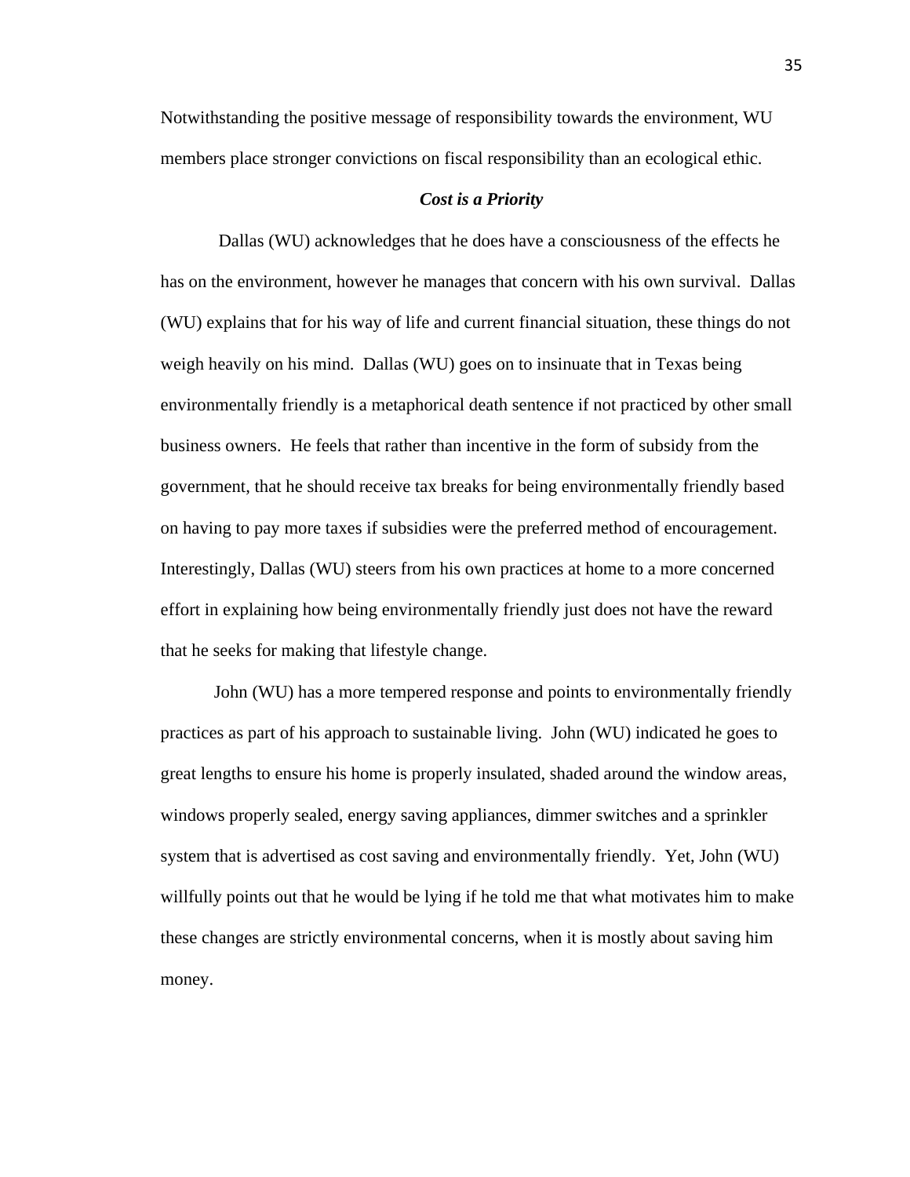Notwithstanding the positive message of responsibility towards the environment, WU members place stronger convictions on fiscal responsibility than an ecological ethic.

### ***Cost is a Priority***

Dallas (WU) acknowledges that he does have a consciousness of the effects he has on the environment, however he manages that concern with his own survival. Dallas (WU) explains that for his way of life and current financial situation, these things do not weigh heavily on his mind. Dallas (WU) goes on to insinuate that in Texas being environmentally friendly is a metaphorical death sentence if not practiced by other small business owners. He feels that rather than incentive in the form of subsidy from the government, that he should receive tax breaks for being environmentally friendly based on having to pay more taxes if subsidies were the preferred method of encouragement. Interestingly, Dallas (WU) steers from his own practices at home to a more concerned effort in explaining how being environmentally friendly just does not have the reward that he seeks for making that lifestyle change.

John (WU) has a more tempered response and points to environmentally friendly practices as part of his approach to sustainable living. John (WU) indicated he goes to great lengths to ensure his home is properly insulated, shaded around the window areas, windows properly sealed, energy saving appliances, dimmer switches and a sprinkler system that is advertised as cost saving and environmentally friendly. Yet, John (WU) willfully points out that he would be lying if he told me that what motivates him to make these changes are strictly environmental concerns, when it is mostly about saving him money.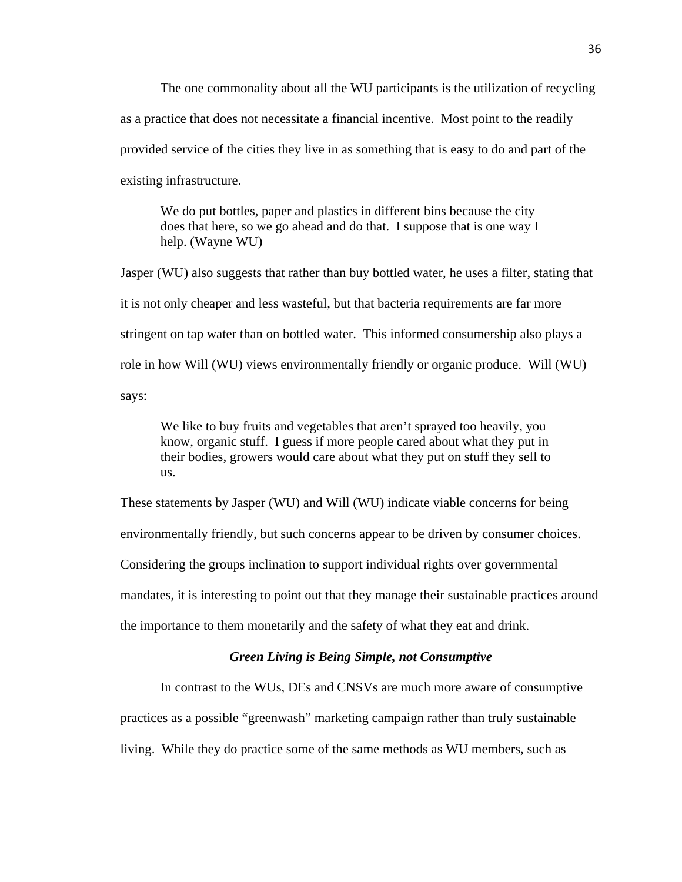The one commonality about all the WU participants is the utilization of recycling as a practice that does not necessitate a financial incentive.  Most point to the readily provided service of the cities they live in as something that is easy to do and part of the existing infrastructure.

> We do put bottles, paper and plastics in different bins because the city does that here, so we go ahead and do that.  I suppose that is one way I help. (Wayne WU)

Jasper (WU) also suggests that rather than buy bottled water, he uses a filter, stating that it is not only cheaper and less wasteful, but that bacteria requirements are far more stringent on tap water than on bottled water.  This informed consumership also plays a role in how Will (WU) views environmentally friendly or organic produce.  Will (WU) says:

> We like to buy fruits and vegetables that aren't sprayed too heavily, you know, organic stuff.  I guess if more people cared about what they put in their bodies, growers would care about what they put on stuff they sell to us.

These statements by Jasper (WU) and Will (WU) indicate viable concerns for being environmentally friendly, but such concerns appear to be driven by consumer choices. Considering the groups inclination to support individual rights over governmental mandates, it is interesting to point out that they manage their sustainable practices around the importance to them monetarily and the safety of what they eat and drink.

### *Green Living is Being Simple, not Consumptive*

In contrast to the WUs, DEs and CNSVs are much more aware of consumptive practices as a possible "greenwash" marketing campaign rather than truly sustainable living.  While they do practice some of the same methods as WU members, such as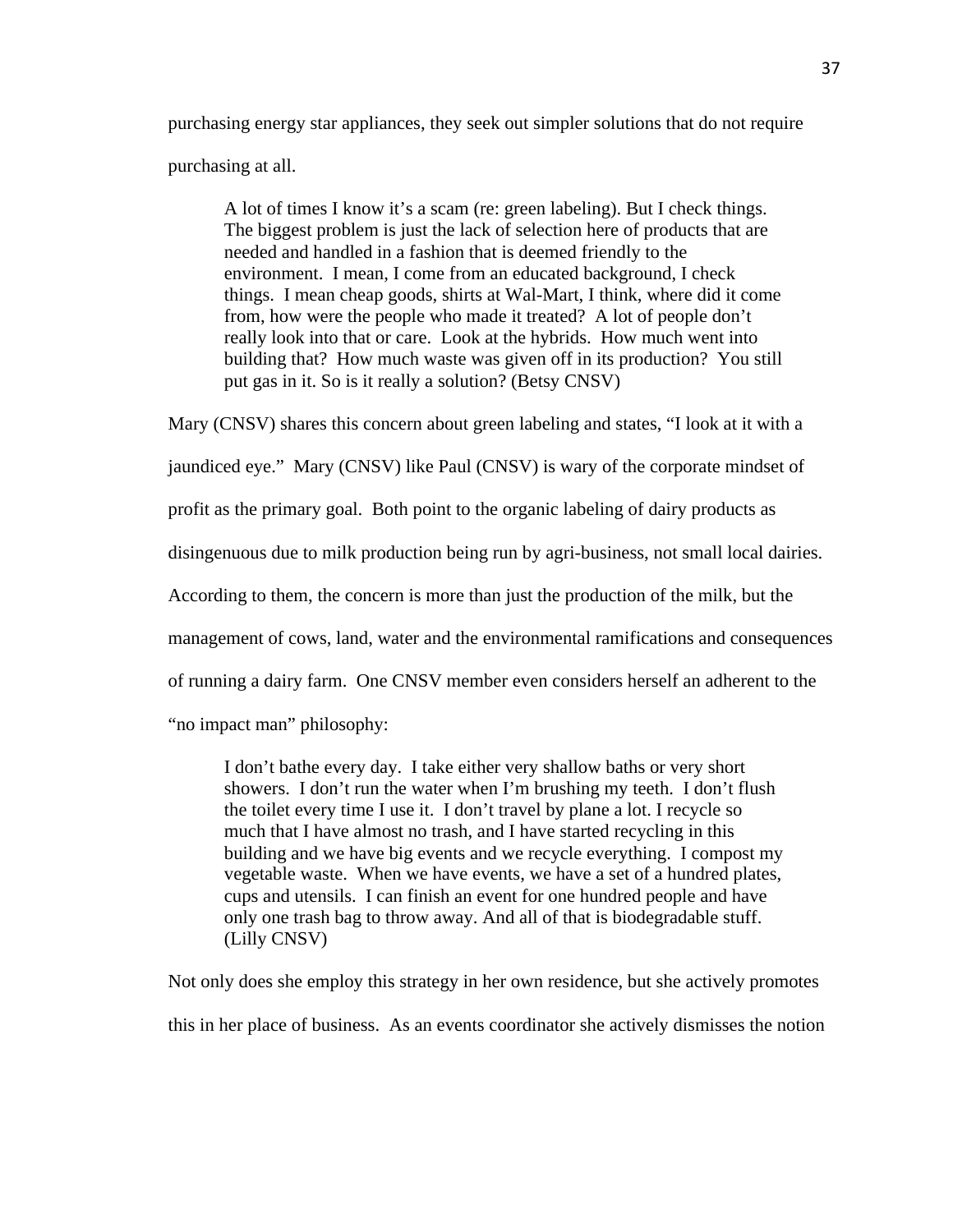purchasing energy star appliances, they seek out simpler solutions that do not require purchasing at all.

> A lot of times I know it's a scam (re: green labeling). But I check things. The biggest problem is just the lack of selection here of products that are needed and handled in a fashion that is deemed friendly to the environment. I mean, I come from an educated background, I check things. I mean cheap goods, shirts at Wal-Mart, I think, where did it come from, how were the people who made it treated? A lot of people don't really look into that or care. Look at the hybrids. How much went into building that? How much waste was given off in its production? You still put gas in it. So is it really a solution? (Betsy CNSV)

Mary (CNSV) shares this concern about green labeling and states, "I look at it with a jaundiced eye." Mary (CNSV) like Paul (CNSV) is wary of the corporate mindset of profit as the primary goal. Both point to the organic labeling of dairy products as disingenuous due to milk production being run by agri-business, not small local dairies. According to them, the concern is more than just the production of the milk, but the management of cows, land, water and the environmental ramifications and consequences of running a dairy farm. One CNSV member even considers herself an adherent to the "no impact man" philosophy:

> I don't bathe every day. I take either very shallow baths or very short showers. I don't run the water when I'm brushing my teeth. I don't flush the toilet every time I use it. I don't travel by plane a lot. I recycle so much that I have almost no trash, and I have started recycling in this building and we have big events and we recycle everything. I compost my vegetable waste. When we have events, we have a set of a hundred plates, cups and utensils. I can finish an event for one hundred people and have only one trash bag to throw away. And all of that is biodegradable stuff. (Lilly CNSV)

Not only does she employ this strategy in her own residence, but she actively promotes this in her place of business. As an events coordinator she actively dismisses the notion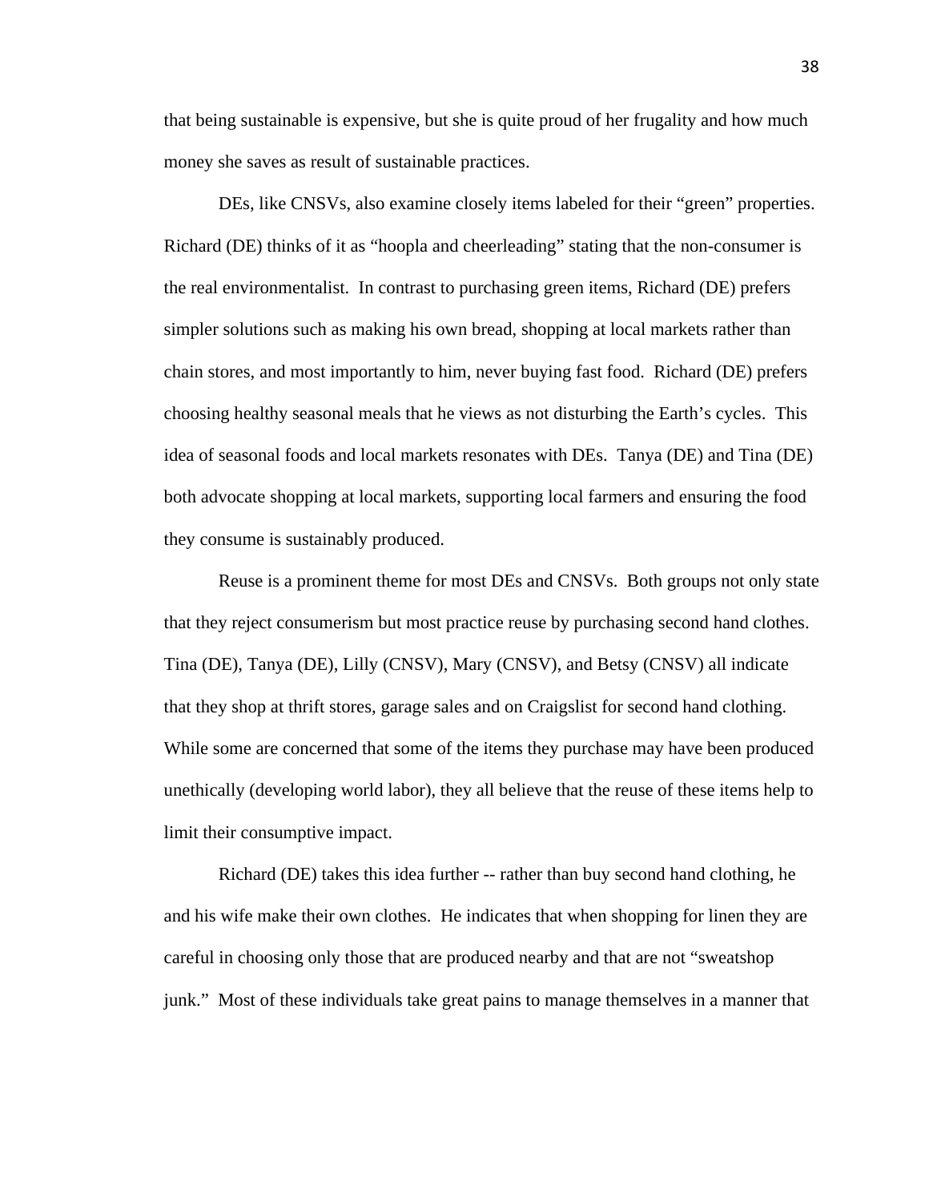that being sustainable is expensive, but she is quite proud of her frugality and how much money she saves as result of sustainable practices.

DEs, like CNSVs, also examine closely items labeled for their "green" properties. Richard (DE) thinks of it as "hoopla and cheerleading" stating that the non-consumer is the real environmentalist. In contrast to purchasing green items, Richard (DE) prefers simpler solutions such as making his own bread, shopping at local markets rather than chain stores, and most importantly to him, never buying fast food. Richard (DE) prefers choosing healthy seasonal meals that he views as not disturbing the Earth's cycles. This idea of seasonal foods and local markets resonates with DEs. Tanya (DE) and Tina (DE) both advocate shopping at local markets, supporting local farmers and ensuring the food they consume is sustainably produced.

Reuse is a prominent theme for most DEs and CNSVs. Both groups not only state that they reject consumerism but most practice reuse by purchasing second hand clothes. Tina (DE), Tanya (DE), Lilly (CNSV), Mary (CNSV), and Betsy (CNSV) all indicate that they shop at thrift stores, garage sales and on Craigslist for second hand clothing. While some are concerned that some of the items they purchase may have been produced unethically (developing world labor), they all believe that the reuse of these items help to limit their consumptive impact.

Richard (DE) takes this idea further -- rather than buy second hand clothing, he and his wife make their own clothes. He indicates that when shopping for linen they are careful in choosing only those that are produced nearby and that are not "sweatshop junk." Most of these individuals take great pains to manage themselves in a manner that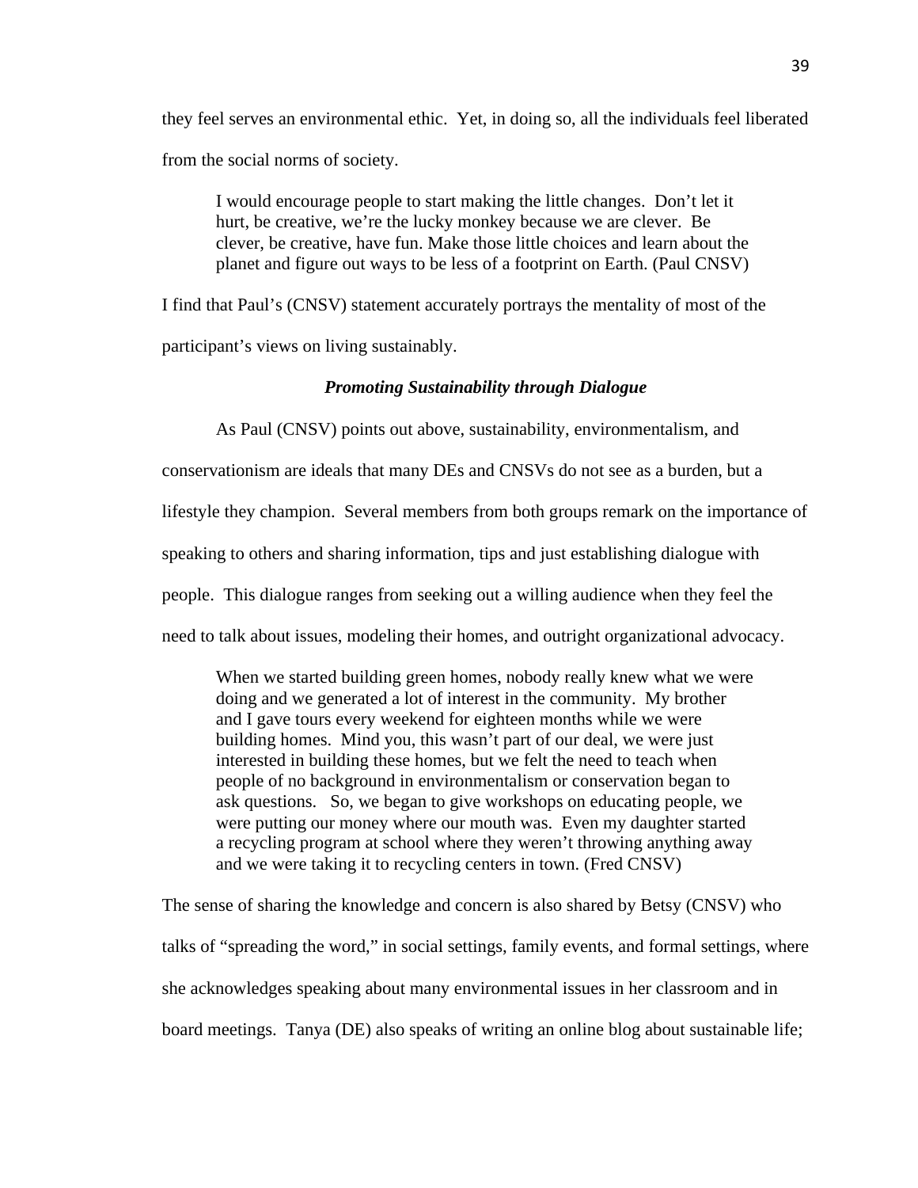they feel serves an environmental ethic. Yet, in doing so, all the individuals feel liberated from the social norms of society.

> I would encourage people to start making the little changes. Don't let it hurt, be creative, we're the lucky monkey because we are clever. Be clever, be creative, have fun. Make those little choices and learn about the planet and figure out ways to be less of a footprint on Earth. (Paul CNSV)

I find that Paul's (CNSV) statement accurately portrays the mentality of most of the participant's views on living sustainably.

### *Promoting Sustainability through Dialogue*

As Paul (CNSV) points out above, sustainability, environmentalism, and conservationism are ideals that many DEs and CNSVs do not see as a burden, but a lifestyle they champion. Several members from both groups remark on the importance of speaking to others and sharing information, tips and just establishing dialogue with people. This dialogue ranges from seeking out a willing audience when they feel the need to talk about issues, modeling their homes, and outright organizational advocacy.

> When we started building green homes, nobody really knew what we were doing and we generated a lot of interest in the community. My brother and I gave tours every weekend for eighteen months while we were building homes. Mind you, this wasn't part of our deal, we were just interested in building these homes, but we felt the need to teach when people of no background in environmentalism or conservation began to ask questions. So, we began to give workshops on educating people, we were putting our money where our mouth was. Even my daughter started a recycling program at school where they weren't throwing anything away and we were taking it to recycling centers in town. (Fred CNSV)

The sense of sharing the knowledge and concern is also shared by Betsy (CNSV) who talks of "spreading the word," in social settings, family events, and formal settings, where she acknowledges speaking about many environmental issues in her classroom and in board meetings. Tanya (DE) also speaks of writing an online blog about sustainable life;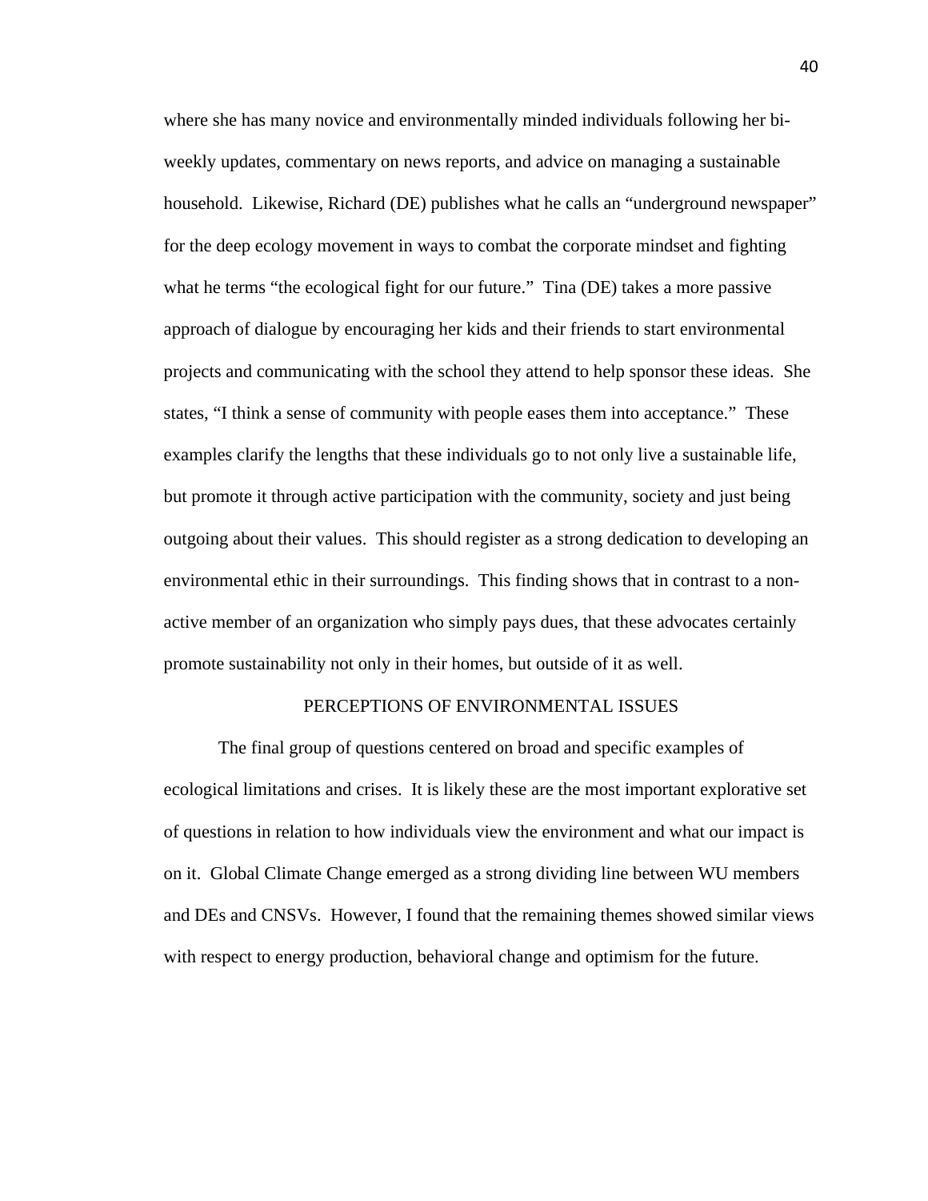where she has many novice and environmentally minded individuals following her bi-weekly updates, commentary on news reports, and advice on managing a sustainable household. Likewise, Richard (DE) publishes what he calls an "underground newspaper" for the deep ecology movement in ways to combat the corporate mindset and fighting what he terms "the ecological fight for our future." Tina (DE) takes a more passive approach of dialogue by encouraging her kids and their friends to start environmental projects and communicating with the school they attend to help sponsor these ideas. She states, "I think a sense of community with people eases them into acceptance." These examples clarify the lengths that these individuals go to not only live a sustainable life, but promote it through active participation with the community, society and just being outgoing about their values. This should register as a strong dedication to developing an environmental ethic in their surroundings. This finding shows that in contrast to a non-active member of an organization who simply pays dues, that these advocates certainly promote sustainability not only in their homes, but outside of it as well.

## PERCEPTIONS OF ENVIRONMENTAL ISSUES

The final group of questions centered on broad and specific examples of ecological limitations and crises. It is likely these are the most important explorative set of questions in relation to how individuals view the environment and what our impact is on it. Global Climate Change emerged as a strong dividing line between WU members and DEs and CNSVs. However, I found that the remaining themes showed similar views with respect to energy production, behavioral change and optimism for the future.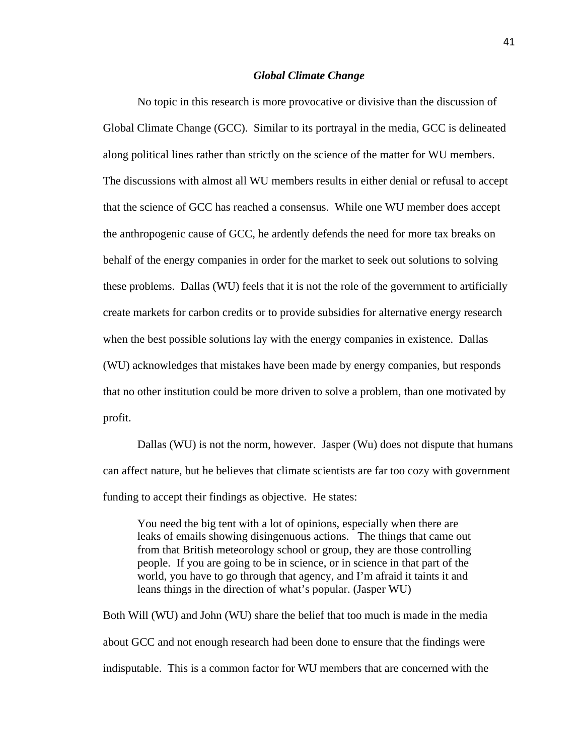### *Global Climate Change*

No topic in this research is more provocative or divisive than the discussion of Global Climate Change (GCC). Similar to its portrayal in the media, GCC is delineated along political lines rather than strictly on the science of the matter for WU members. The discussions with almost all WU members results in either denial or refusal to accept that the science of GCC has reached a consensus. While one WU member does accept the anthropogenic cause of GCC, he ardently defends the need for more tax breaks on behalf of the energy companies in order for the market to seek out solutions to solving these problems. Dallas (WU) feels that it is not the role of the government to artificially create markets for carbon credits or to provide subsidies for alternative energy research when the best possible solutions lay with the energy companies in existence. Dallas (WU) acknowledges that mistakes have been made by energy companies, but responds that no other institution could be more driven to solve a problem, than one motivated by profit.

Dallas (WU) is not the norm, however. Jasper (Wu) does not dispute that humans can affect nature, but he believes that climate scientists are far too cozy with government funding to accept their findings as objective. He states:

> You need the big tent with a lot of opinions, especially when there are leaks of emails showing disingenuous actions. The things that came out from that British meteorology school or group, they are those controlling people. If you are going to be in science, or in science in that part of the world, you have to go through that agency, and I'm afraid it taints it and leans things in the direction of what's popular. (Jasper WU)

Both Will (WU) and John (WU) share the belief that too much is made in the media about GCC and not enough research had been done to ensure that the findings were indisputable. This is a common factor for WU members that are concerned with the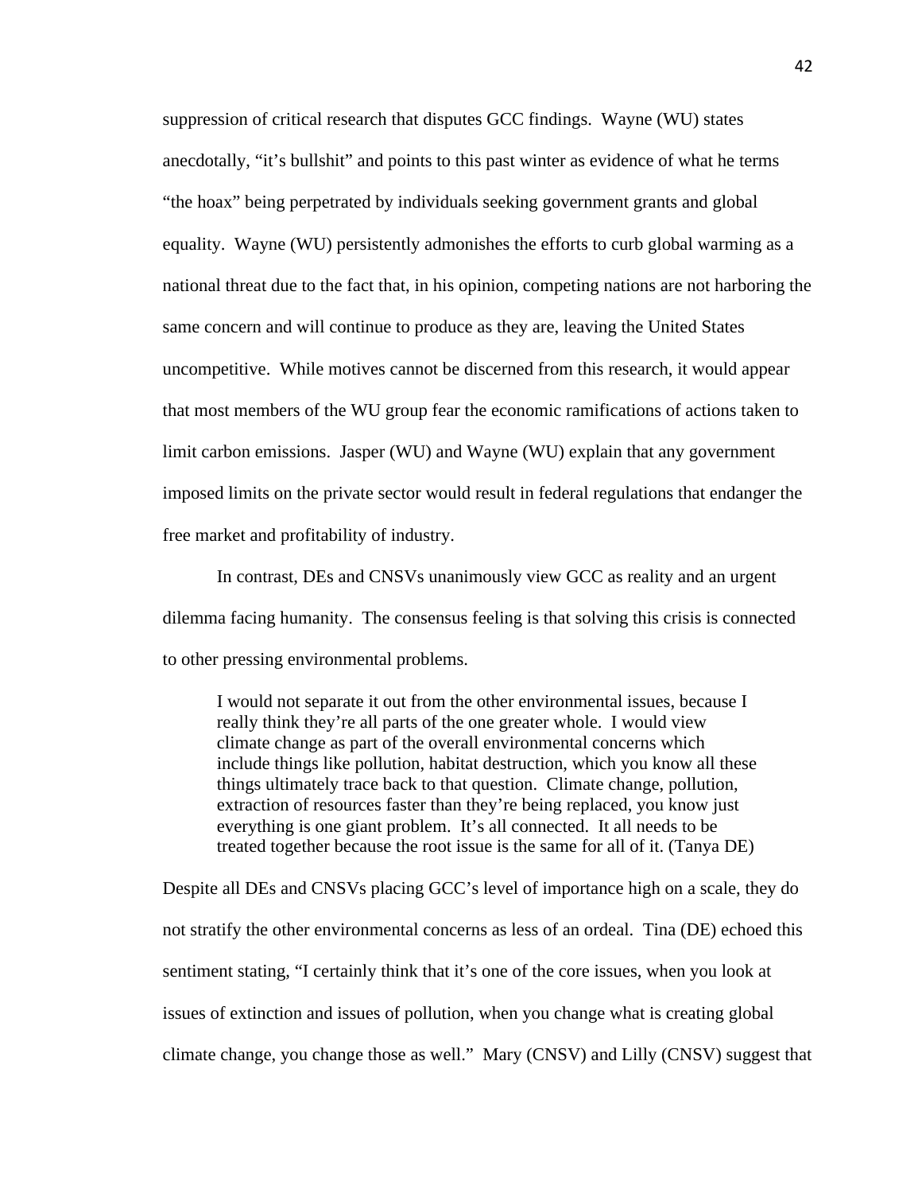suppression of critical research that disputes GCC findings. Wayne (WU) states anecdotally, "it's bullshit" and points to this past winter as evidence of what he terms "the hoax" being perpetrated by individuals seeking government grants and global equality. Wayne (WU) persistently admonishes the efforts to curb global warming as a national threat due to the fact that, in his opinion, competing nations are not harboring the same concern and will continue to produce as they are, leaving the United States uncompetitive. While motives cannot be discerned from this research, it would appear that most members of the WU group fear the economic ramifications of actions taken to limit carbon emissions. Jasper (WU) and Wayne (WU) explain that any government imposed limits on the private sector would result in federal regulations that endanger the free market and profitability of industry.

In contrast, DEs and CNSVs unanimously view GCC as reality and an urgent dilemma facing humanity. The consensus feeling is that solving this crisis is connected to other pressing environmental problems.

> I would not separate it out from the other environmental issues, because I really think they're all parts of the one greater whole. I would view climate change as part of the overall environmental concerns which include things like pollution, habitat destruction, which you know all these things ultimately trace back to that question. Climate change, pollution, extraction of resources faster than they're being replaced, you know just everything is one giant problem. It's all connected. It all needs to be treated together because the root issue is the same for all of it. (Tanya DE)

Despite all DEs and CNSVs placing GCC's level of importance high on a scale, they do not stratify the other environmental concerns as less of an ordeal. Tina (DE) echoed this sentiment stating, "I certainly think that it's one of the core issues, when you look at issues of extinction and issues of pollution, when you change what is creating global climate change, you change those as well." Mary (CNSV) and Lilly (CNSV) suggest that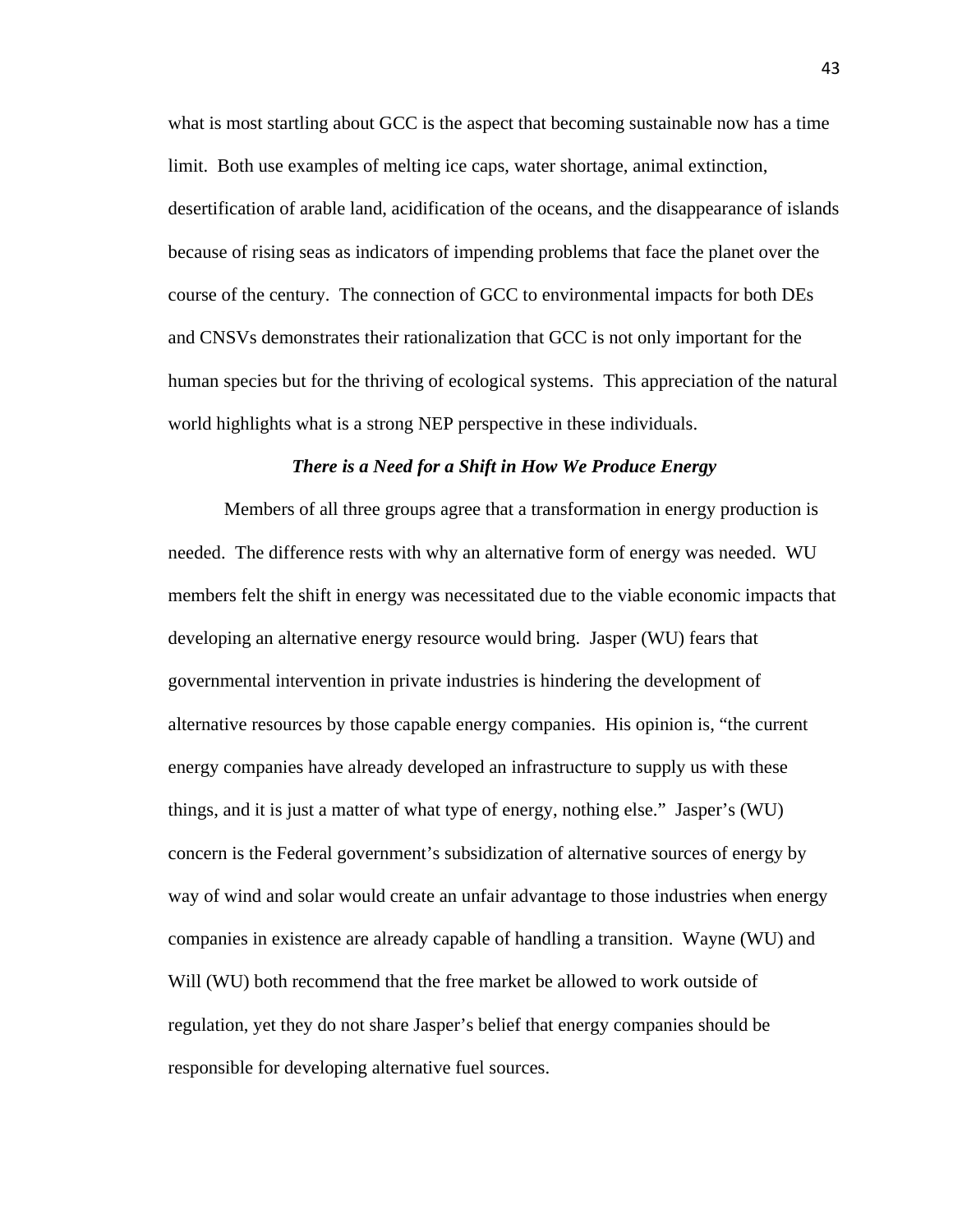what is most startling about GCC is the aspect that becoming sustainable now has a time limit. Both use examples of melting ice caps, water shortage, animal extinction, desertification of arable land, acidification of the oceans, and the disappearance of islands because of rising seas as indicators of impending problems that face the planet over the course of the century. The connection of GCC to environmental impacts for both DEs and CNSVs demonstrates their rationalization that GCC is not only important for the human species but for the thriving of ecological systems. This appreciation of the natural world highlights what is a strong NEP perspective in these individuals.

### *There is a Need for a Shift in How We Produce Energy*

Members of all three groups agree that a transformation in energy production is needed. The difference rests with why an alternative form of energy was needed. WU members felt the shift in energy was necessitated due to the viable economic impacts that developing an alternative energy resource would bring. Jasper (WU) fears that governmental intervention in private industries is hindering the development of alternative resources by those capable energy companies. His opinion is, "the current energy companies have already developed an infrastructure to supply us with these things, and it is just a matter of what type of energy, nothing else." Jasper's (WU) concern is the Federal government's subsidization of alternative sources of energy by way of wind and solar would create an unfair advantage to those industries when energy companies in existence are already capable of handling a transition. Wayne (WU) and Will (WU) both recommend that the free market be allowed to work outside of regulation, yet they do not share Jasper's belief that energy companies should be responsible for developing alternative fuel sources.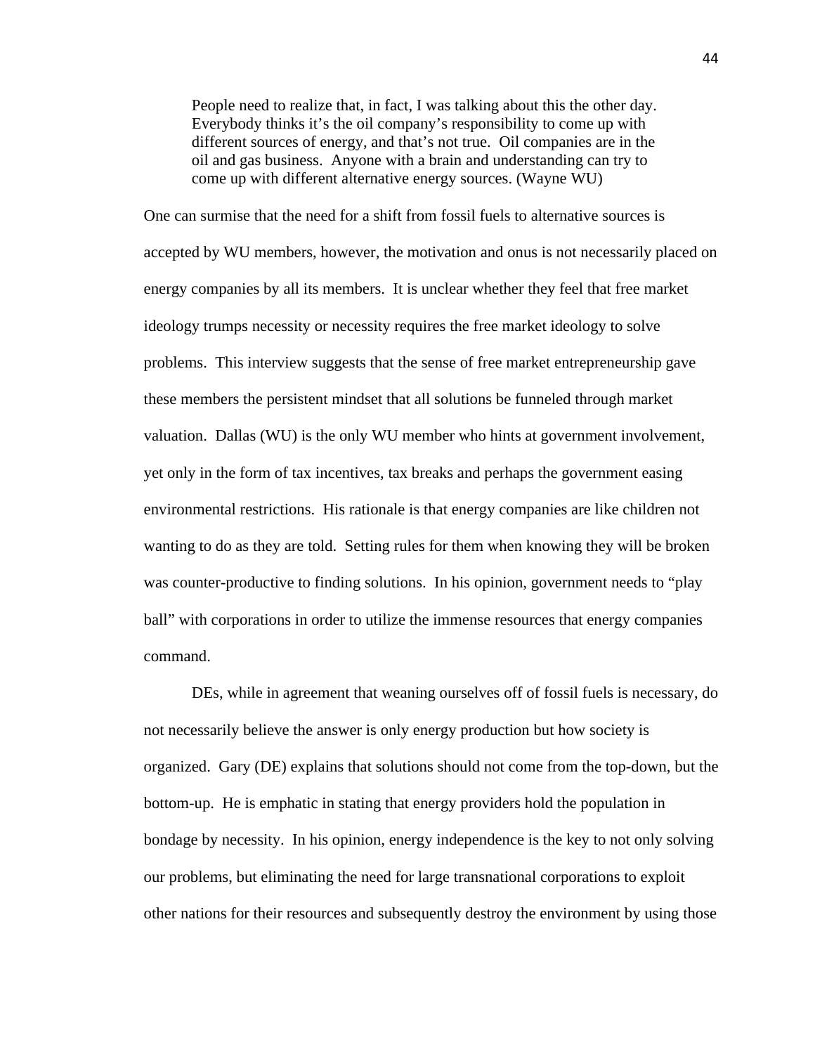> People need to realize that, in fact, I was talking about this the other day. Everybody thinks it's the oil company's responsibility to come up with different sources of energy, and that's not true. Oil companies are in the oil and gas business. Anyone with a brain and understanding can try to come up with different alternative energy sources. (Wayne WU)

One can surmise that the need for a shift from fossil fuels to alternative sources is accepted by WU members, however, the motivation and onus is not necessarily placed on energy companies by all its members. It is unclear whether they feel that free market ideology trumps necessity or necessity requires the free market ideology to solve problems. This interview suggests that the sense of free market entrepreneurship gave these members the persistent mindset that all solutions be funneled through market valuation. Dallas (WU) is the only WU member who hints at government involvement, yet only in the form of tax incentives, tax breaks and perhaps the government easing environmental restrictions. His rationale is that energy companies are like children not wanting to do as they are told. Setting rules for them when knowing they will be broken was counter-productive to finding solutions. In his opinion, government needs to "play ball" with corporations in order to utilize the immense resources that energy companies command.

DEs, while in agreement that weaning ourselves off of fossil fuels is necessary, do not necessarily believe the answer is only energy production but how society is organized. Gary (DE) explains that solutions should not come from the top-down, but the bottom-up. He is emphatic in stating that energy providers hold the population in bondage by necessity. In his opinion, energy independence is the key to not only solving our problems, but eliminating the need for large transnational corporations to exploit other nations for their resources and subsequently destroy the environment by using those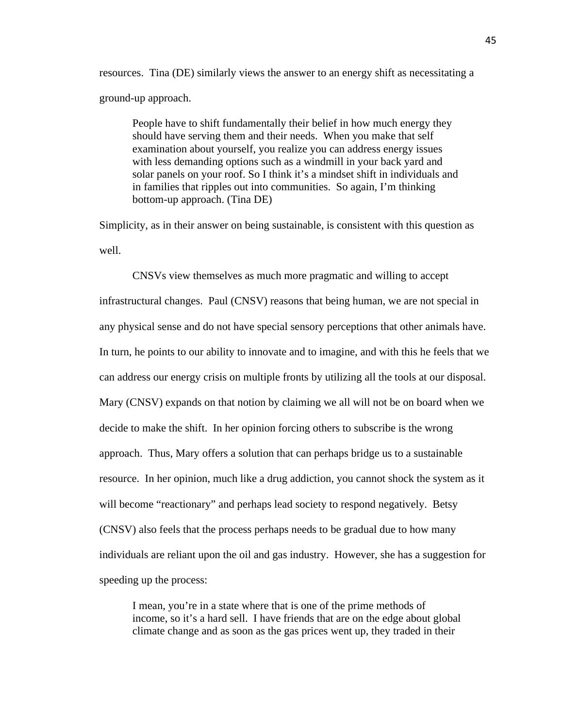resources. Tina (DE) similarly views the answer to an energy shift as necessitating a ground-up approach.

> People have to shift fundamentally their belief in how much energy they should have serving them and their needs. When you make that self examination about yourself, you realize you can address energy issues with less demanding options such as a windmill in your back yard and solar panels on your roof. So I think it's a mindset shift in individuals and in families that ripples out into communities. So again, I'm thinking bottom-up approach. (Tina DE)

Simplicity, as in their answer on being sustainable, is consistent with this question as well.

CNSVs view themselves as much more pragmatic and willing to accept infrastructural changes. Paul (CNSV) reasons that being human, we are not special in any physical sense and do not have special sensory perceptions that other animals have. In turn, he points to our ability to innovate and to imagine, and with this he feels that we can address our energy crisis on multiple fronts by utilizing all the tools at our disposal. Mary (CNSV) expands on that notion by claiming we all will not be on board when we decide to make the shift. In her opinion forcing others to subscribe is the wrong approach. Thus, Mary offers a solution that can perhaps bridge us to a sustainable resource. In her opinion, much like a drug addiction, you cannot shock the system as it will become "reactionary" and perhaps lead society to respond negatively. Betsy (CNSV) also feels that the process perhaps needs to be gradual due to how many individuals are reliant upon the oil and gas industry. However, she has a suggestion for speeding up the process:

> I mean, you're in a state where that is one of the prime methods of income, so it's a hard sell. I have friends that are on the edge about global climate change and as soon as the gas prices went up, they traded in their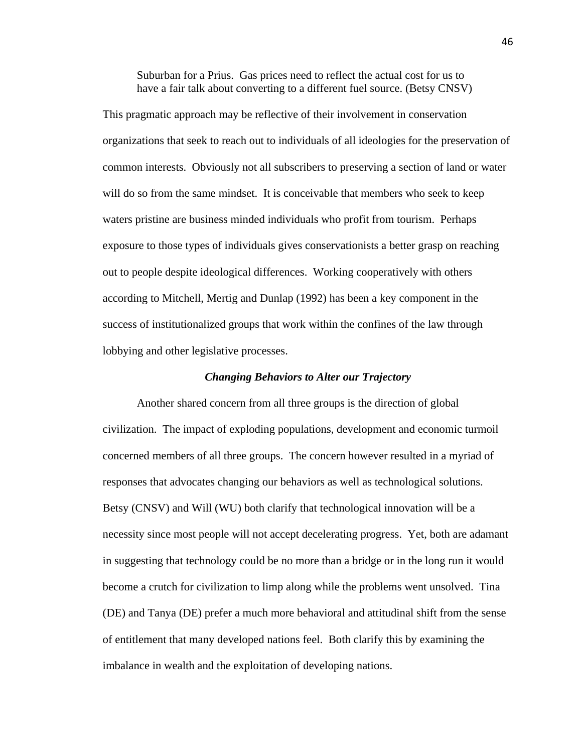> Suburban for a Prius. Gas prices need to reflect the actual cost for us to have a fair talk about converting to a different fuel source. (Betsy CNSV)

This pragmatic approach may be reflective of their involvement in conservation organizations that seek to reach out to individuals of all ideologies for the preservation of common interests. Obviously not all subscribers to preserving a section of land or water will do so from the same mindset. It is conceivable that members who seek to keep waters pristine are business minded individuals who profit from tourism. Perhaps exposure to those types of individuals gives conservationists a better grasp on reaching out to people despite ideological differences. Working cooperatively with others according to Mitchell, Mertig and Dunlap (1992) has been a key component in the success of institutionalized groups that work within the confines of the law through lobbying and other legislative processes.

### ***Changing Behaviors to Alter our Trajectory***

Another shared concern from all three groups is the direction of global civilization. The impact of exploding populations, development and economic turmoil concerned members of all three groups. The concern however resulted in a myriad of responses that advocates changing our behaviors as well as technological solutions. Betsy (CNSV) and Will (WU) both clarify that technological innovation will be a necessity since most people will not accept decelerating progress. Yet, both are adamant in suggesting that technology could be no more than a bridge or in the long run it would become a crutch for civilization to limp along while the problems went unsolved. Tina (DE) and Tanya (DE) prefer a much more behavioral and attitudinal shift from the sense of entitlement that many developed nations feel. Both clarify this by examining the imbalance in wealth and the exploitation of developing nations.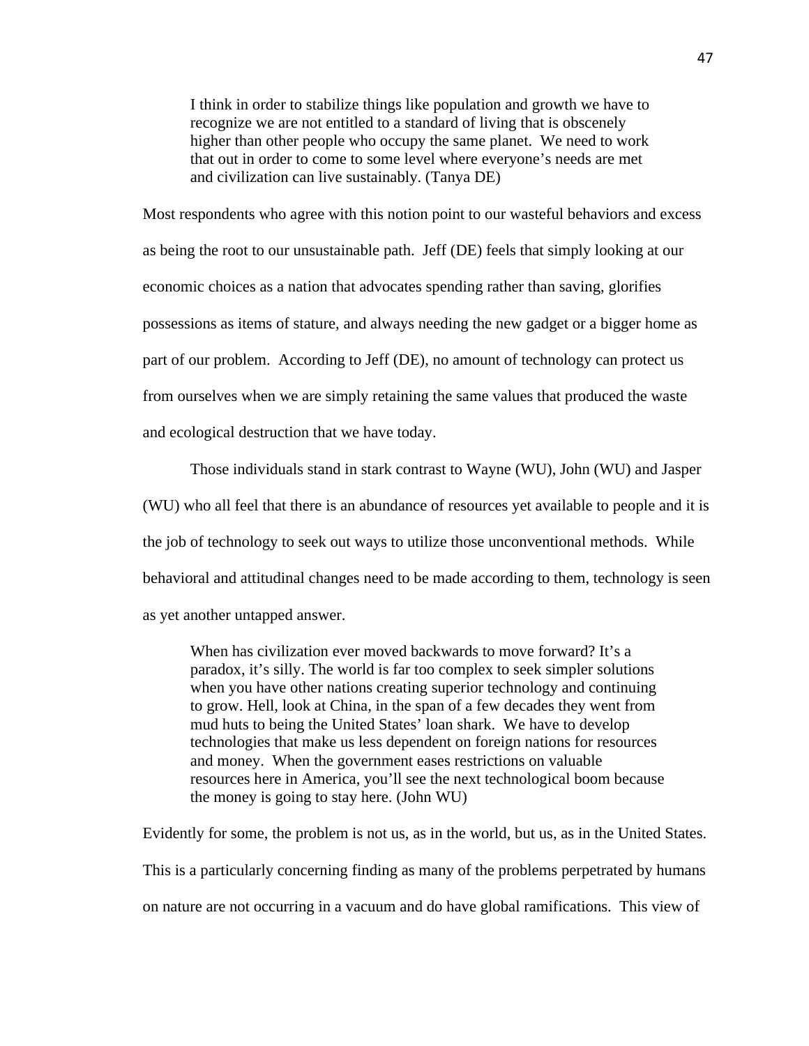> I think in order to stabilize things like population and growth we have to recognize we are not entitled to a standard of living that is obscenely higher than other people who occupy the same planet. We need to work that out in order to come to some level where everyone's needs are met and civilization can live sustainably. (Tanya DE)

Most respondents who agree with this notion point to our wasteful behaviors and excess as being the root to our unsustainable path. Jeff (DE) feels that simply looking at our economic choices as a nation that advocates spending rather than saving, glorifies possessions as items of stature, and always needing the new gadget or a bigger home as part of our problem. According to Jeff (DE), no amount of technology can protect us from ourselves when we are simply retaining the same values that produced the waste and ecological destruction that we have today.

Those individuals stand in stark contrast to Wayne (WU), John (WU) and Jasper (WU) who all feel that there is an abundance of resources yet available to people and it is the job of technology to seek out ways to utilize those unconventional methods. While behavioral and attitudinal changes need to be made according to them, technology is seen as yet another untapped answer.

> When has civilization ever moved backwards to move forward? It's a paradox, it's silly. The world is far too complex to seek simpler solutions when you have other nations creating superior technology and continuing to grow. Hell, look at China, in the span of a few decades they went from mud huts to being the United States' loan shark. We have to develop technologies that make us less dependent on foreign nations for resources and money. When the government eases restrictions on valuable resources here in America, you'll see the next technological boom because the money is going to stay here. (John WU)

Evidently for some, the problem is not us, as in the world, but us, as in the United States. This is a particularly concerning finding as many of the problems perpetrated by humans on nature are not occurring in a vacuum and do have global ramifications. This view of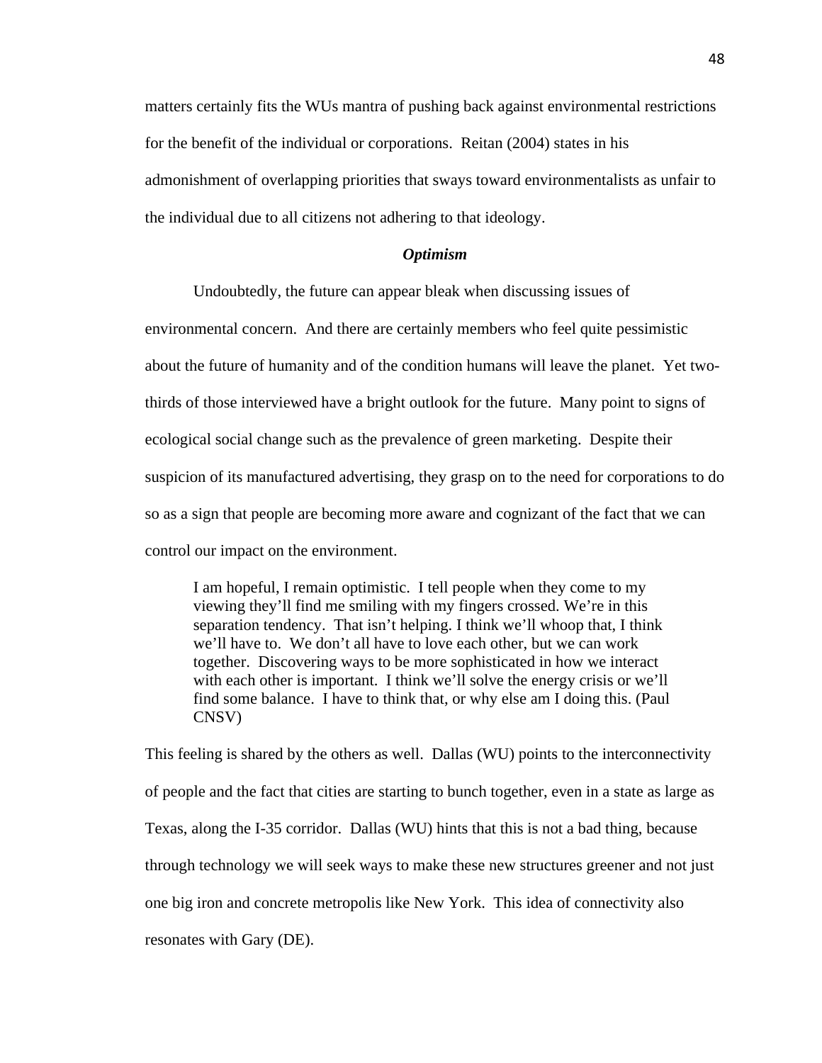matters certainly fits the WUs mantra of pushing back against environmental restrictions for the benefit of the individual or corporations. Reitan (2004) states in his admonishment of overlapping priorities that sways toward environmentalists as unfair to the individual due to all citizens not adhering to that ideology.

### *Optimism*

Undoubtedly, the future can appear bleak when discussing issues of environmental concern. And there are certainly members who feel quite pessimistic about the future of humanity and of the condition humans will leave the planet. Yet two-thirds of those interviewed have a bright outlook for the future. Many point to signs of ecological social change such as the prevalence of green marketing. Despite their suspicion of its manufactured advertising, they grasp on to the need for corporations to do so as a sign that people are becoming more aware and cognizant of the fact that we can control our impact on the environment.

> I am hopeful, I remain optimistic. I tell people when they come to my viewing they'll find me smiling with my fingers crossed. We're in this separation tendency. That isn't helping. I think we'll whoop that, I think we'll have to. We don't all have to love each other, but we can work together. Discovering ways to be more sophisticated in how we interact with each other is important. I think we'll solve the energy crisis or we'll find some balance. I have to think that, or why else am I doing this. (Paul CNSV)

This feeling is shared by the others as well. Dallas (WU) points to the interconnectivity of people and the fact that cities are starting to bunch together, even in a state as large as Texas, along the I-35 corridor. Dallas (WU) hints that this is not a bad thing, because through technology we will seek ways to make these new structures greener and not just one big iron and concrete metropolis like New York. This idea of connectivity also resonates with Gary (DE).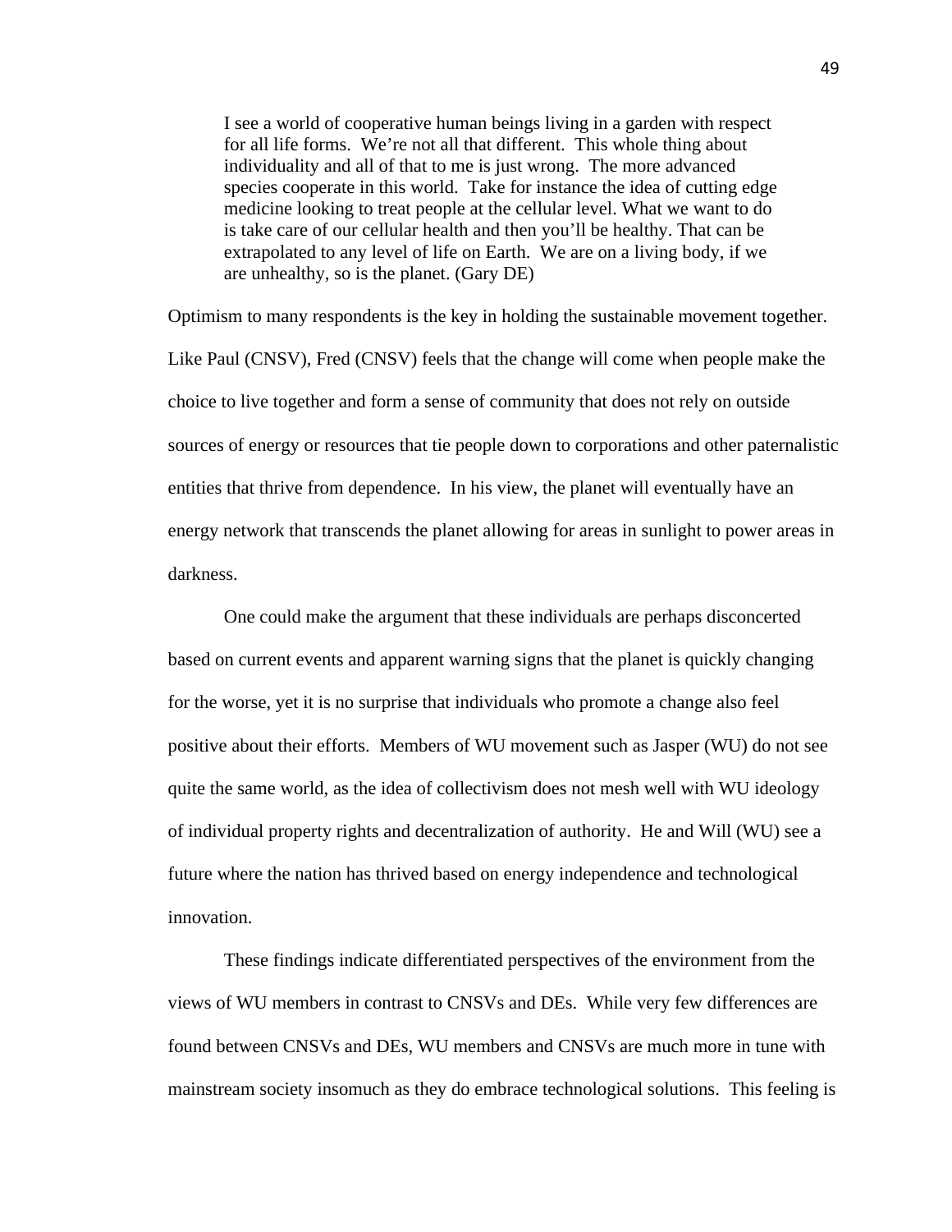> I see a world of cooperative human beings living in a garden with respect for all life forms. We're not all that different. This whole thing about individuality and all of that to me is just wrong. The more advanced species cooperate in this world. Take for instance the idea of cutting edge medicine looking to treat people at the cellular level. What we want to do is take care of our cellular health and then you'll be healthy. That can be extrapolated to any level of life on Earth. We are on a living body, if we are unhealthy, so is the planet. (Gary DE)

Optimism to many respondents is the key in holding the sustainable movement together. Like Paul (CNSV), Fred (CNSV) feels that the change will come when people make the choice to live together and form a sense of community that does not rely on outside sources of energy or resources that tie people down to corporations and other paternalistic entities that thrive from dependence. In his view, the planet will eventually have an energy network that transcends the planet allowing for areas in sunlight to power areas in darkness.

One could make the argument that these individuals are perhaps disconcerted based on current events and apparent warning signs that the planet is quickly changing for the worse, yet it is no surprise that individuals who promote a change also feel positive about their efforts. Members of WU movement such as Jasper (WU) do not see quite the same world, as the idea of collectivism does not mesh well with WU ideology of individual property rights and decentralization of authority. He and Will (WU) see a future where the nation has thrived based on energy independence and technological innovation.

These findings indicate differentiated perspectives of the environment from the views of WU members in contrast to CNSVs and DEs. While very few differences are found between CNSVs and DEs, WU members and CNSVs are much more in tune with mainstream society insomuch as they do embrace technological solutions. This feeling is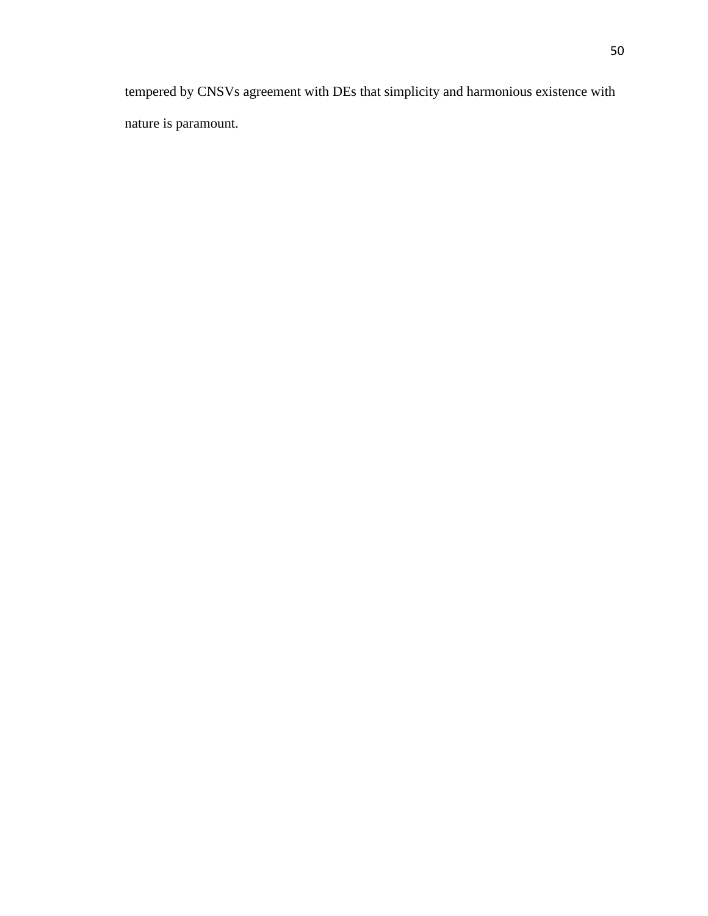tempered by CNSVs agreement with DEs that simplicity and harmonious existence with nature is paramount.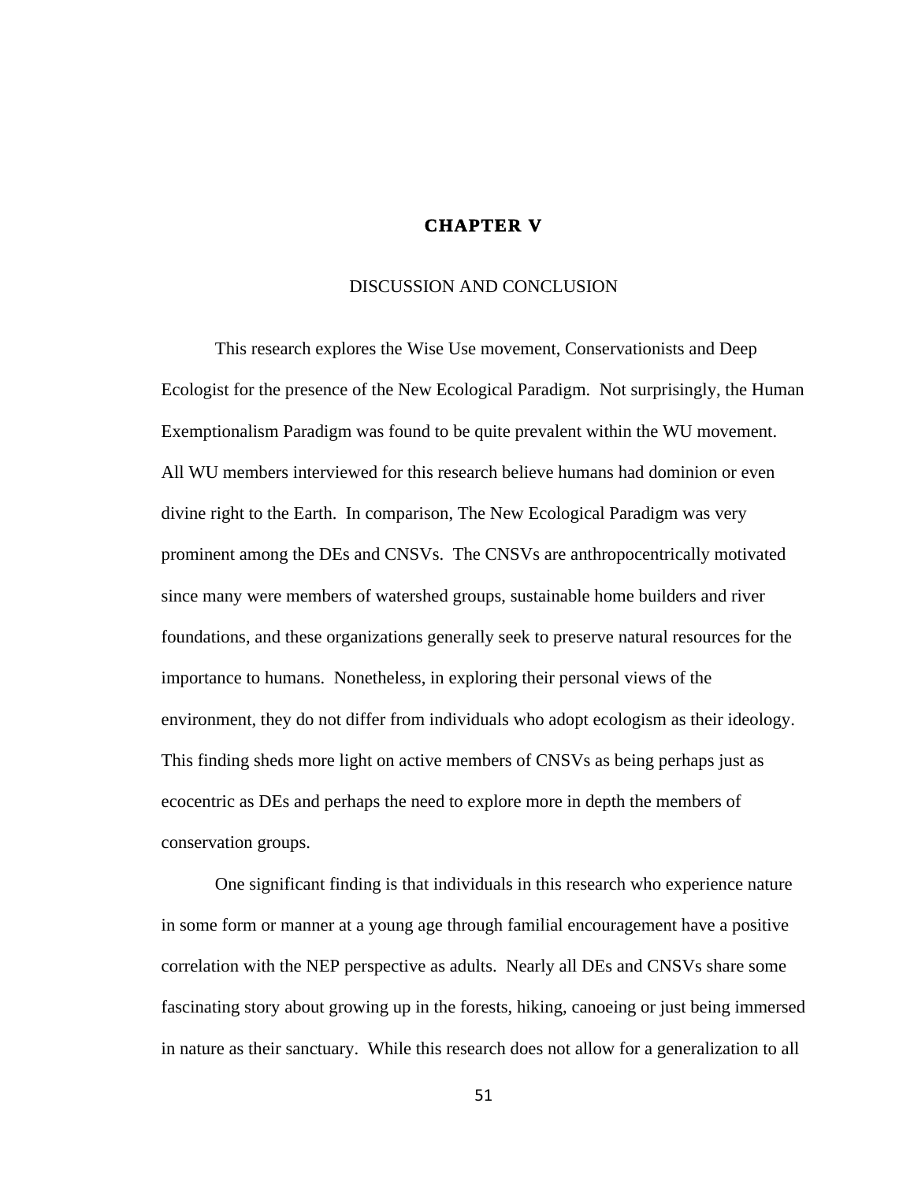# CHAPTER V

## DISCUSSION AND CONCLUSION

This research explores the Wise Use movement, Conservationists and Deep Ecologist for the presence of the New Ecological Paradigm. Not surprisingly, the Human Exemptionalism Paradigm was found to be quite prevalent within the WU movement. All WU members interviewed for this research believe humans had dominion or even divine right to the Earth. In comparison, The New Ecological Paradigm was very prominent among the DEs and CNSVs. The CNSVs are anthropocentrically motivated since many were members of watershed groups, sustainable home builders and river foundations, and these organizations generally seek to preserve natural resources for the importance to humans. Nonetheless, in exploring their personal views of the environment, they do not differ from individuals who adopt ecologism as their ideology. This finding sheds more light on active members of CNSVs as being perhaps just as ecocentric as DEs and perhaps the need to explore more in depth the members of conservation groups.

One significant finding is that individuals in this research who experience nature in some form or manner at a young age through familial encouragement have a positive correlation with the NEP perspective as adults. Nearly all DEs and CNSVs share some fascinating story about growing up in the forests, hiking, canoeing or just being immersed in nature as their sanctuary. While this research does not allow for a generalization to all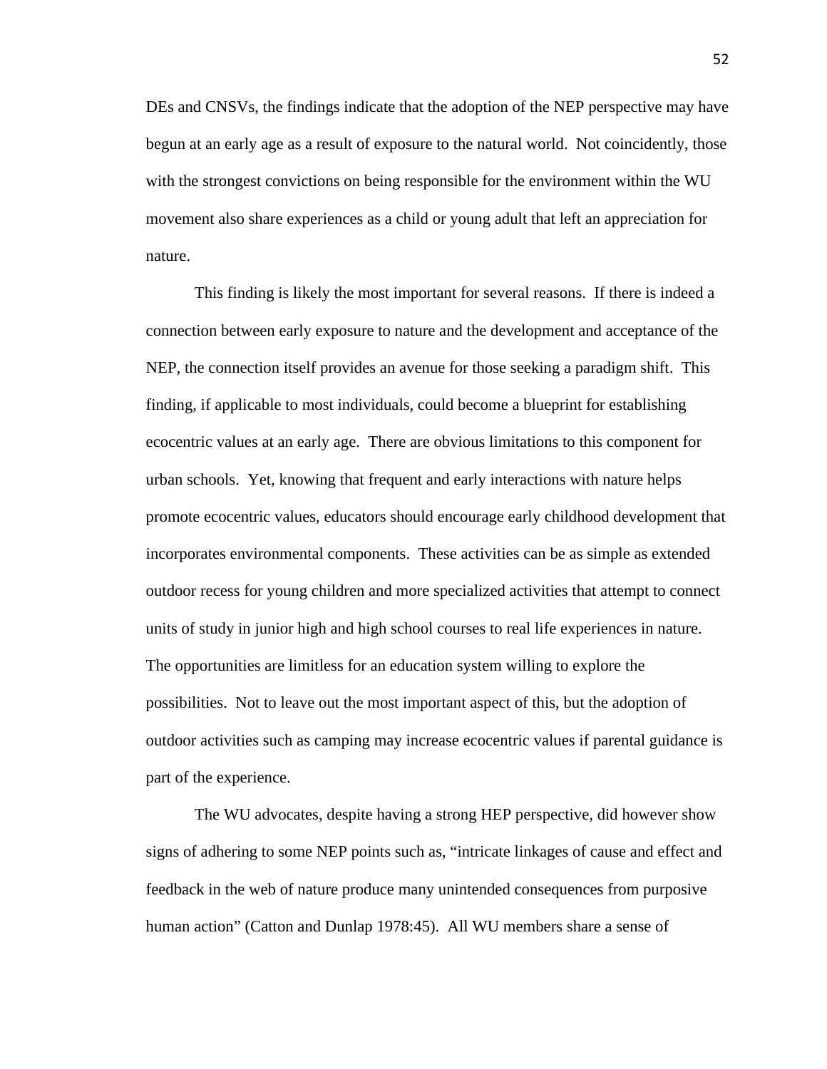DEs and CNSVs, the findings indicate that the adoption of the NEP perspective may have begun at an early age as a result of exposure to the natural world. Not coincidently, those with the strongest convictions on being responsible for the environment within the WU movement also share experiences as a child or young adult that left an appreciation for nature.

This finding is likely the most important for several reasons. If there is indeed a connection between early exposure to nature and the development and acceptance of the NEP, the connection itself provides an avenue for those seeking a paradigm shift. This finding, if applicable to most individuals, could become a blueprint for establishing ecocentric values at an early age. There are obvious limitations to this component for urban schools. Yet, knowing that frequent and early interactions with nature helps promote ecocentric values, educators should encourage early childhood development that incorporates environmental components. These activities can be as simple as extended outdoor recess for young children and more specialized activities that attempt to connect units of study in junior high and high school courses to real life experiences in nature. The opportunities are limitless for an education system willing to explore the possibilities. Not to leave out the most important aspect of this, but the adoption of outdoor activities such as camping may increase ecocentric values if parental guidance is part of the experience.

The WU advocates, despite having a strong HEP perspective, did however show signs of adhering to some NEP points such as, "intricate linkages of cause and effect and feedback in the web of nature produce many unintended consequences from purposive human action" (Catton and Dunlap 1978:45). All WU members share a sense of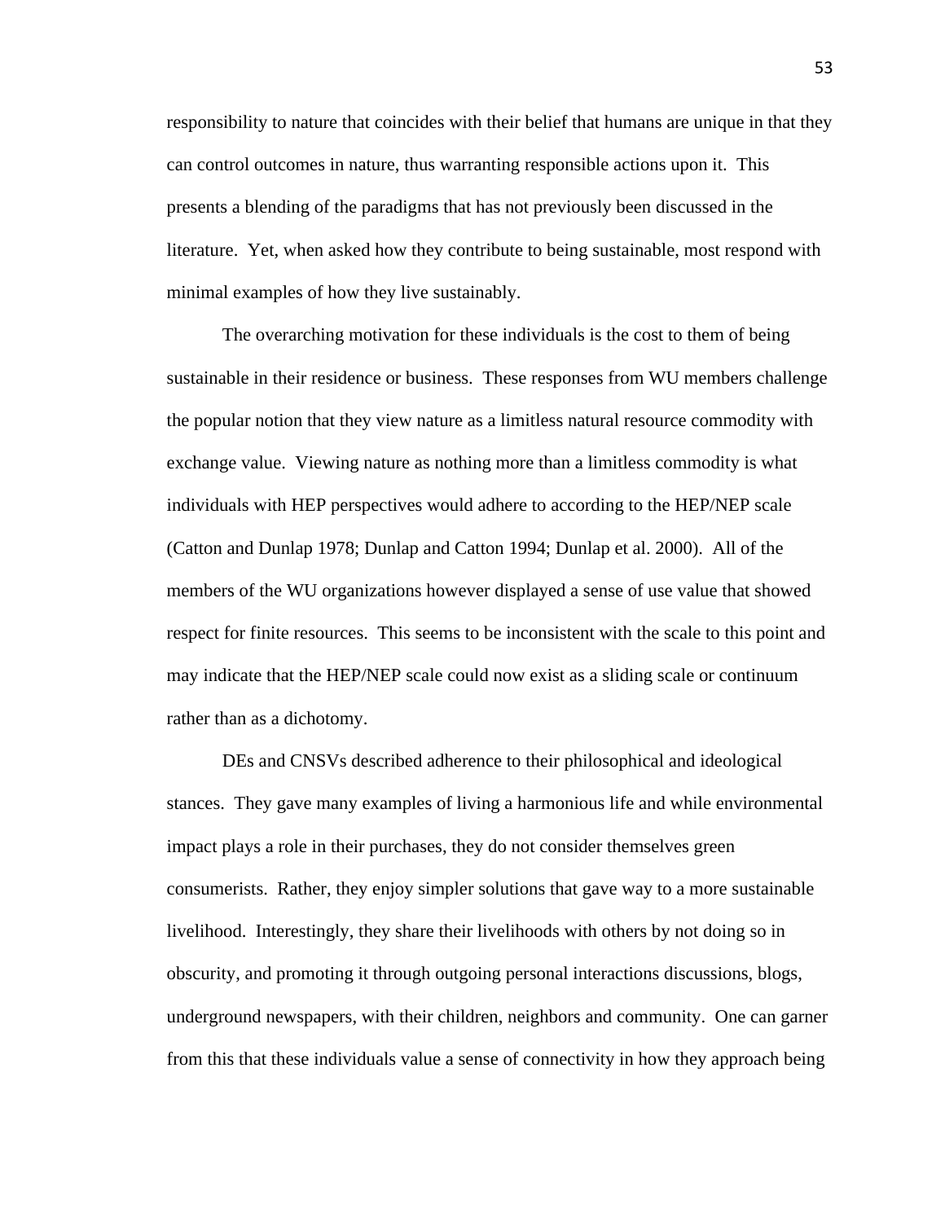responsibility to nature that coincides with their belief that humans are unique in that they can control outcomes in nature, thus warranting responsible actions upon it. This presents a blending of the paradigms that has not previously been discussed in the literature. Yet, when asked how they contribute to being sustainable, most respond with minimal examples of how they live sustainably.

The overarching motivation for these individuals is the cost to them of being sustainable in their residence or business. These responses from WU members challenge the popular notion that they view nature as a limitless natural resource commodity with exchange value. Viewing nature as nothing more than a limitless commodity is what individuals with HEP perspectives would adhere to according to the HEP/NEP scale (Catton and Dunlap 1978; Dunlap and Catton 1994; Dunlap et al. 2000). All of the members of the WU organizations however displayed a sense of use value that showed respect for finite resources. This seems to be inconsistent with the scale to this point and may indicate that the HEP/NEP scale could now exist as a sliding scale or continuum rather than as a dichotomy.

DEs and CNSVs described adherence to their philosophical and ideological stances. They gave many examples of living a harmonious life and while environmental impact plays a role in their purchases, they do not consider themselves green consumerists. Rather, they enjoy simpler solutions that gave way to a more sustainable livelihood. Interestingly, they share their livelihoods with others by not doing so in obscurity, and promoting it through outgoing personal interactions discussions, blogs, underground newspapers, with their children, neighbors and community. One can garner from this that these individuals value a sense of connectivity in how they approach being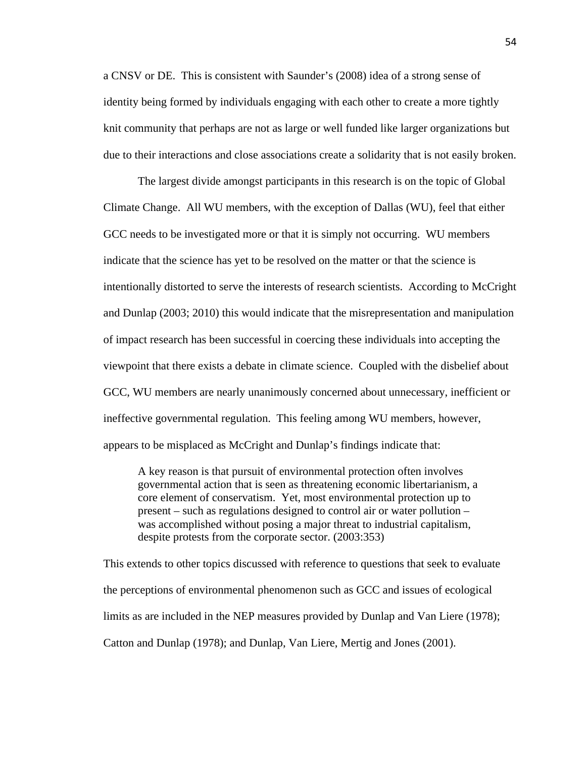a CNSV or DE. This is consistent with Saunder's (2008) idea of a strong sense of identity being formed by individuals engaging with each other to create a more tightly knit community that perhaps are not as large or well funded like larger organizations but due to their interactions and close associations create a solidarity that is not easily broken.

The largest divide amongst participants in this research is on the topic of Global Climate Change. All WU members, with the exception of Dallas (WU), feel that either GCC needs to be investigated more or that it is simply not occurring. WU members indicate that the science has yet to be resolved on the matter or that the science is intentionally distorted to serve the interests of research scientists. According to McCright and Dunlap (2003; 2010) this would indicate that the misrepresentation and manipulation of impact research has been successful in coercing these individuals into accepting the viewpoint that there exists a debate in climate science. Coupled with the disbelief about GCC, WU members are nearly unanimously concerned about unnecessary, inefficient or ineffective governmental regulation. This feeling among WU members, however, appears to be misplaced as McCright and Dunlap's findings indicate that:

> A key reason is that pursuit of environmental protection often involves governmental action that is seen as threatening economic libertarianism, a core element of conservatism. Yet, most environmental protection up to present – such as regulations designed to control air or water pollution – was accomplished without posing a major threat to industrial capitalism, despite protests from the corporate sector. (2003:353)

This extends to other topics discussed with reference to questions that seek to evaluate the perceptions of environmental phenomenon such as GCC and issues of ecological limits as are included in the NEP measures provided by Dunlap and Van Liere (1978); Catton and Dunlap (1978); and Dunlap, Van Liere, Mertig and Jones (2001).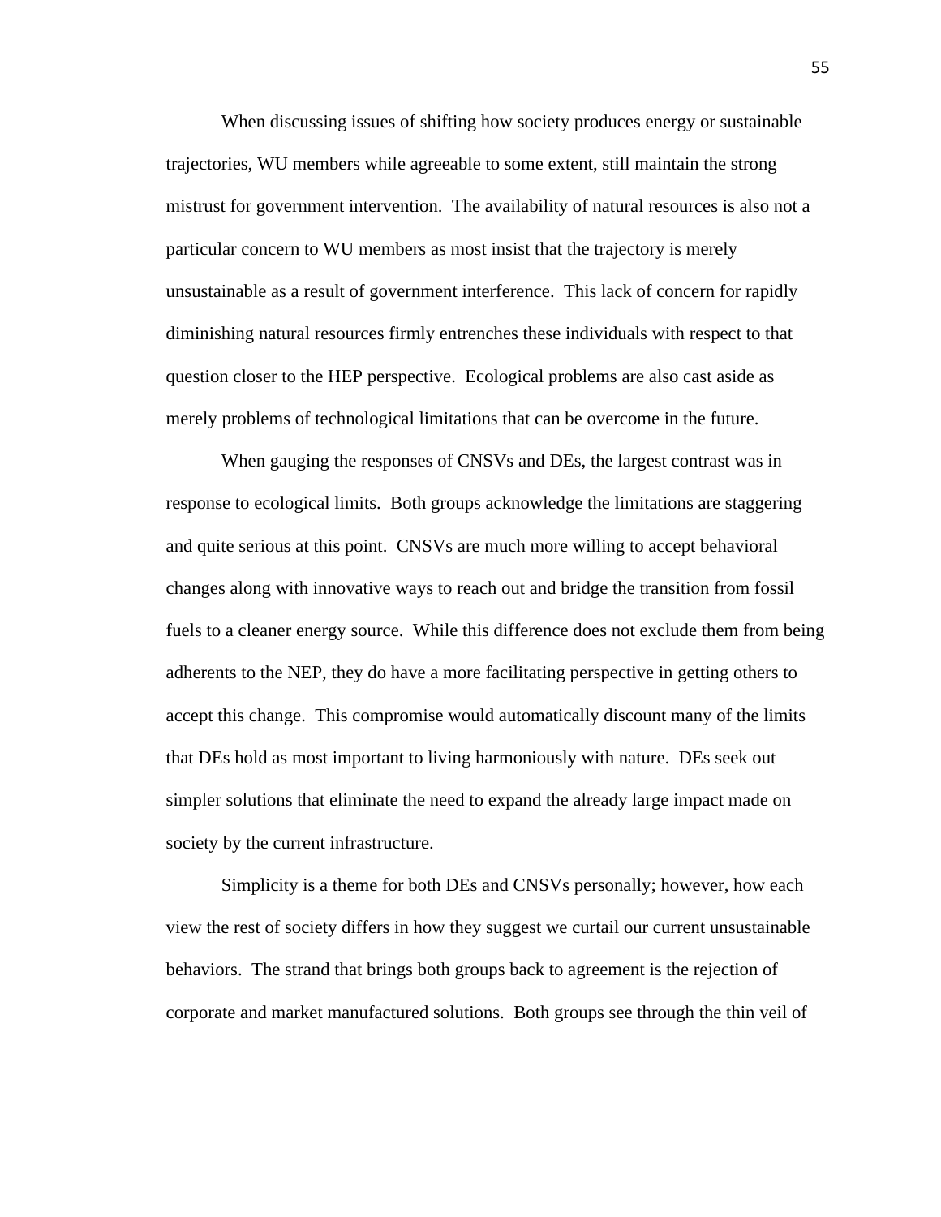When discussing issues of shifting how society produces energy or sustainable trajectories, WU members while agreeable to some extent, still maintain the strong mistrust for government intervention. The availability of natural resources is also not a particular concern to WU members as most insist that the trajectory is merely unsustainable as a result of government interference. This lack of concern for rapidly diminishing natural resources firmly entrenches these individuals with respect to that question closer to the HEP perspective. Ecological problems are also cast aside as merely problems of technological limitations that can be overcome in the future.

When gauging the responses of CNSVs and DEs, the largest contrast was in response to ecological limits. Both groups acknowledge the limitations are staggering and quite serious at this point. CNSVs are much more willing to accept behavioral changes along with innovative ways to reach out and bridge the transition from fossil fuels to a cleaner energy source. While this difference does not exclude them from being adherents to the NEP, they do have a more facilitating perspective in getting others to accept this change. This compromise would automatically discount many of the limits that DEs hold as most important to living harmoniously with nature. DEs seek out simpler solutions that eliminate the need to expand the already large impact made on society by the current infrastructure.

Simplicity is a theme for both DEs and CNSVs personally; however, how each view the rest of society differs in how they suggest we curtail our current unsustainable behaviors. The strand that brings both groups back to agreement is the rejection of corporate and market manufactured solutions. Both groups see through the thin veil of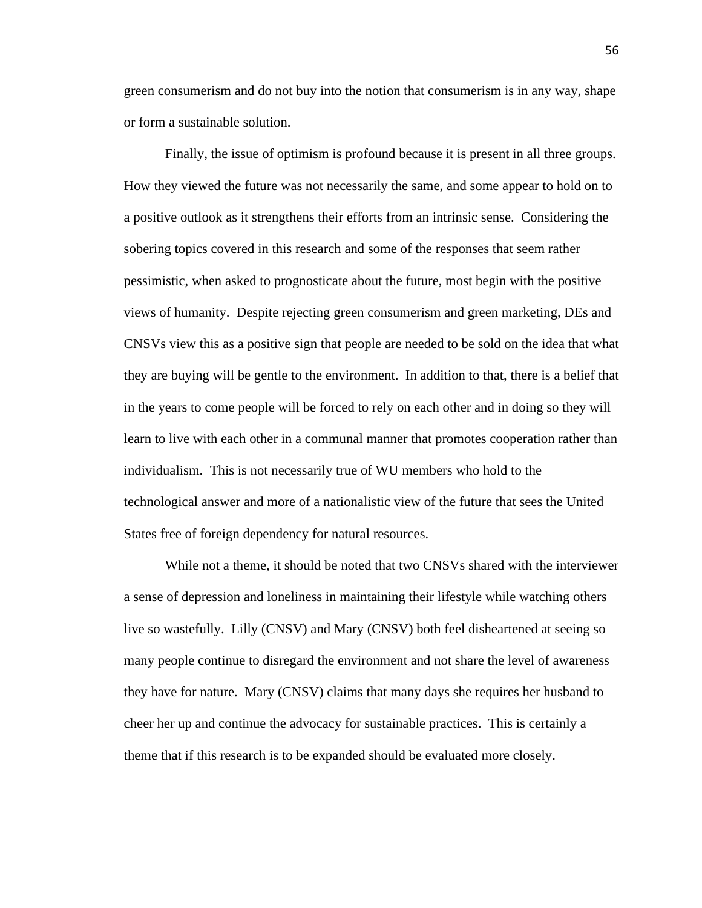green consumerism and do not buy into the notion that consumerism is in any way, shape or form a sustainable solution.

Finally, the issue of optimism is profound because it is present in all three groups. How they viewed the future was not necessarily the same, and some appear to hold on to a positive outlook as it strengthens their efforts from an intrinsic sense. Considering the sobering topics covered in this research and some of the responses that seem rather pessimistic, when asked to prognosticate about the future, most begin with the positive views of humanity. Despite rejecting green consumerism and green marketing, DEs and CNSVs view this as a positive sign that people are needed to be sold on the idea that what they are buying will be gentle to the environment. In addition to that, there is a belief that in the years to come people will be forced to rely on each other and in doing so they will learn to live with each other in a communal manner that promotes cooperation rather than individualism. This is not necessarily true of WU members who hold to the technological answer and more of a nationalistic view of the future that sees the United States free of foreign dependency for natural resources.

While not a theme, it should be noted that two CNSVs shared with the interviewer a sense of depression and loneliness in maintaining their lifestyle while watching others live so wastefully. Lilly (CNSV) and Mary (CNSV) both feel disheartened at seeing so many people continue to disregard the environment and not share the level of awareness they have for nature. Mary (CNSV) claims that many days she requires her husband to cheer her up and continue the advocacy for sustainable practices. This is certainly a theme that if this research is to be expanded should be evaluated more closely.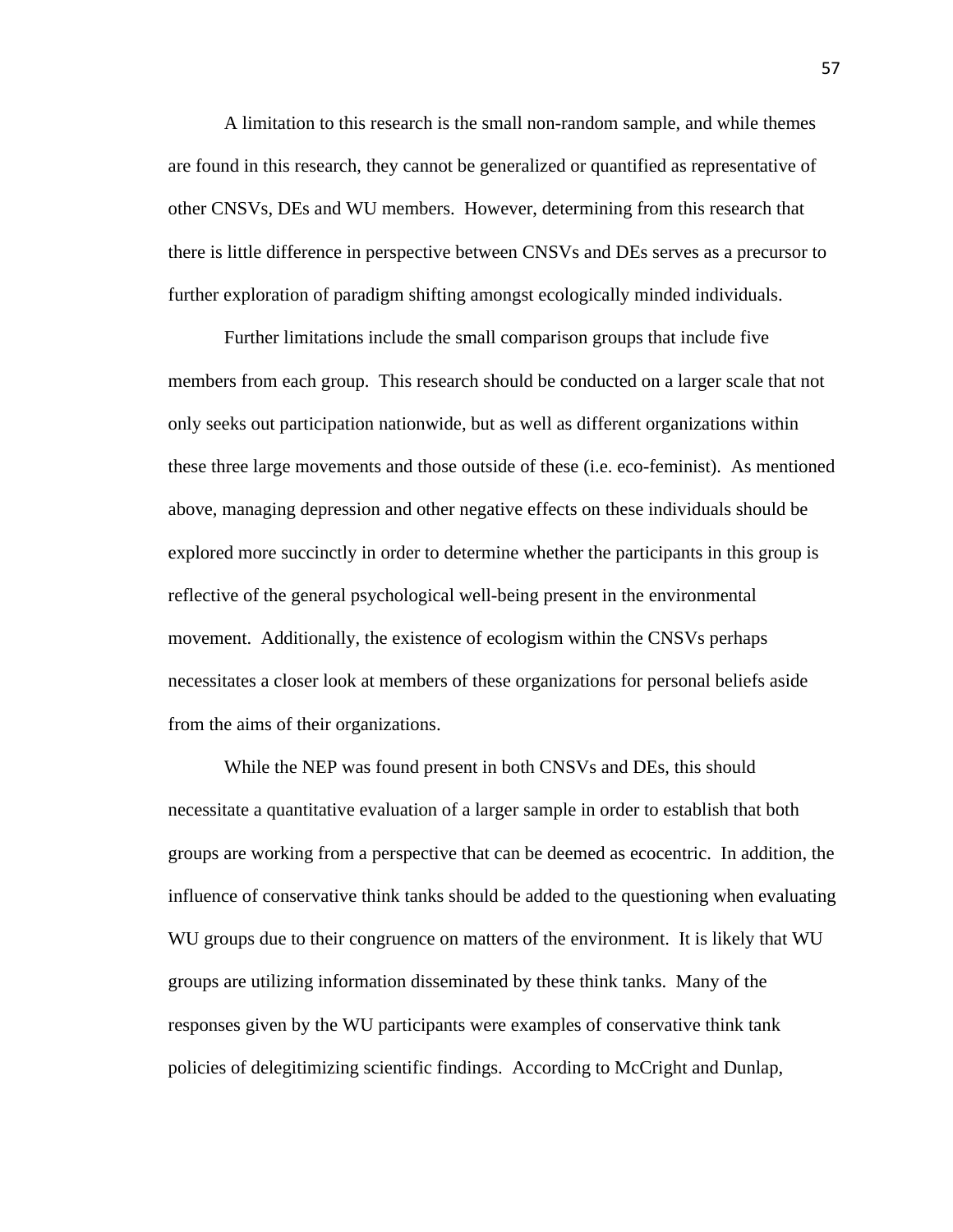A limitation to this research is the small non-random sample, and while themes are found in this research, they cannot be generalized or quantified as representative of other CNSVs, DEs and WU members. However, determining from this research that there is little difference in perspective between CNSVs and DEs serves as a precursor to further exploration of paradigm shifting amongst ecologically minded individuals.

Further limitations include the small comparison groups that include five members from each group. This research should be conducted on a larger scale that not only seeks out participation nationwide, but as well as different organizations within these three large movements and those outside of these (i.e. eco-feminist). As mentioned above, managing depression and other negative effects on these individuals should be explored more succinctly in order to determine whether the participants in this group is reflective of the general psychological well-being present in the environmental movement. Additionally, the existence of ecologism within the CNSVs perhaps necessitates a closer look at members of these organizations for personal beliefs aside from the aims of their organizations.

While the NEP was found present in both CNSVs and DEs, this should necessitate a quantitative evaluation of a larger sample in order to establish that both groups are working from a perspective that can be deemed as ecocentric. In addition, the influence of conservative think tanks should be added to the questioning when evaluating WU groups due to their congruence on matters of the environment. It is likely that WU groups are utilizing information disseminated by these think tanks. Many of the responses given by the WU participants were examples of conservative think tank policies of delegitimizing scientific findings. According to McCright and Dunlap,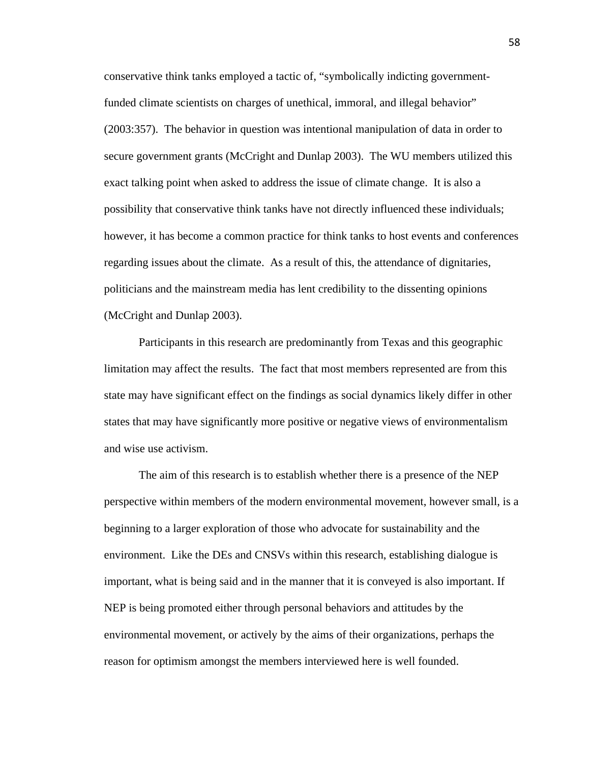conservative think tanks employed a tactic of, "symbolically indicting government-funded climate scientists on charges of unethical, immoral, and illegal behavior" (2003:357). The behavior in question was intentional manipulation of data in order to secure government grants (McCright and Dunlap 2003). The WU members utilized this exact talking point when asked to address the issue of climate change. It is also a possibility that conservative think tanks have not directly influenced these individuals; however, it has become a common practice for think tanks to host events and conferences regarding issues about the climate. As a result of this, the attendance of dignitaries, politicians and the mainstream media has lent credibility to the dissenting opinions (McCright and Dunlap 2003).

Participants in this research are predominantly from Texas and this geographic limitation may affect the results. The fact that most members represented are from this state may have significant effect on the findings as social dynamics likely differ in other states that may have significantly more positive or negative views of environmentalism and wise use activism.

The aim of this research is to establish whether there is a presence of the NEP perspective within members of the modern environmental movement, however small, is a beginning to a larger exploration of those who advocate for sustainability and the environment. Like the DEs and CNSVs within this research, establishing dialogue is important, what is being said and in the manner that it is conveyed is also important. If NEP is being promoted either through personal behaviors and attitudes by the environmental movement, or actively by the aims of their organizations, perhaps the reason for optimism amongst the members interviewed here is well founded.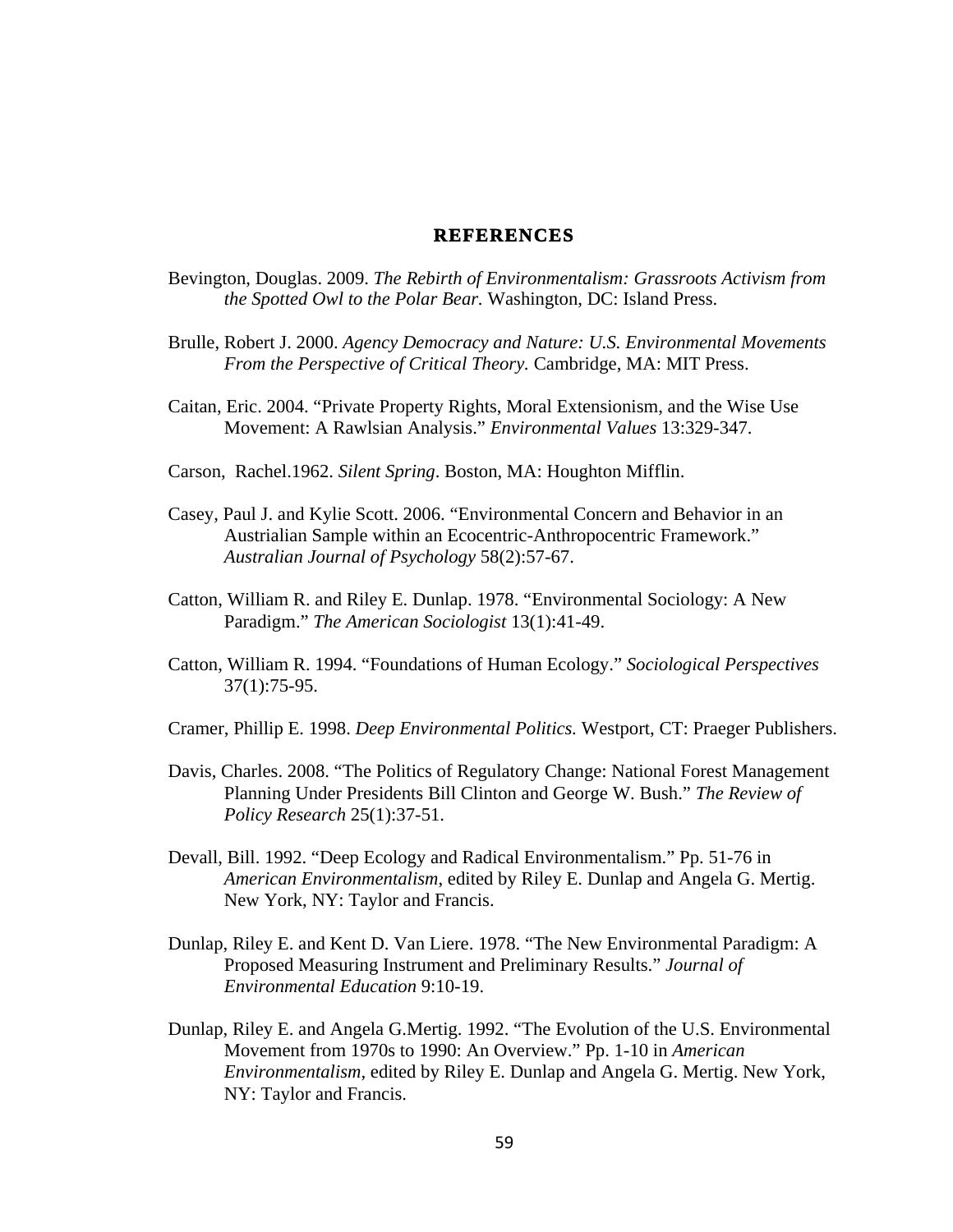# REFERENCES

Bevington, Douglas. 2009. *The Rebirth of Environmentalism: Grassroots Activism from the Spotted Owl to the Polar Bear*. Washington, DC: Island Press.

Brulle, Robert J. 2000. *Agency Democracy and Nature: U.S. Environmental Movements From the Perspective of Critical Theory.* Cambridge, MA: MIT Press.

Caitan, Eric. 2004. "Private Property Rights, Moral Extensionism, and the Wise Use Movement: A Rawlsian Analysis." *Environmental Values* 13:329-347.

Carson, Rachel.1962. *Silent Spring*. Boston, MA: Houghton Mifflin.

Casey, Paul J. and Kylie Scott. 2006. "Environmental Concern and Behavior in an Austrialian Sample within an Ecocentric-Anthropocentric Framework." *Australian Journal of Psychology* 58(2):57-67.

Catton, William R. and Riley E. Dunlap. 1978. "Environmental Sociology: A New Paradigm." *The American Sociologist* 13(1):41-49.

Catton, William R. 1994. "Foundations of Human Ecology." *Sociological Perspectives* 37(1):75-95.

Cramer, Phillip E. 1998. *Deep Environmental Politics.* Westport, CT: Praeger Publishers.

Davis, Charles. 2008. "The Politics of Regulatory Change: National Forest Management Planning Under Presidents Bill Clinton and George W. Bush." *The Review of Policy Research* 25(1):37-51.

Devall, Bill. 1992. "Deep Ecology and Radical Environmentalism." Pp. 51-76 in *American Environmentalism*, edited by Riley E. Dunlap and Angela G. Mertig. New York, NY: Taylor and Francis.

Dunlap, Riley E. and Kent D. Van Liere. 1978. "The New Environmental Paradigm: A Proposed Measuring Instrument and Preliminary Results." *Journal of Environmental Education* 9:10-19.

Dunlap, Riley E. and Angela G.Mertig. 1992. "The Evolution of the U.S. Environmental Movement from 1970s to 1990: An Overview." Pp. 1-10 in *American Environmentalism*, edited by Riley E. Dunlap and Angela G. Mertig. New York, NY: Taylor and Francis.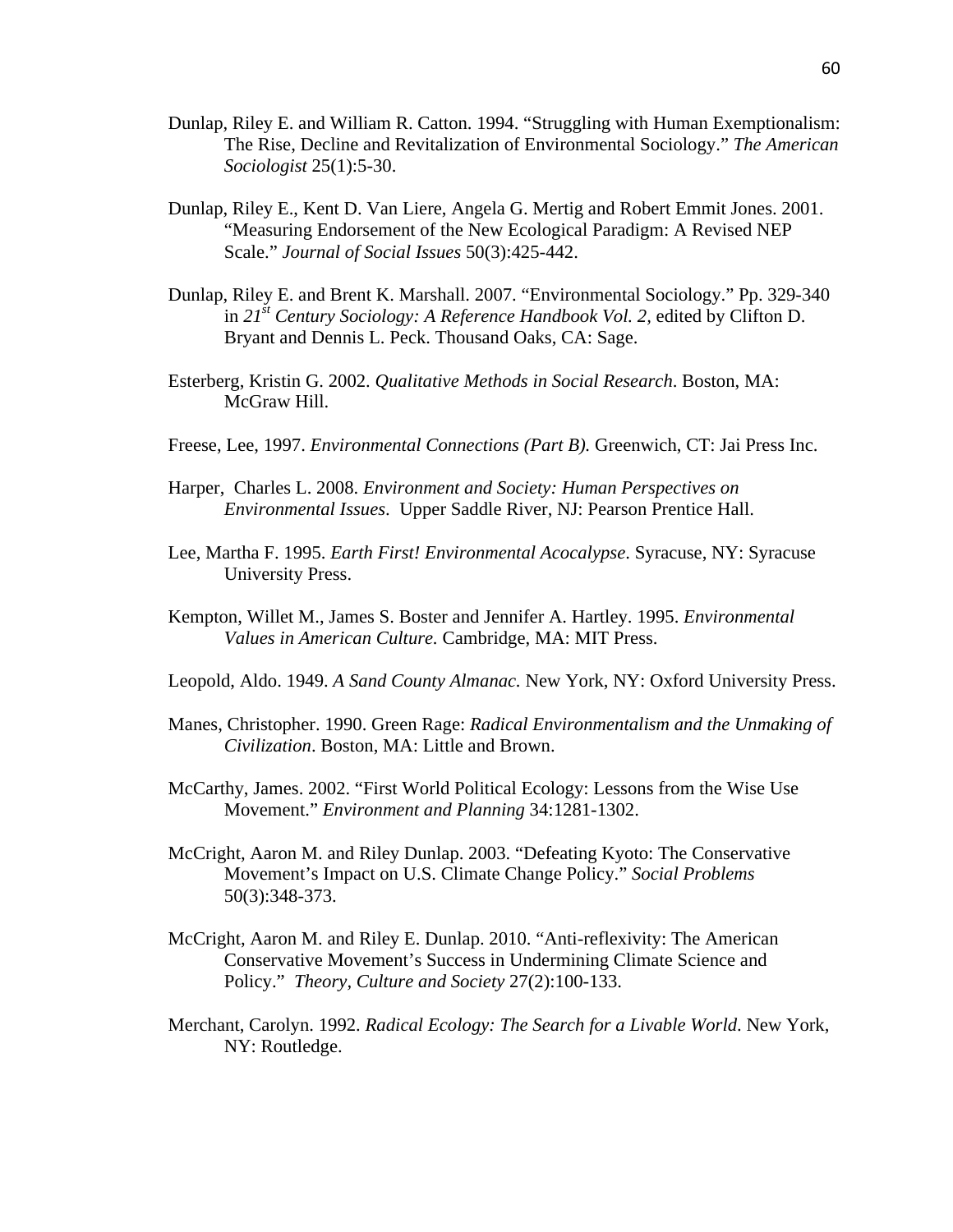Dunlap, Riley E. and William R. Catton. 1994. "Struggling with Human Exemptionalism: The Rise, Decline and Revitalization of Environmental Sociology." *The American Sociologist* 25(1):5-30.

Dunlap, Riley E., Kent D. Van Liere, Angela G. Mertig and Robert Emmit Jones. 2001. "Measuring Endorsement of the New Ecological Paradigm: A Revised NEP Scale." *Journal of Social Issues* 50(3):425-442.

Dunlap, Riley E. and Brent K. Marshall. 2007. "Environmental Sociology." Pp. 329-340 in *21st Century Sociology: A Reference Handbook Vol. 2,* edited by Clifton D. Bryant and Dennis L. Peck. Thousand Oaks, CA: Sage.

Esterberg, Kristin G. 2002. *Qualitative Methods in Social Research*. Boston, MA: McGraw Hill.

Freese, Lee, 1997. *Environmental Connections (Part B).* Greenwich, CT: Jai Press Inc.

Harper, Charles L. 2008. *Environment and Society: Human Perspectives on Environmental Issues*. Upper Saddle River, NJ: Pearson Prentice Hall.

Lee, Martha F. 1995. *Earth First! Environmental Acocalypse*. Syracuse, NY: Syracuse University Press.

Kempton, Willet M., James S. Boster and Jennifer A. Hartley. 1995. *Environmental Values in American Culture.* Cambridge, MA: MIT Press.

Leopold, Aldo. 1949. *A Sand County Almanac.* New York, NY: Oxford University Press.

Manes, Christopher. 1990. Green Rage: *Radical Environmentalism and the Unmaking of Civilization*. Boston, MA: Little and Brown.

McCarthy, James. 2002. "First World Political Ecology: Lessons from the Wise Use Movement." *Environment and Planning* 34:1281-1302.

McCright, Aaron M. and Riley Dunlap. 2003. "Defeating Kyoto: The Conservative Movement's Impact on U.S. Climate Change Policy." *Social Problems* 50(3):348-373.

McCright, Aaron M. and Riley E. Dunlap. 2010. "Anti-reflexivity: The American Conservative Movement's Success in Undermining Climate Science and Policy." *Theory, Culture and Society* 27(2):100-133.

Merchant, Carolyn. 1992. *Radical Ecology: The Search for a Livable World.* New York, NY: Routledge.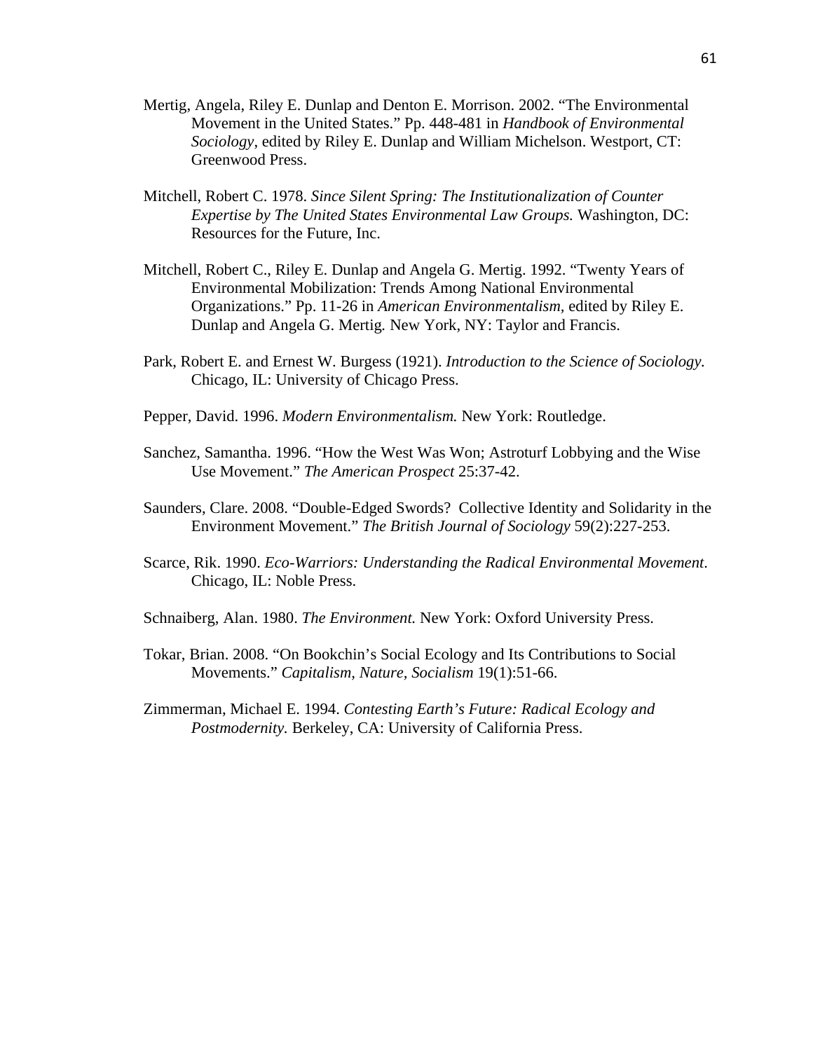Mertig, Angela, Riley E. Dunlap and Denton E. Morrison. 2002. "The Environmental Movement in the United States." Pp. 448-481 in *Handbook of Environmental Sociology*, edited by Riley E. Dunlap and William Michelson. Westport, CT: Greenwood Press.

Mitchell, Robert C. 1978. *Since Silent Spring: The Institutionalization of Counter Expertise by The United States Environmental Law Groups.* Washington, DC: Resources for the Future, Inc.

Mitchell, Robert C., Riley E. Dunlap and Angela G. Mertig. 1992. "Twenty Years of Environmental Mobilization: Trends Among National Environmental Organizations." Pp. 11-26 in *American Environmentalism,* edited by Riley E. Dunlap and Angela G. Mertig*.* New York, NY: Taylor and Francis.

Park, Robert E. and Ernest W. Burgess (1921). *Introduction to the Science of Sociology*. Chicago, IL: University of Chicago Press.

Pepper, David. 1996. *Modern Environmentalism.* New York: Routledge.

Sanchez, Samantha. 1996. "How the West Was Won; Astroturf Lobbying and the Wise Use Movement." *The American Prospect* 25:37-42.

Saunders, Clare. 2008. "Double-Edged Swords? Collective Identity and Solidarity in the Environment Movement." *The British Journal of Sociology* 59(2):227-253.

Scarce, Rik. 1990. *Eco-Warriors: Understanding the Radical Environmental Movement*. Chicago, IL: Noble Press.

Schnaiberg, Alan. 1980. *The Environment.* New York: Oxford University Press.

Tokar, Brian. 2008. "On Bookchin's Social Ecology and Its Contributions to Social Movements." *Capitalism, Nature, Socialism* 19(1):51-66.

Zimmerman, Michael E. 1994. *Contesting Earth's Future: Radical Ecology and Postmodernity.* Berkeley, CA: University of California Press.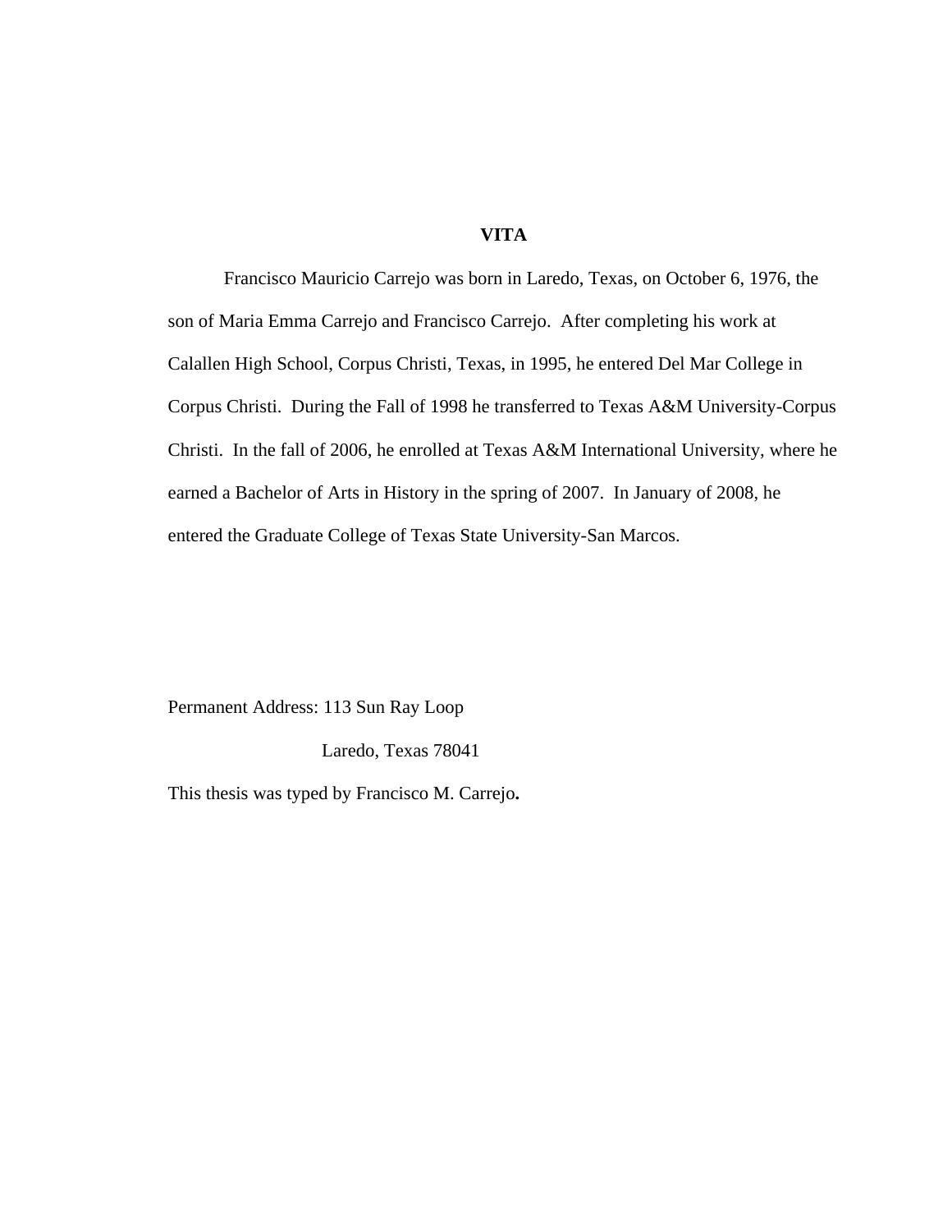# VITA

Francisco Mauricio Carrejo was born in Laredo, Texas, on October 6, 1976, the son of Maria Emma Carrejo and Francisco Carrejo. After completing his work at Calallen High School, Corpus Christi, Texas, in 1995, he entered Del Mar College in Corpus Christi. During the Fall of 1998 he transferred to Texas A&M University-Corpus Christi. In the fall of 2006, he enrolled at Texas A&M International University, where he earned a Bachelor of Arts in History in the spring of 2007. In January of 2008, he entered the Graduate College of Texas State University-San Marcos.

Permanent Address: 113 Sun Ray Loop

Laredo, Texas 78041

This thesis was typed by Francisco M. Carrejo.